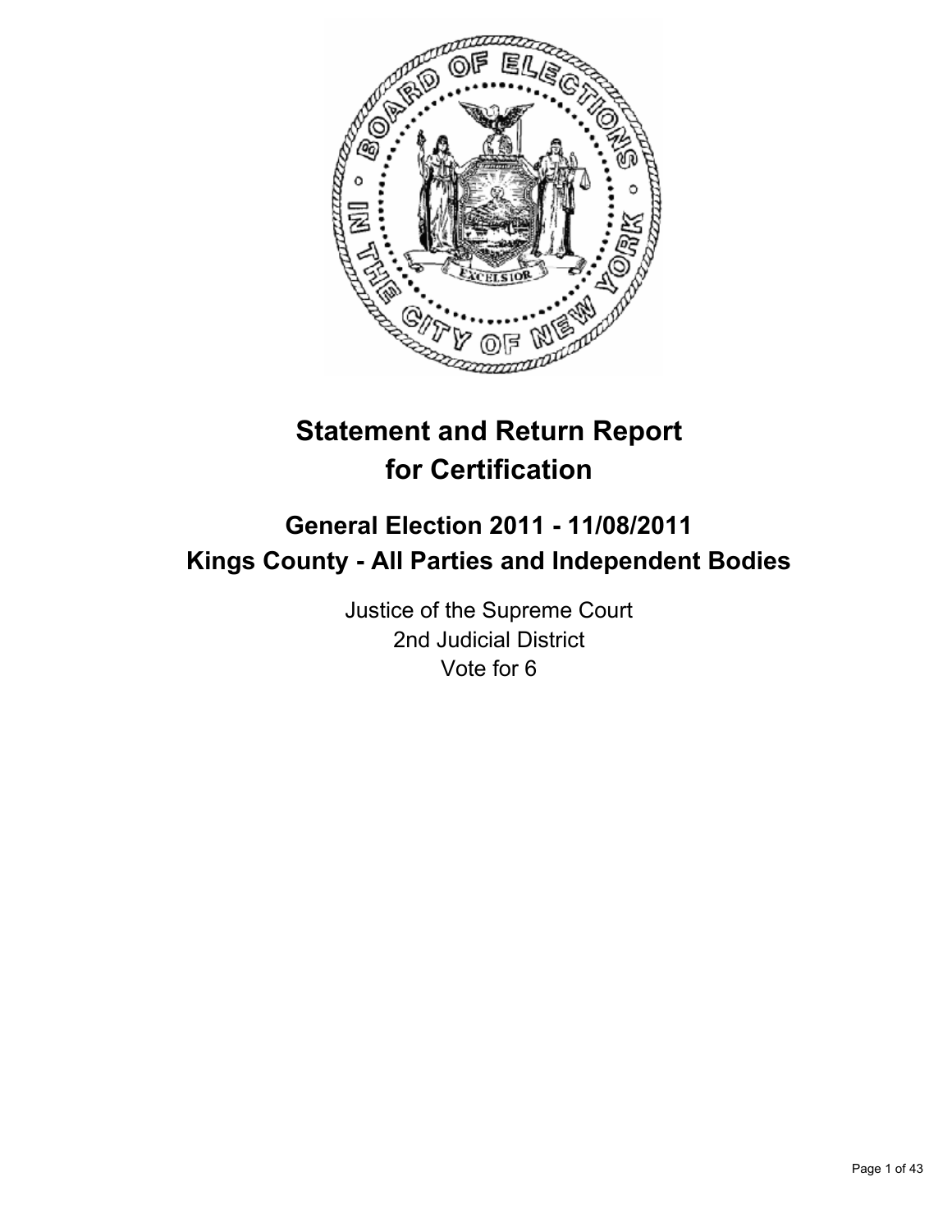# Statement and Return Report for Certification

## General Election 2011 - 11/08/2011
## Kings County - All Parties and Independent Bodies

Justice of the Supreme Court
2nd Judicial District
Vote for 6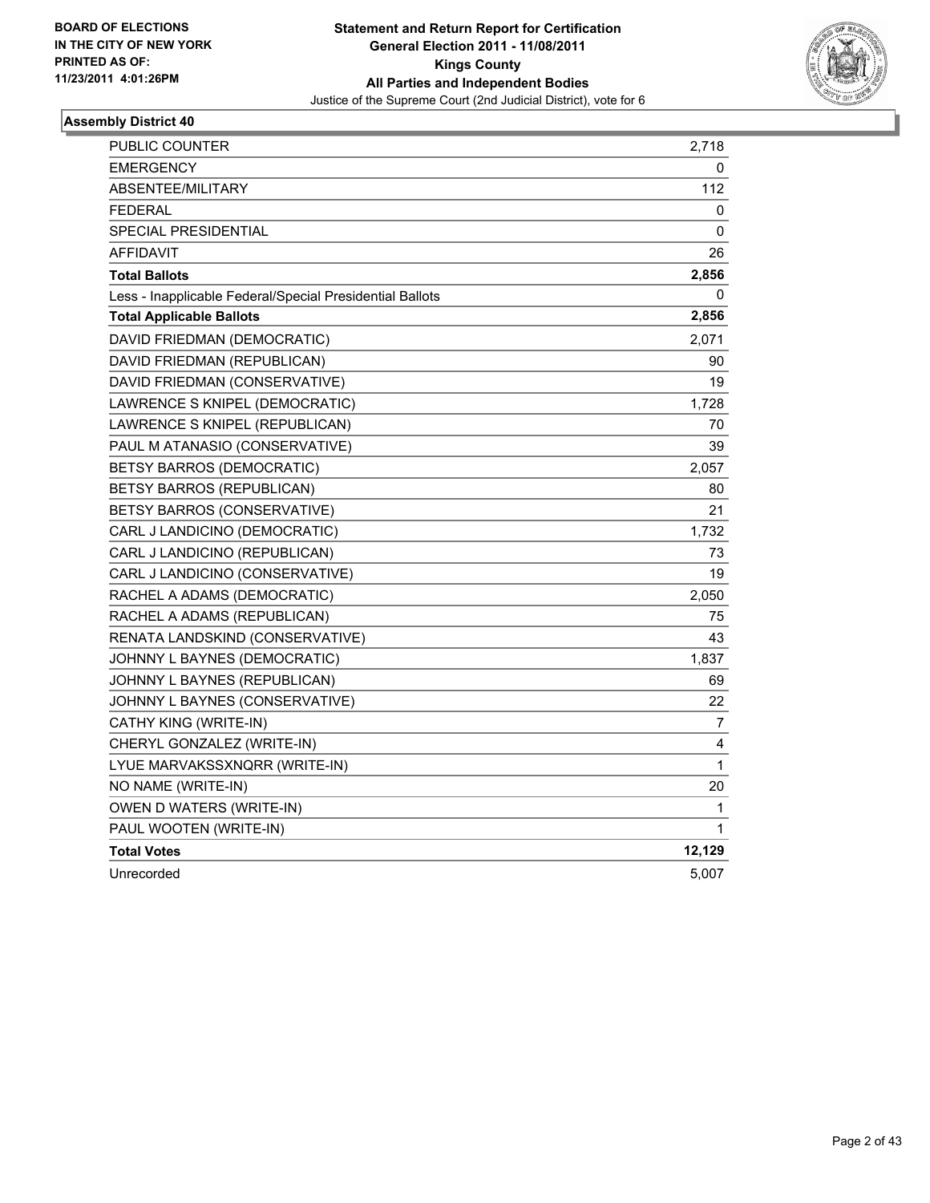BOARD OF ELECTIONS
IN THE CITY OF NEW YORK
PRINTED AS OF:
11/23/2011 4:01:26PM

**Statement and Return Report for Certification**
**General Election 2011 - 11/08/2011**
**Kings County**
**All Parties and Independent Bodies**
Justice of the Supreme Court (2nd Judicial District), vote for 6

### Assembly District 40

| | |
|---|---|
| PUBLIC COUNTER | 2,718 |
| EMERGENCY | 0 |
| ABSENTEE/MILITARY | 112 |
| FEDERAL | 0 |
| SPECIAL PRESIDENTIAL | 0 |
| AFFIDAVIT | 26 |
| **Total Ballots** | **2,856** |
| Less - Inapplicable Federal/Special Presidential Ballots | 0 |
| **Total Applicable Ballots** | **2,856** |
| DAVID FRIEDMAN (DEMOCRATIC) | 2,071 |
| DAVID FRIEDMAN (REPUBLICAN) | 90 |
| DAVID FRIEDMAN (CONSERVATIVE) | 19 |
| LAWRENCE S KNIPEL (DEMOCRATIC) | 1,728 |
| LAWRENCE S KNIPEL (REPUBLICAN) | 70 |
| PAUL M ATANASIO (CONSERVATIVE) | 39 |
| BETSY BARROS (DEMOCRATIC) | 2,057 |
| BETSY BARROS (REPUBLICAN) | 80 |
| BETSY BARROS (CONSERVATIVE) | 21 |
| CARL J LANDICINO (DEMOCRATIC) | 1,732 |
| CARL J LANDICINO (REPUBLICAN) | 73 |
| CARL J LANDICINO (CONSERVATIVE) | 19 |
| RACHEL A ADAMS (DEMOCRATIC) | 2,050 |
| RACHEL A ADAMS (REPUBLICAN) | 75 |
| RENATA LANDSKIND (CONSERVATIVE) | 43 |
| JOHNNY L BAYNES (DEMOCRATIC) | 1,837 |
| JOHNNY L BAYNES (REPUBLICAN) | 69 |
| JOHNNY L BAYNES (CONSERVATIVE) | 22 |
| CATHY KING (WRITE-IN) | 7 |
| CHERYL GONZALEZ (WRITE-IN) | 4 |
| LYUE MARVAKSSXNQRR (WRITE-IN) | 1 |
| NO NAME (WRITE-IN) | 20 |
| OWEN D WATERS (WRITE-IN) | 1 |
| PAUL WOOTEN (WRITE-IN) | 1 |
| **Total Votes** | **12,129** |
| Unrecorded | 5,007 |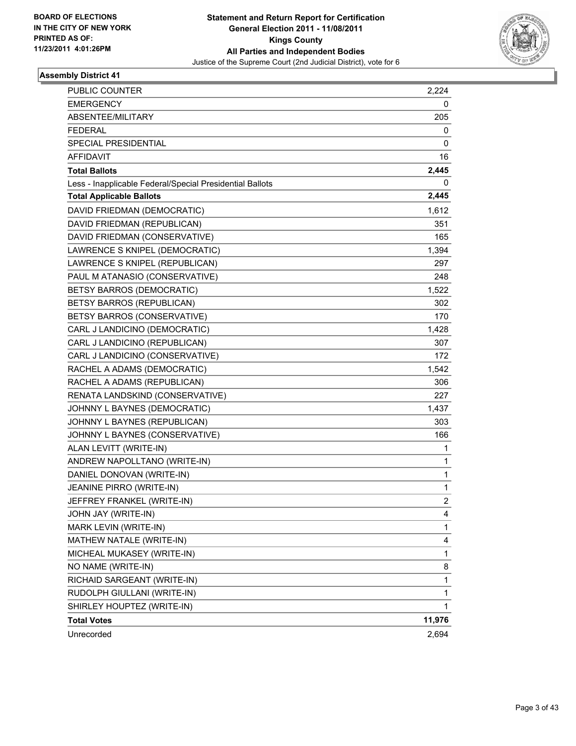BOARD OF ELECTIONS
IN THE CITY OF NEW YORK
PRINTED AS OF:
11/23/2011 4:01:26PM

**Statement and Return Report for Certification**
**General Election 2011 - 11/08/2011**
**Kings County**
**All Parties and Independent Bodies**
Justice of the Supreme Court (2nd Judicial District), vote for 6

### Assembly District 41

| | |
|---|---|
| PUBLIC COUNTER | 2,224 |
| EMERGENCY | 0 |
| ABSENTEE/MILITARY | 205 |
| FEDERAL | 0 |
| SPECIAL PRESIDENTIAL | 0 |
| AFFIDAVIT | 16 |
| **Total Ballots** | **2,445** |
| Less - Inapplicable Federal/Special Presidential Ballots | 0 |
| **Total Applicable Ballots** | **2,445** |
| DAVID FRIEDMAN (DEMOCRATIC) | 1,612 |
| DAVID FRIEDMAN (REPUBLICAN) | 351 |
| DAVID FRIEDMAN (CONSERVATIVE) | 165 |
| LAWRENCE S KNIPEL (DEMOCRATIC) | 1,394 |
| LAWRENCE S KNIPEL (REPUBLICAN) | 297 |
| PAUL M ATANASIO (CONSERVATIVE) | 248 |
| BETSY BARROS (DEMOCRATIC) | 1,522 |
| BETSY BARROS (REPUBLICAN) | 302 |
| BETSY BARROS (CONSERVATIVE) | 170 |
| CARL J LANDICINO (DEMOCRATIC) | 1,428 |
| CARL J LANDICINO (REPUBLICAN) | 307 |
| CARL J LANDICINO (CONSERVATIVE) | 172 |
| RACHEL A ADAMS (DEMOCRATIC) | 1,542 |
| RACHEL A ADAMS (REPUBLICAN) | 306 |
| RENATA LANDSKIND (CONSERVATIVE) | 227 |
| JOHNNY L BAYNES (DEMOCRATIC) | 1,437 |
| JOHNNY L BAYNES (REPUBLICAN) | 303 |
| JOHNNY L BAYNES (CONSERVATIVE) | 166 |
| ALAN LEVITT (WRITE-IN) | 1 |
| ANDREW NAPOLLTANO (WRITE-IN) | 1 |
| DANIEL DONOVAN (WRITE-IN) | 1 |
| JEANINE PIRRO (WRITE-IN) | 1 |
| JEFFREY FRANKEL (WRITE-IN) | 2 |
| JOHN JAY (WRITE-IN) | 4 |
| MARK LEVIN (WRITE-IN) | 1 |
| MATHEW NATALE (WRITE-IN) | 4 |
| MICHEAL MUKASEY (WRITE-IN) | 1 |
| NO NAME (WRITE-IN) | 8 |
| RICHAID SARGEANT (WRITE-IN) | 1 |
| RUDOLPH GIULLANI (WRITE-IN) | 1 |
| SHIRLEY HOUPTEZ (WRITE-IN) | 1 |
| **Total Votes** | **11,976** |
| Unrecorded | 2,694 |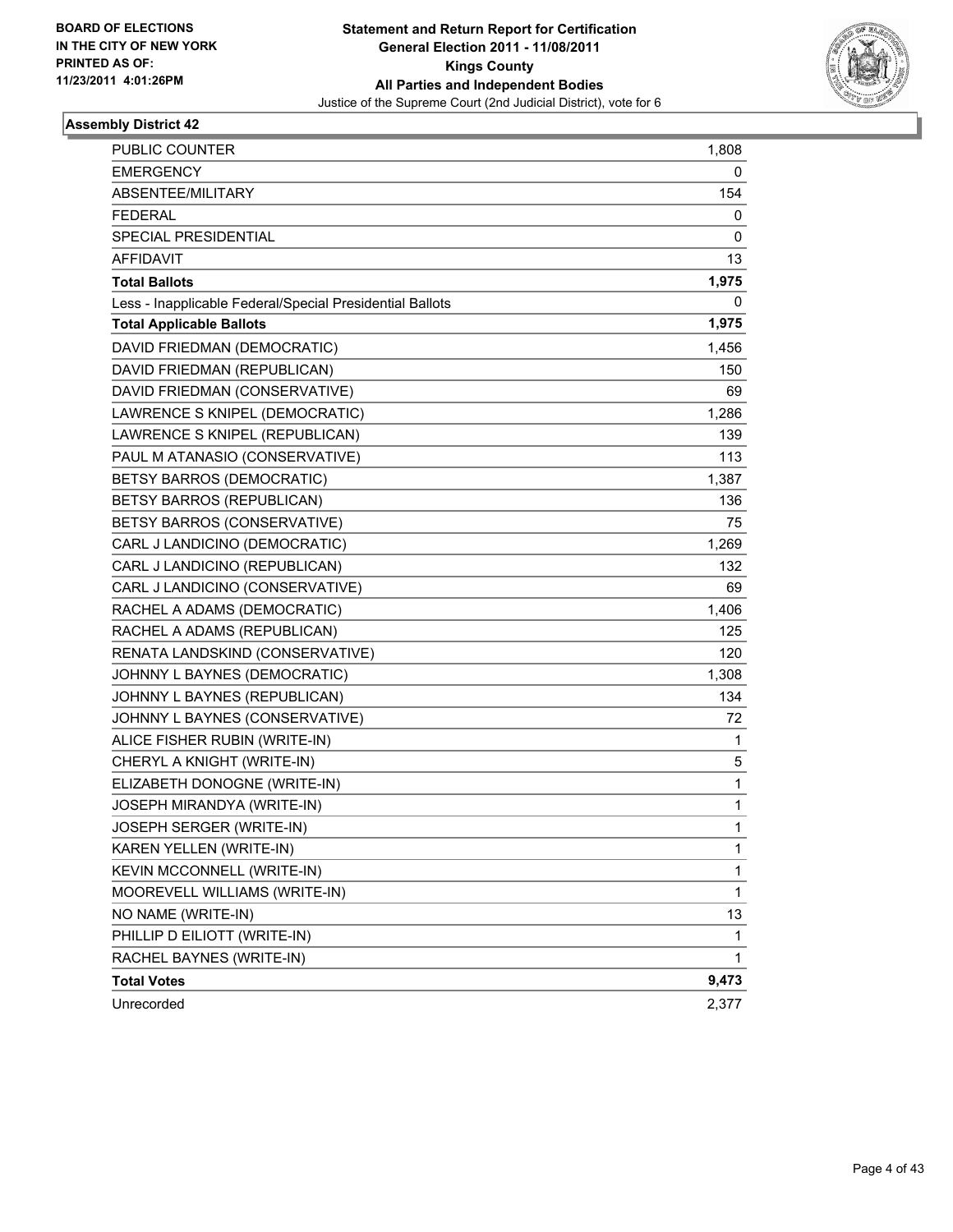BOARD OF ELECTIONS
IN THE CITY OF NEW YORK
PRINTED AS OF:
11/23/2011 4:01:26PM

**Statement and Return Report for Certification**
**General Election 2011 - 11/08/2011**
**Kings County**
**All Parties and Independent Bodies**
Justice of the Supreme Court (2nd Judicial District), vote for 6

### Assembly District 42

| | |
|---|---|
| PUBLIC COUNTER | 1,808 |
| EMERGENCY | 0 |
| ABSENTEE/MILITARY | 154 |
| FEDERAL | 0 |
| SPECIAL PRESIDENTIAL | 0 |
| AFFIDAVIT | 13 |
| **Total Ballots** | **1,975** |
| Less - Inapplicable Federal/Special Presidential Ballots | 0 |
| **Total Applicable Ballots** | **1,975** |
| DAVID FRIEDMAN (DEMOCRATIC) | 1,456 |
| DAVID FRIEDMAN (REPUBLICAN) | 150 |
| DAVID FRIEDMAN (CONSERVATIVE) | 69 |
| LAWRENCE S KNIPEL (DEMOCRATIC) | 1,286 |
| LAWRENCE S KNIPEL (REPUBLICAN) | 139 |
| PAUL M ATANASIO (CONSERVATIVE) | 113 |
| BETSY BARROS (DEMOCRATIC) | 1,387 |
| BETSY BARROS (REPUBLICAN) | 136 |
| BETSY BARROS (CONSERVATIVE) | 75 |
| CARL J LANDICINO (DEMOCRATIC) | 1,269 |
| CARL J LANDICINO (REPUBLICAN) | 132 |
| CARL J LANDICINO (CONSERVATIVE) | 69 |
| RACHEL A ADAMS (DEMOCRATIC) | 1,406 |
| RACHEL A ADAMS (REPUBLICAN) | 125 |
| RENATA LANDSKIND (CONSERVATIVE) | 120 |
| JOHNNY L BAYNES (DEMOCRATIC) | 1,308 |
| JOHNNY L BAYNES (REPUBLICAN) | 134 |
| JOHNNY L BAYNES (CONSERVATIVE) | 72 |
| ALICE FISHER RUBIN (WRITE-IN) | 1 |
| CHERYL A KNIGHT (WRITE-IN) | 5 |
| ELIZABETH DONOGNE (WRITE-IN) | 1 |
| JOSEPH MIRANDYA (WRITE-IN) | 1 |
| JOSEPH SERGER (WRITE-IN) | 1 |
| KAREN YELLEN (WRITE-IN) | 1 |
| KEVIN MCCONNELL (WRITE-IN) | 1 |
| MOOREVELL WILLIAMS (WRITE-IN) | 1 |
| NO NAME (WRITE-IN) | 13 |
| PHILLIP D EILIOTT (WRITE-IN) | 1 |
| RACHEL BAYNES (WRITE-IN) | 1 |
| **Total Votes** | **9,473** |
| Unrecorded | 2,377 |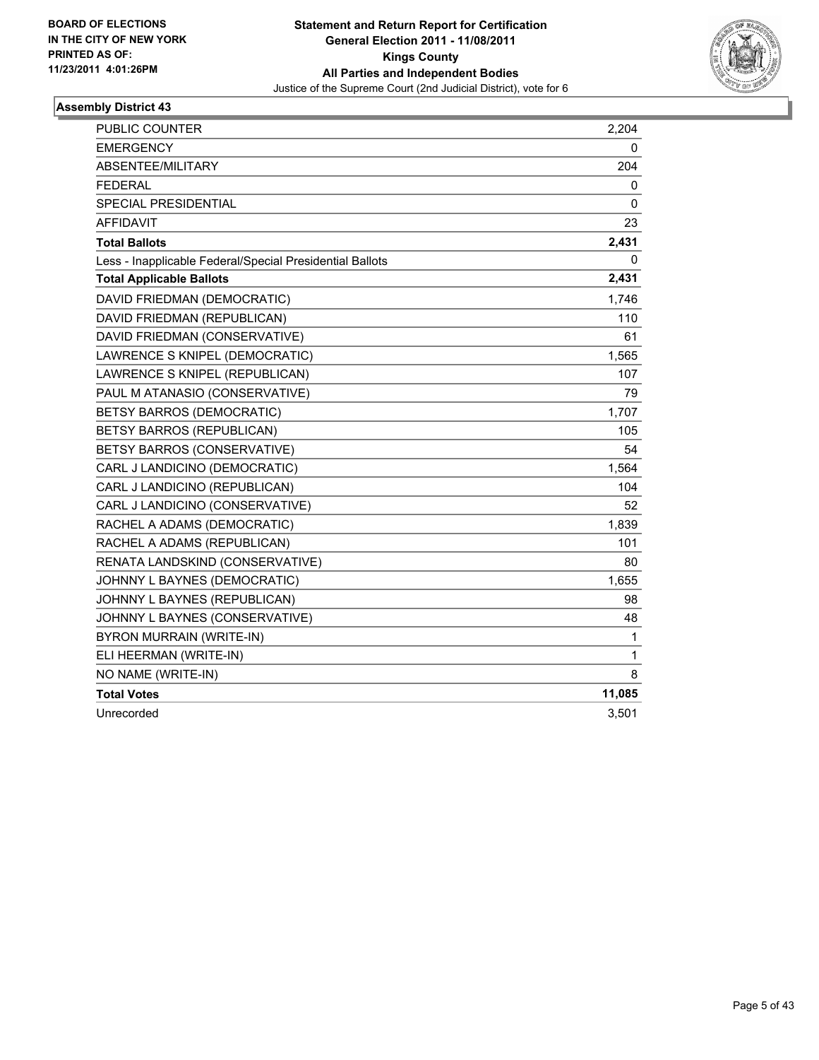**BOARD OF ELECTIONS IN THE CITY OF NEW YORK PRINTED AS OF: 11/23/2011 4:01:26PM**

**Statement and Return Report for Certification**
**General Election 2011 - 11/08/2011**
**Kings County**
**All Parties and Independent Bodies**
Justice of the Supreme Court (2nd Judicial District), vote for 6

## Assembly District 43

| | |
|---|---|
| PUBLIC COUNTER | 2,204 |
| EMERGENCY | 0 |
| ABSENTEE/MILITARY | 204 |
| FEDERAL | 0 |
| SPECIAL PRESIDENTIAL | 0 |
| AFFIDAVIT | 23 |
| **Total Ballots** | **2,431** |
| Less - Inapplicable Federal/Special Presidential Ballots | 0 |
| **Total Applicable Ballots** | **2,431** |
| DAVID FRIEDMAN (DEMOCRATIC) | 1,746 |
| DAVID FRIEDMAN (REPUBLICAN) | 110 |
| DAVID FRIEDMAN (CONSERVATIVE) | 61 |
| LAWRENCE S KNIPEL (DEMOCRATIC) | 1,565 |
| LAWRENCE S KNIPEL (REPUBLICAN) | 107 |
| PAUL M ATANASIO (CONSERVATIVE) | 79 |
| BETSY BARROS (DEMOCRATIC) | 1,707 |
| BETSY BARROS (REPUBLICAN) | 105 |
| BETSY BARROS (CONSERVATIVE) | 54 |
| CARL J LANDICINO (DEMOCRATIC) | 1,564 |
| CARL J LANDICINO (REPUBLICAN) | 104 |
| CARL J LANDICINO (CONSERVATIVE) | 52 |
| RACHEL A ADAMS (DEMOCRATIC) | 1,839 |
| RACHEL A ADAMS (REPUBLICAN) | 101 |
| RENATA LANDSKIND (CONSERVATIVE) | 80 |
| JOHNNY L BAYNES (DEMOCRATIC) | 1,655 |
| JOHNNY L BAYNES (REPUBLICAN) | 98 |
| JOHNNY L BAYNES (CONSERVATIVE) | 48 |
| BYRON MURRAIN (WRITE-IN) | 1 |
| ELI HEERMAN (WRITE-IN) | 1 |
| NO NAME (WRITE-IN) | 8 |
| **Total Votes** | **11,085** |
| Unrecorded | 3,501 |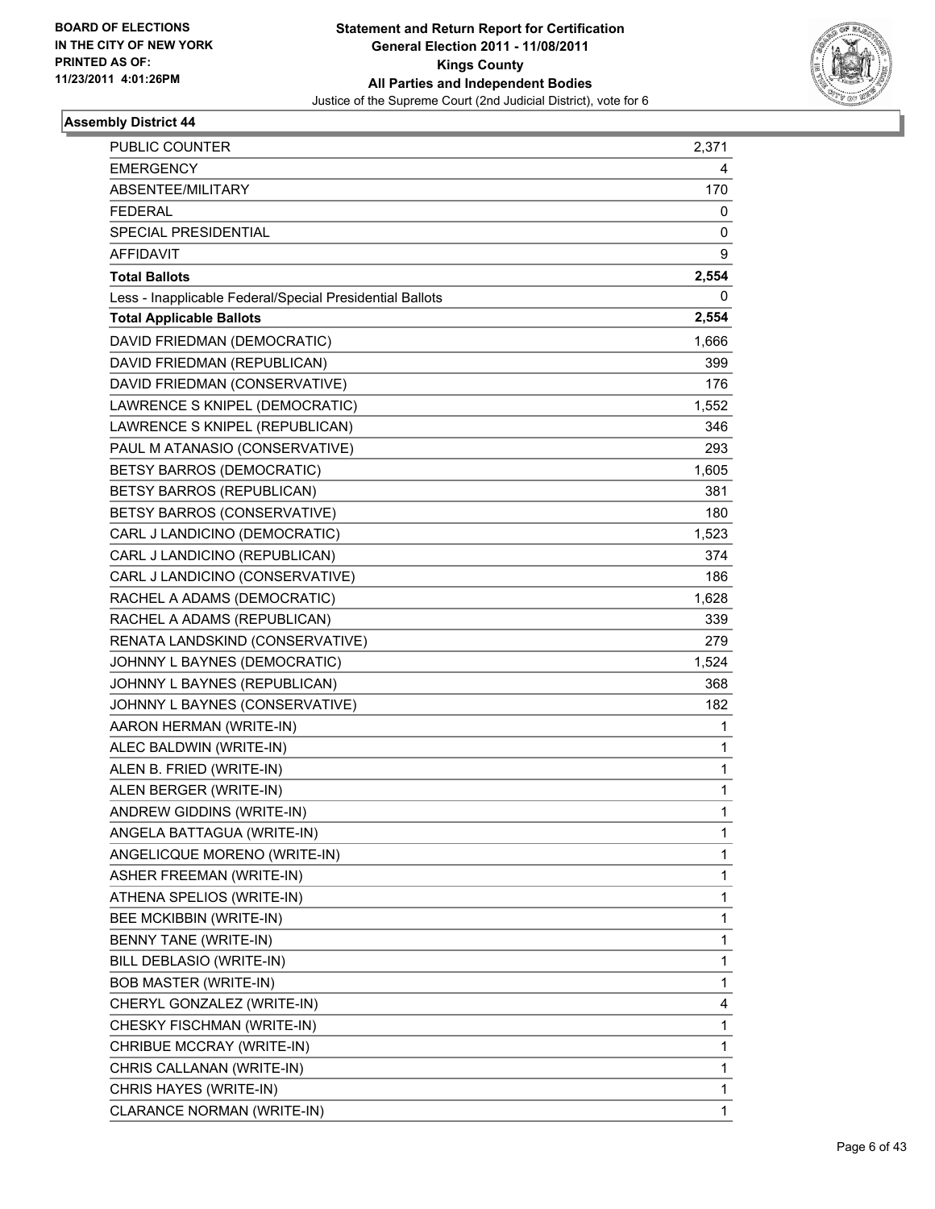BOARD OF ELECTIONS
IN THE CITY OF NEW YORK
PRINTED AS OF:
11/23/2011 4:01:26PM

**Statement and Return Report for Certification**
**General Election 2011 - 11/08/2011**
**Kings County**
**All Parties and Independent Bodies**
Justice of the Supreme Court (2nd Judicial District), vote for 6

### Assembly District 44

| | |
|---|---|
| PUBLIC COUNTER | 2,371 |
| EMERGENCY | 4 |
| ABSENTEE/MILITARY | 170 |
| FEDERAL | 0 |
| SPECIAL PRESIDENTIAL | 0 |
| AFFIDAVIT | 9 |
| **Total Ballots** | **2,554** |
| Less - Inapplicable Federal/Special Presidential Ballots | 0 |
| **Total Applicable Ballots** | **2,554** |
| DAVID FRIEDMAN (DEMOCRATIC) | 1,666 |
| DAVID FRIEDMAN (REPUBLICAN) | 399 |
| DAVID FRIEDMAN (CONSERVATIVE) | 176 |
| LAWRENCE S KNIPEL (DEMOCRATIC) | 1,552 |
| LAWRENCE S KNIPEL (REPUBLICAN) | 346 |
| PAUL M ATANASIO (CONSERVATIVE) | 293 |
| BETSY BARROS (DEMOCRATIC) | 1,605 |
| BETSY BARROS (REPUBLICAN) | 381 |
| BETSY BARROS (CONSERVATIVE) | 180 |
| CARL J LANDICINO (DEMOCRATIC) | 1,523 |
| CARL J LANDICINO (REPUBLICAN) | 374 |
| CARL J LANDICINO (CONSERVATIVE) | 186 |
| RACHEL A ADAMS (DEMOCRATIC) | 1,628 |
| RACHEL A ADAMS (REPUBLICAN) | 339 |
| RENATA LANDSKIND (CONSERVATIVE) | 279 |
| JOHNNY L BAYNES (DEMOCRATIC) | 1,524 |
| JOHNNY L BAYNES (REPUBLICAN) | 368 |
| JOHNNY L BAYNES (CONSERVATIVE) | 182 |
| AARON HERMAN (WRITE-IN) | 1 |
| ALEC BALDWIN (WRITE-IN) | 1 |
| ALEN B. FRIED (WRITE-IN) | 1 |
| ALEN BERGER (WRITE-IN) | 1 |
| ANDREW GIDDINS (WRITE-IN) | 1 |
| ANGELA BATTAGUA (WRITE-IN) | 1 |
| ANGELICQUE MORENO (WRITE-IN) | 1 |
| ASHER FREEMAN (WRITE-IN) | 1 |
| ATHENA SPELIOS (WRITE-IN) | 1 |
| BEE MCKIBBIN (WRITE-IN) | 1 |
| BENNY TANE (WRITE-IN) | 1 |
| BILL DEBLASIO (WRITE-IN) | 1 |
| BOB MASTER (WRITE-IN) | 1 |
| CHERYL GONZALEZ (WRITE-IN) | 4 |
| CHESKY FISCHMAN (WRITE-IN) | 1 |
| CHRIBUE MCCRAY (WRITE-IN) | 1 |
| CHRIS CALLANAN (WRITE-IN) | 1 |
| CHRIS HAYES (WRITE-IN) | 1 |
| CLARANCE NORMAN (WRITE-IN) | 1 |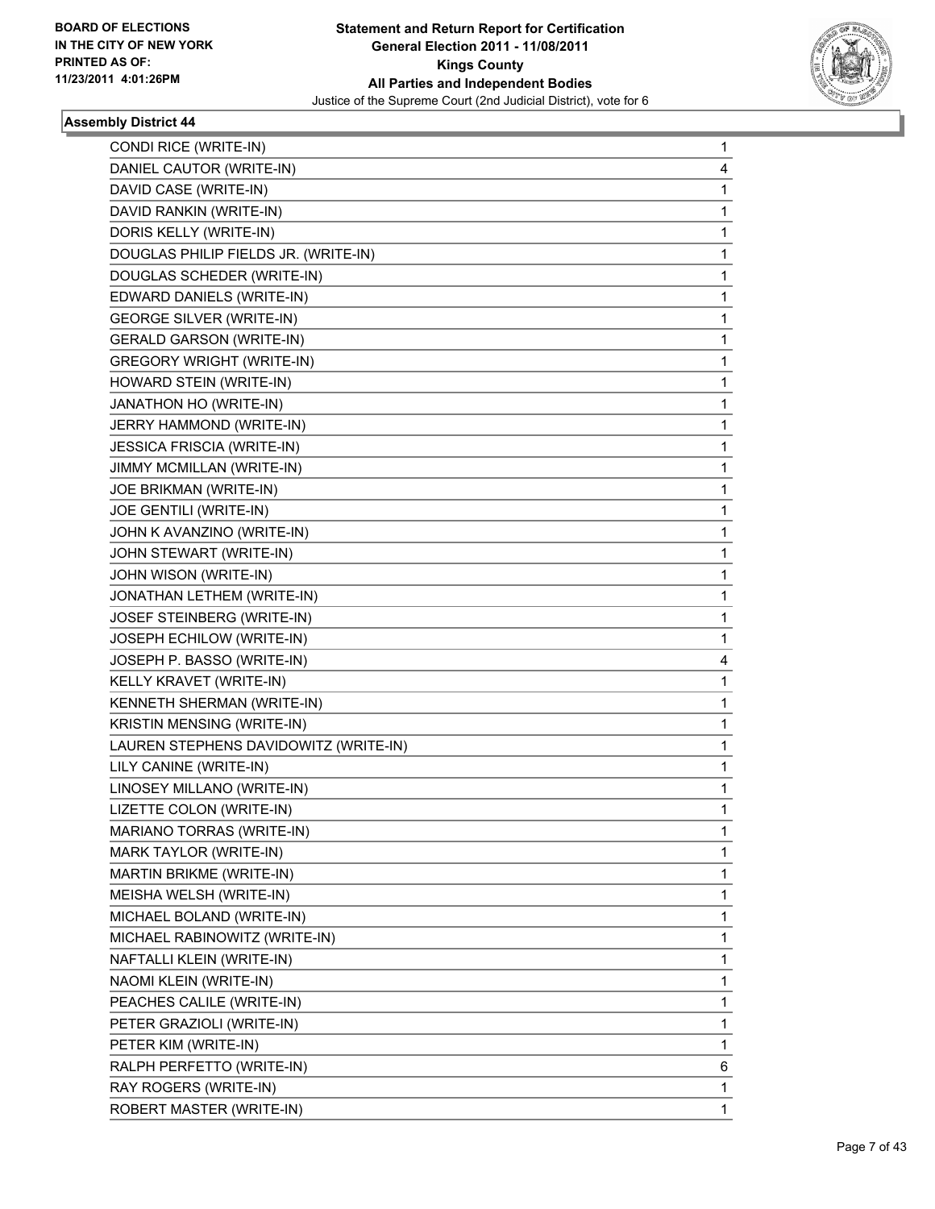**BOARD OF ELECTIONS IN THE CITY OF NEW YORK PRINTED AS OF: 11/23/2011 4:01:26PM**

**Statement and Return Report for Certification General Election 2011 - 11/08/2011 Kings County All Parties and Independent Bodies**

Justice of the Supreme Court (2nd Judicial District), vote for 6

### Assembly District 44

| | |
|---|---|
| CONDI RICE (WRITE-IN) | 1 |
| DANIEL CAUTOR (WRITE-IN) | 4 |
| DAVID CASE (WRITE-IN) | 1 |
| DAVID RANKIN (WRITE-IN) | 1 |
| DORIS KELLY (WRITE-IN) | 1 |
| DOUGLAS PHILIP FIELDS JR. (WRITE-IN) | 1 |
| DOUGLAS SCHEDER (WRITE-IN) | 1 |
| EDWARD DANIELS (WRITE-IN) | 1 |
| GEORGE SILVER (WRITE-IN) | 1 |
| GERALD GARSON (WRITE-IN) | 1 |
| GREGORY WRIGHT (WRITE-IN) | 1 |
| HOWARD STEIN (WRITE-IN) | 1 |
| JANATHON HO (WRITE-IN) | 1 |
| JERRY HAMMOND (WRITE-IN) | 1 |
| JESSICA FRISCIA (WRITE-IN) | 1 |
| JIMMY MCMILLAN (WRITE-IN) | 1 |
| JOE BRIKMAN (WRITE-IN) | 1 |
| JOE GENTILI (WRITE-IN) | 1 |
| JOHN K AVANZINO (WRITE-IN) | 1 |
| JOHN STEWART (WRITE-IN) | 1 |
| JOHN WISON (WRITE-IN) | 1 |
| JONATHAN LETHEM (WRITE-IN) | 1 |
| JOSEF STEINBERG (WRITE-IN) | 1 |
| JOSEPH ECHILOW (WRITE-IN) | 1 |
| JOSEPH P. BASSO (WRITE-IN) | 4 |
| KELLY KRAVET (WRITE-IN) | 1 |
| KENNETH SHERMAN (WRITE-IN) | 1 |
| KRISTIN MENSING (WRITE-IN) | 1 |
| LAUREN STEPHENS DAVIDOWITZ (WRITE-IN) | 1 |
| LILY CANINE (WRITE-IN) | 1 |
| LINOSEY MILLANO (WRITE-IN) | 1 |
| LIZETTE COLON (WRITE-IN) | 1 |
| MARIANO TORRAS (WRITE-IN) | 1 |
| MARK TAYLOR (WRITE-IN) | 1 |
| MARTIN BRIKME (WRITE-IN) | 1 |
| MEISHA WELSH (WRITE-IN) | 1 |
| MICHAEL BOLAND (WRITE-IN) | 1 |
| MICHAEL RABINOWITZ (WRITE-IN) | 1 |
| NAFTALLI KLEIN (WRITE-IN) | 1 |
| NAOMI KLEIN (WRITE-IN) | 1 |
| PEACHES CALILE (WRITE-IN) | 1 |
| PETER GRAZIOLI (WRITE-IN) | 1 |
| PETER KIM (WRITE-IN) | 1 |
| RALPH PERFETTO (WRITE-IN) | 6 |
| RAY ROGERS (WRITE-IN) | 1 |
| ROBERT MASTER (WRITE-IN) | 1 |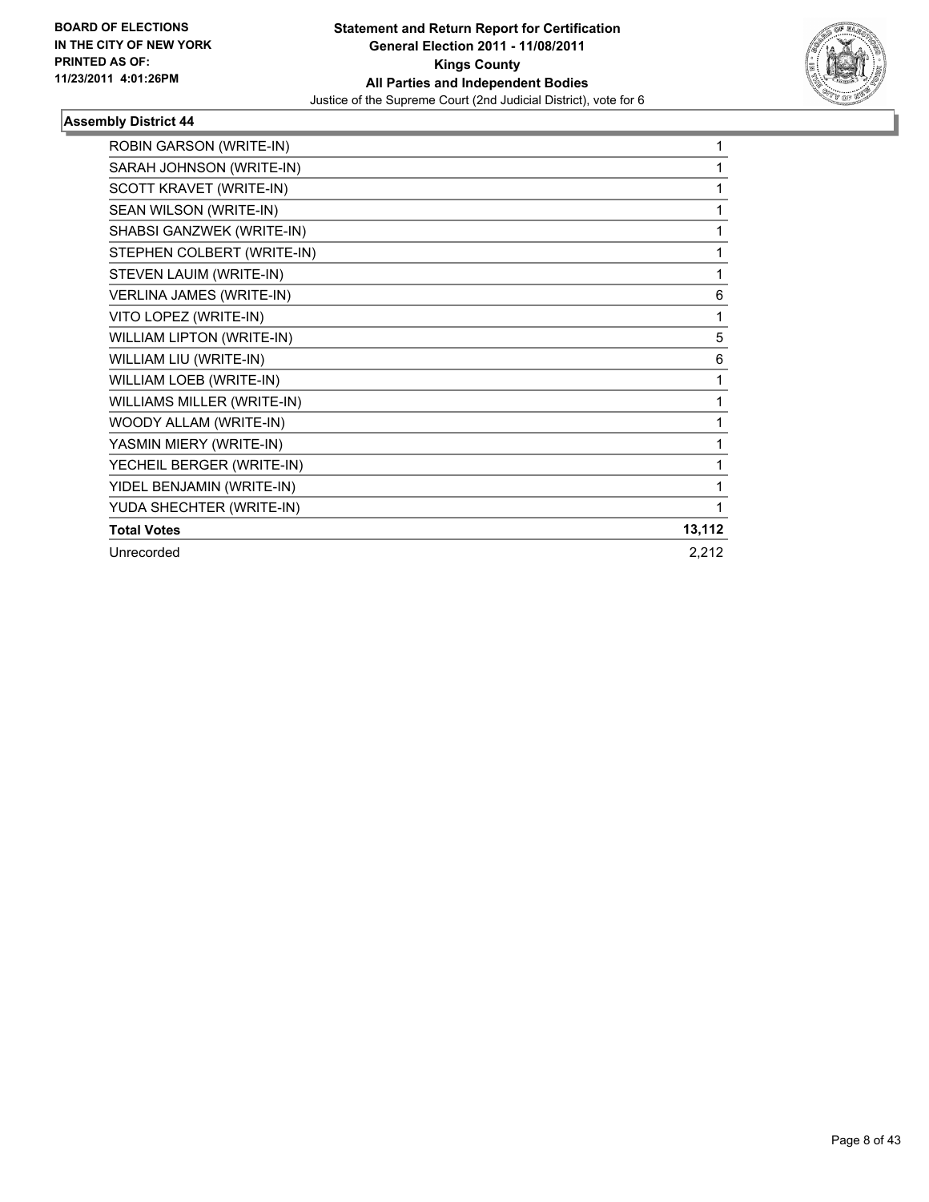**BOARD OF ELECTIONS IN THE CITY OF NEW YORK PRINTED AS OF: 11/23/2011 4:01:26PM**

**Statement and Return Report for Certification**
**General Election 2011 - 11/08/2011**
**Kings County**
**All Parties and Independent Bodies**
Justice of the Supreme Court (2nd Judicial District), vote for 6

### Assembly District 44

| | |
|---|---|
| ROBIN GARSON (WRITE-IN) | 1 |
| SARAH JOHNSON (WRITE-IN) | 1 |
| SCOTT KRAVET (WRITE-IN) | 1 |
| SEAN WILSON (WRITE-IN) | 1 |
| SHABSI GANZWEK (WRITE-IN) | 1 |
| STEPHEN COLBERT (WRITE-IN) | 1 |
| STEVEN LAUIM (WRITE-IN) | 1 |
| VERLINA JAMES (WRITE-IN) | 6 |
| VITO LOPEZ (WRITE-IN) | 1 |
| WILLIAM LIPTON (WRITE-IN) | 5 |
| WILLIAM LIU (WRITE-IN) | 6 |
| WILLIAM LOEB (WRITE-IN) | 1 |
| WILLIAMS MILLER (WRITE-IN) | 1 |
| WOODY ALLAM (WRITE-IN) | 1 |
| YASMIN MIERY (WRITE-IN) | 1 |
| YECHEIL BERGER (WRITE-IN) | 1 |
| YIDEL BENJAMIN (WRITE-IN) | 1 |
| YUDA SHECHTER (WRITE-IN) | 1 |
| **Total Votes** | **13,112** |
| Unrecorded | 2,212 |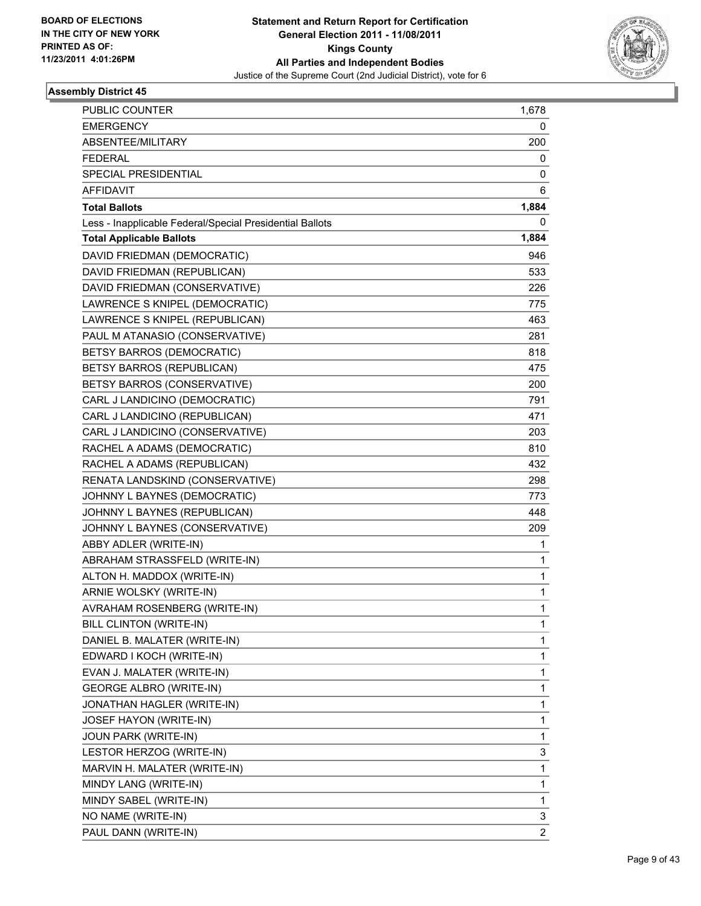**BOARD OF ELECTIONS IN THE CITY OF NEW YORK PRINTED AS OF: 11/23/2011 4:01:26PM**

**Statement and Return Report for Certification General Election 2011 - 11/08/2011 Kings County All Parties and Independent Bodies**

Justice of the Supreme Court (2nd Judicial District), vote for 6

### Assembly District 45

| | |
|---|---|
| PUBLIC COUNTER | 1,678 |
| EMERGENCY | 0 |
| ABSENTEE/MILITARY | 200 |
| FEDERAL | 0 |
| SPECIAL PRESIDENTIAL | 0 |
| AFFIDAVIT | 6 |
| **Total Ballots** | **1,884** |
| Less - Inapplicable Federal/Special Presidential Ballots | 0 |
| **Total Applicable Ballots** | **1,884** |
| DAVID FRIEDMAN (DEMOCRATIC) | 946 |
| DAVID FRIEDMAN (REPUBLICAN) | 533 |
| DAVID FRIEDMAN (CONSERVATIVE) | 226 |
| LAWRENCE S KNIPEL (DEMOCRATIC) | 775 |
| LAWRENCE S KNIPEL (REPUBLICAN) | 463 |
| PAUL M ATANASIO (CONSERVATIVE) | 281 |
| BETSY BARROS (DEMOCRATIC) | 818 |
| BETSY BARROS (REPUBLICAN) | 475 |
| BETSY BARROS (CONSERVATIVE) | 200 |
| CARL J LANDICINO (DEMOCRATIC) | 791 |
| CARL J LANDICINO (REPUBLICAN) | 471 |
| CARL J LANDICINO (CONSERVATIVE) | 203 |
| RACHEL A ADAMS (DEMOCRATIC) | 810 |
| RACHEL A ADAMS (REPUBLICAN) | 432 |
| RENATA LANDSKIND (CONSERVATIVE) | 298 |
| JOHNNY L BAYNES (DEMOCRATIC) | 773 |
| JOHNNY L BAYNES (REPUBLICAN) | 448 |
| JOHNNY L BAYNES (CONSERVATIVE) | 209 |
| ABBY ADLER (WRITE-IN) | 1 |
| ABRAHAM STRASSFELD (WRITE-IN) | 1 |
| ALTON H. MADDOX (WRITE-IN) | 1 |
| ARNIE WOLSKY (WRITE-IN) | 1 |
| AVRAHAM ROSENBERG (WRITE-IN) | 1 |
| BILL CLINTON (WRITE-IN) | 1 |
| DANIEL B. MALATER (WRITE-IN) | 1 |
| EDWARD I KOCH (WRITE-IN) | 1 |
| EVAN J. MALATER (WRITE-IN) | 1 |
| GEORGE ALBRO (WRITE-IN) | 1 |
| JONATHAN HAGLER (WRITE-IN) | 1 |
| JOSEF HAYON (WRITE-IN) | 1 |
| JOUN PARK (WRITE-IN) | 1 |
| LESTOR HERZOG (WRITE-IN) | 3 |
| MARVIN H. MALATER (WRITE-IN) | 1 |
| MINDY LANG (WRITE-IN) | 1 |
| MINDY SABEL (WRITE-IN) | 1 |
| NO NAME (WRITE-IN) | 3 |
| PAUL DANN (WRITE-IN) | 2 |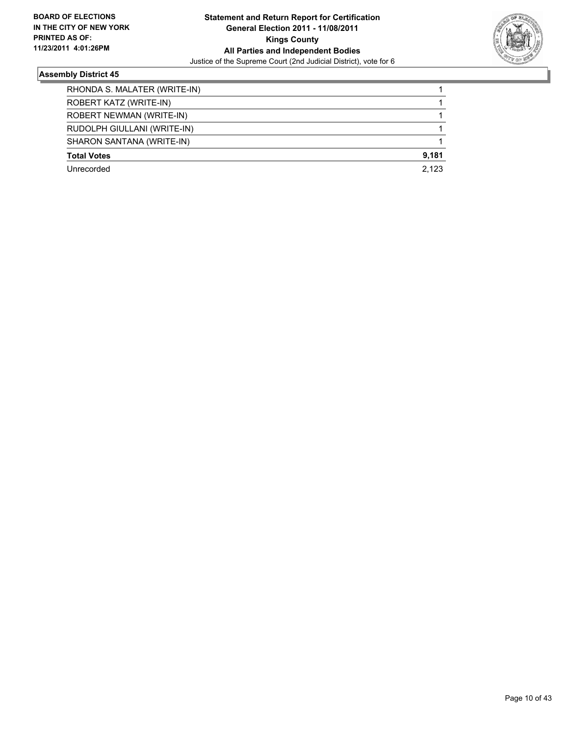**BOARD OF ELECTIONS IN THE CITY OF NEW YORK PRINTED AS OF: 11/23/2011 4:01:26PM**

**Statement and Return Report for Certification General Election 2011 - 11/08/2011 Kings County All Parties and Independent Bodies**

Justice of the Supreme Court (2nd Judicial District), vote for 6

### Assembly District 45

| | |
|---|---|
| RHONDA S. MALATER (WRITE-IN) | 1 |
| ROBERT KATZ (WRITE-IN) | 1 |
| ROBERT NEWMAN (WRITE-IN) | 1 |
| RUDOLPH GIULLANI (WRITE-IN) | 1 |
| SHARON SANTANA (WRITE-IN) | 1 |
| **Total Votes** | **9,181** |
| Unrecorded | 2,123 |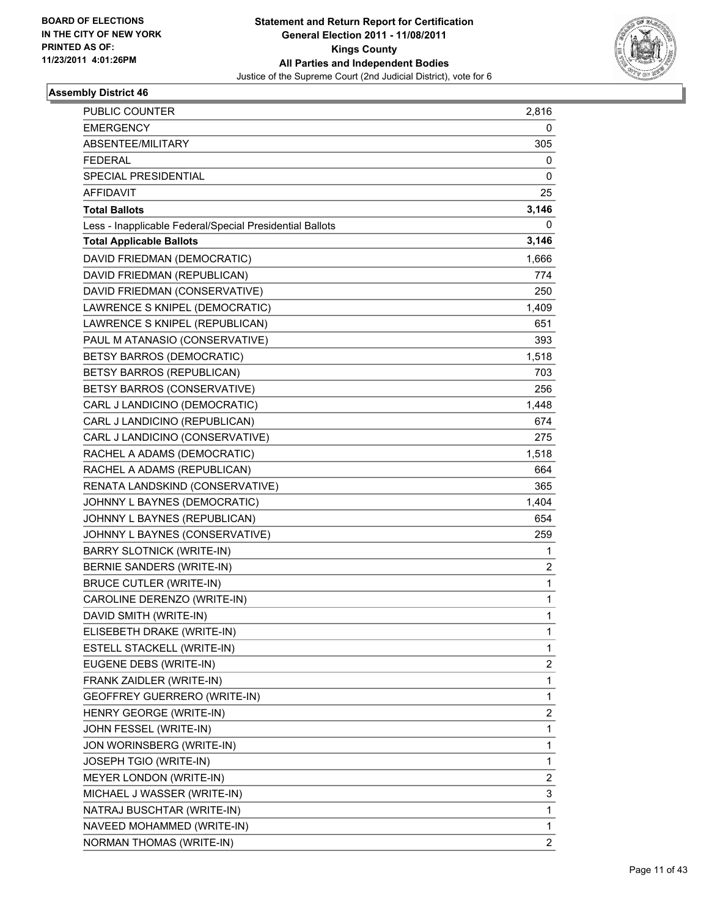BOARD OF ELECTIONS
IN THE CITY OF NEW YORK
PRINTED AS OF:
11/23/2011 4:01:26PM

**Statement and Return Report for Certification**
**General Election 2011 - 11/08/2011**
**Kings County**
**All Parties and Independent Bodies**
Justice of the Supreme Court (2nd Judicial District), vote for 6

### Assembly District 46

| | |
|---|---|
| PUBLIC COUNTER | 2,816 |
| EMERGENCY | 0 |
| ABSENTEE/MILITARY | 305 |
| FEDERAL | 0 |
| SPECIAL PRESIDENTIAL | 0 |
| AFFIDAVIT | 25 |
| **Total Ballots** | **3,146** |
| Less - Inapplicable Federal/Special Presidential Ballots | 0 |
| **Total Applicable Ballots** | **3,146** |
| DAVID FRIEDMAN (DEMOCRATIC) | 1,666 |
| DAVID FRIEDMAN (REPUBLICAN) | 774 |
| DAVID FRIEDMAN (CONSERVATIVE) | 250 |
| LAWRENCE S KNIPEL (DEMOCRATIC) | 1,409 |
| LAWRENCE S KNIPEL (REPUBLICAN) | 651 |
| PAUL M ATANASIO (CONSERVATIVE) | 393 |
| BETSY BARROS (DEMOCRATIC) | 1,518 |
| BETSY BARROS (REPUBLICAN) | 703 |
| BETSY BARROS (CONSERVATIVE) | 256 |
| CARL J LANDICINO (DEMOCRATIC) | 1,448 |
| CARL J LANDICINO (REPUBLICAN) | 674 |
| CARL J LANDICINO (CONSERVATIVE) | 275 |
| RACHEL A ADAMS (DEMOCRATIC) | 1,518 |
| RACHEL A ADAMS (REPUBLICAN) | 664 |
| RENATA LANDSKIND (CONSERVATIVE) | 365 |
| JOHNNY L BAYNES (DEMOCRATIC) | 1,404 |
| JOHNNY L BAYNES (REPUBLICAN) | 654 |
| JOHNNY L BAYNES (CONSERVATIVE) | 259 |
| BARRY SLOTNICK (WRITE-IN) | 1 |
| BERNIE SANDERS (WRITE-IN) | 2 |
| BRUCE CUTLER (WRITE-IN) | 1 |
| CAROLINE DERENZO (WRITE-IN) | 1 |
| DAVID SMITH (WRITE-IN) | 1 |
| ELISEBETH DRAKE (WRITE-IN) | 1 |
| ESTELL STACKELL (WRITE-IN) | 1 |
| EUGENE DEBS (WRITE-IN) | 2 |
| FRANK ZAIDLER (WRITE-IN) | 1 |
| GEOFFREY GUERRERO (WRITE-IN) | 1 |
| HENRY GEORGE (WRITE-IN) | 2 |
| JOHN FESSEL (WRITE-IN) | 1 |
| JON WORINSBERG (WRITE-IN) | 1 |
| JOSEPH TGIO (WRITE-IN) | 1 |
| MEYER LONDON (WRITE-IN) | 2 |
| MICHAEL J WASSER (WRITE-IN) | 3 |
| NATRAJ BUSCHTAR (WRITE-IN) | 1 |
| NAVEED MOHAMMED (WRITE-IN) | 1 |
| NORMAN THOMAS (WRITE-IN) | 2 |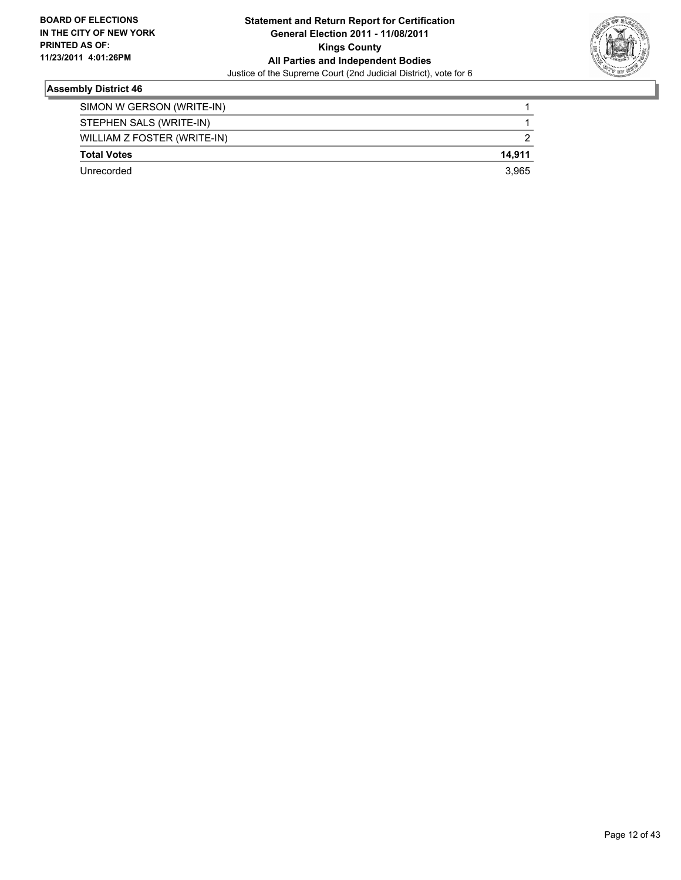**Statement and Return Report for Certification**
**General Election 2011 - 11/08/2011**
**Kings County**
**All Parties and Independent Bodies**
Justice of the Supreme Court (2nd Judicial District), vote for 6

**BOARD OF ELECTIONS IN THE CITY OF NEW YORK**
**PRINTED AS OF: 11/23/2011 4:01:26PM**

### Assembly District 46

| | |
|---|---|
| SIMON W GERSON (WRITE-IN) | 1 |
| STEPHEN SALS (WRITE-IN) | 1 |
| WILLIAM Z FOSTER (WRITE-IN) | 2 |
| **Total Votes** | **14,911** |
| Unrecorded | 3,965 |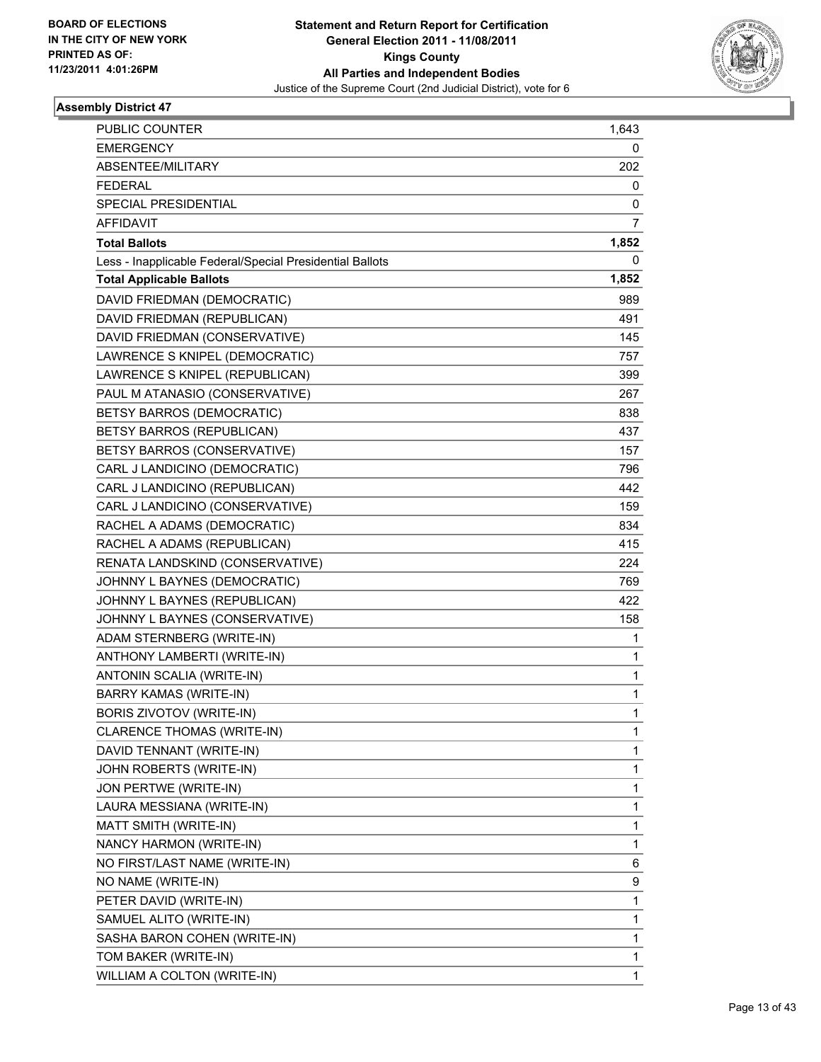BOARD OF ELECTIONS
IN THE CITY OF NEW YORK
PRINTED AS OF:
11/23/2011 4:01:26PM

**Statement and Return Report for Certification**
**General Election 2011 - 11/08/2011**
**Kings County**
**All Parties and Independent Bodies**
Justice of the Supreme Court (2nd Judicial District), vote for 6

### Assembly District 47

| | |
|---|---|
| PUBLIC COUNTER | 1,643 |
| EMERGENCY | 0 |
| ABSENTEE/MILITARY | 202 |
| FEDERAL | 0 |
| SPECIAL PRESIDENTIAL | 0 |
| AFFIDAVIT | 7 |
| **Total Ballots** | **1,852** |
| Less - Inapplicable Federal/Special Presidential Ballots | 0 |
| **Total Applicable Ballots** | **1,852** |
| DAVID FRIEDMAN (DEMOCRATIC) | 989 |
| DAVID FRIEDMAN (REPUBLICAN) | 491 |
| DAVID FRIEDMAN (CONSERVATIVE) | 145 |
| LAWRENCE S KNIPEL (DEMOCRATIC) | 757 |
| LAWRENCE S KNIPEL (REPUBLICAN) | 399 |
| PAUL M ATANASIO (CONSERVATIVE) | 267 |
| BETSY BARROS (DEMOCRATIC) | 838 |
| BETSY BARROS (REPUBLICAN) | 437 |
| BETSY BARROS (CONSERVATIVE) | 157 |
| CARL J LANDICINO (DEMOCRATIC) | 796 |
| CARL J LANDICINO (REPUBLICAN) | 442 |
| CARL J LANDICINO (CONSERVATIVE) | 159 |
| RACHEL A ADAMS (DEMOCRATIC) | 834 |
| RACHEL A ADAMS (REPUBLICAN) | 415 |
| RENATA LANDSKIND (CONSERVATIVE) | 224 |
| JOHNNY L BAYNES (DEMOCRATIC) | 769 |
| JOHNNY L BAYNES (REPUBLICAN) | 422 |
| JOHNNY L BAYNES (CONSERVATIVE) | 158 |
| ADAM STERNBERG (WRITE-IN) | 1 |
| ANTHONY LAMBERTI (WRITE-IN) | 1 |
| ANTONIN SCALIA (WRITE-IN) | 1 |
| BARRY KAMAS (WRITE-IN) | 1 |
| BORIS ZIVOTOV (WRITE-IN) | 1 |
| CLARENCE THOMAS (WRITE-IN) | 1 |
| DAVID TENNANT (WRITE-IN) | 1 |
| JOHN ROBERTS (WRITE-IN) | 1 |
| JON PERTWE (WRITE-IN) | 1 |
| LAURA MESSIANA (WRITE-IN) | 1 |
| MATT SMITH (WRITE-IN) | 1 |
| NANCY HARMON (WRITE-IN) | 1 |
| NO FIRST/LAST NAME (WRITE-IN) | 6 |
| NO NAME (WRITE-IN) | 9 |
| PETER DAVID (WRITE-IN) | 1 |
| SAMUEL ALITO (WRITE-IN) | 1 |
| SASHA BARON COHEN (WRITE-IN) | 1 |
| TOM BAKER (WRITE-IN) | 1 |
| WILLIAM A COLTON (WRITE-IN) | 1 |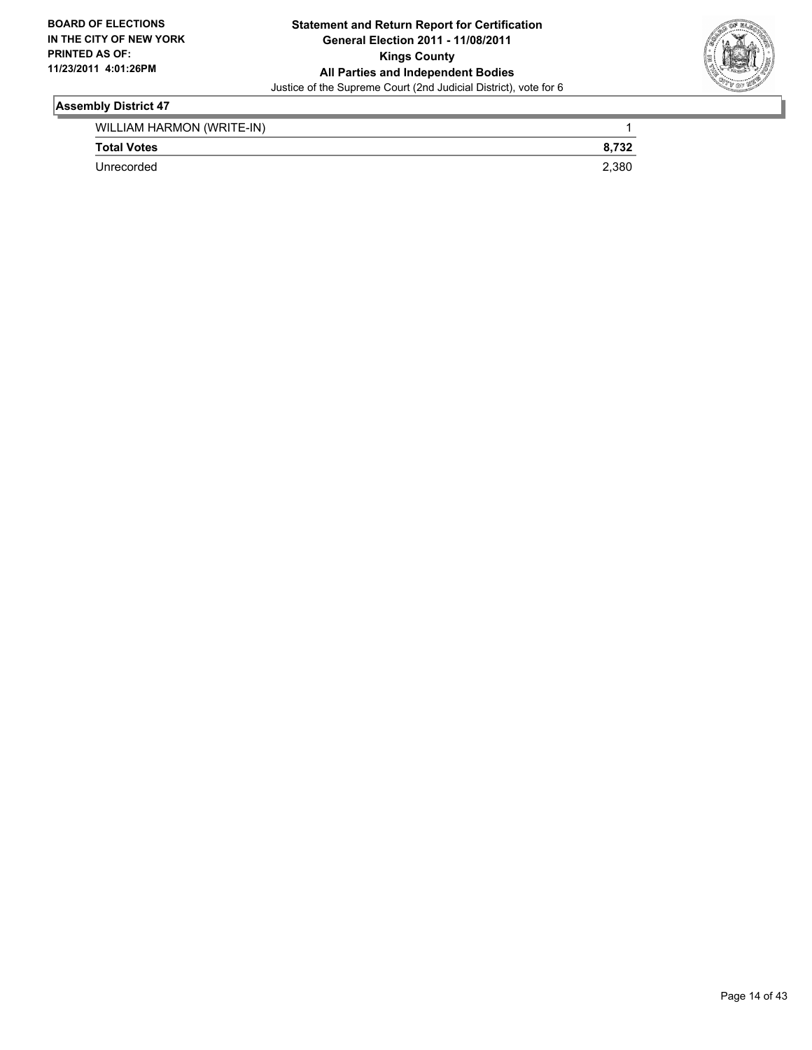**BOARD OF ELECTIONS IN THE CITY OF NEW YORK PRINTED AS OF: 11/23/2011 4:01:26PM**

**Statement and Return Report for Certification**
**General Election 2011 - 11/08/2011**
**Kings County**
**All Parties and Independent Bodies**
Justice of the Supreme Court (2nd Judicial District), vote for 6

## Assembly District 47

| | |
|---|---|
| WILLIAM HARMON (WRITE-IN) | 1 |
| **Total Votes** | **8,732** |
| Unrecorded | 2,380 |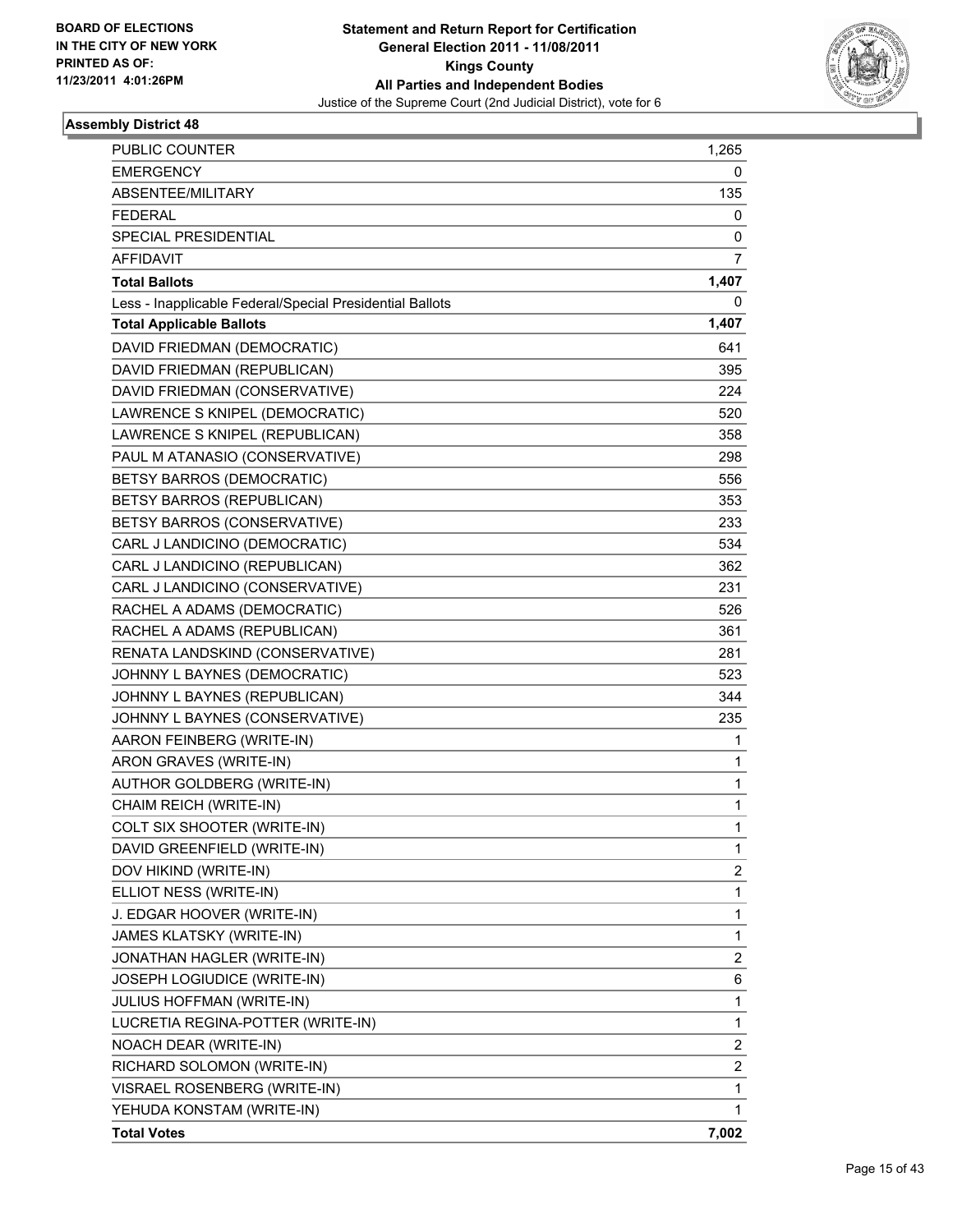BOARD OF ELECTIONS
IN THE CITY OF NEW YORK
PRINTED AS OF:
11/23/2011 4:01:26PM

**Statement and Return Report for Certification**
**General Election 2011 - 11/08/2011**
**Kings County**
**All Parties and Independent Bodies**
Justice of the Supreme Court (2nd Judicial District), vote for 6

### Assembly District 48

| | |
|---|---|
| PUBLIC COUNTER | 1,265 |
| EMERGENCY | 0 |
| ABSENTEE/MILITARY | 135 |
| FEDERAL | 0 |
| SPECIAL PRESIDENTIAL | 0 |
| AFFIDAVIT | 7 |
| **Total Ballots** | **1,407** |
| Less - Inapplicable Federal/Special Presidential Ballots | 0 |
| **Total Applicable Ballots** | **1,407** |
| DAVID FRIEDMAN (DEMOCRATIC) | 641 |
| DAVID FRIEDMAN (REPUBLICAN) | 395 |
| DAVID FRIEDMAN (CONSERVATIVE) | 224 |
| LAWRENCE S KNIPEL (DEMOCRATIC) | 520 |
| LAWRENCE S KNIPEL (REPUBLICAN) | 358 |
| PAUL M ATANASIO (CONSERVATIVE) | 298 |
| BETSY BARROS (DEMOCRATIC) | 556 |
| BETSY BARROS (REPUBLICAN) | 353 |
| BETSY BARROS (CONSERVATIVE) | 233 |
| CARL J LANDICINO (DEMOCRATIC) | 534 |
| CARL J LANDICINO (REPUBLICAN) | 362 |
| CARL J LANDICINO (CONSERVATIVE) | 231 |
| RACHEL A ADAMS (DEMOCRATIC) | 526 |
| RACHEL A ADAMS (REPUBLICAN) | 361 |
| RENATA LANDSKIND (CONSERVATIVE) | 281 |
| JOHNNY L BAYNES (DEMOCRATIC) | 523 |
| JOHNNY L BAYNES (REPUBLICAN) | 344 |
| JOHNNY L BAYNES (CONSERVATIVE) | 235 |
| AARON FEINBERG (WRITE-IN) | 1 |
| ARON GRAVES (WRITE-IN) | 1 |
| AUTHOR GOLDBERG (WRITE-IN) | 1 |
| CHAIM REICH (WRITE-IN) | 1 |
| COLT SIX SHOOTER (WRITE-IN) | 1 |
| DAVID GREENFIELD (WRITE-IN) | 1 |
| DOV HIKIND (WRITE-IN) | 2 |
| ELLIOT NESS (WRITE-IN) | 1 |
| J. EDGAR HOOVER (WRITE-IN) | 1 |
| JAMES KLATSKY (WRITE-IN) | 1 |
| JONATHAN HAGLER (WRITE-IN) | 2 |
| JOSEPH LOGIUDICE (WRITE-IN) | 6 |
| JULIUS HOFFMAN (WRITE-IN) | 1 |
| LUCRETIA REGINA-POTTER (WRITE-IN) | 1 |
| NOACH DEAR (WRITE-IN) | 2 |
| RICHARD SOLOMON (WRITE-IN) | 2 |
| VISRAEL ROSENBERG (WRITE-IN) | 1 |
| YEHUDA KONSTAM (WRITE-IN) | 1 |
| **Total Votes** | **7,002** |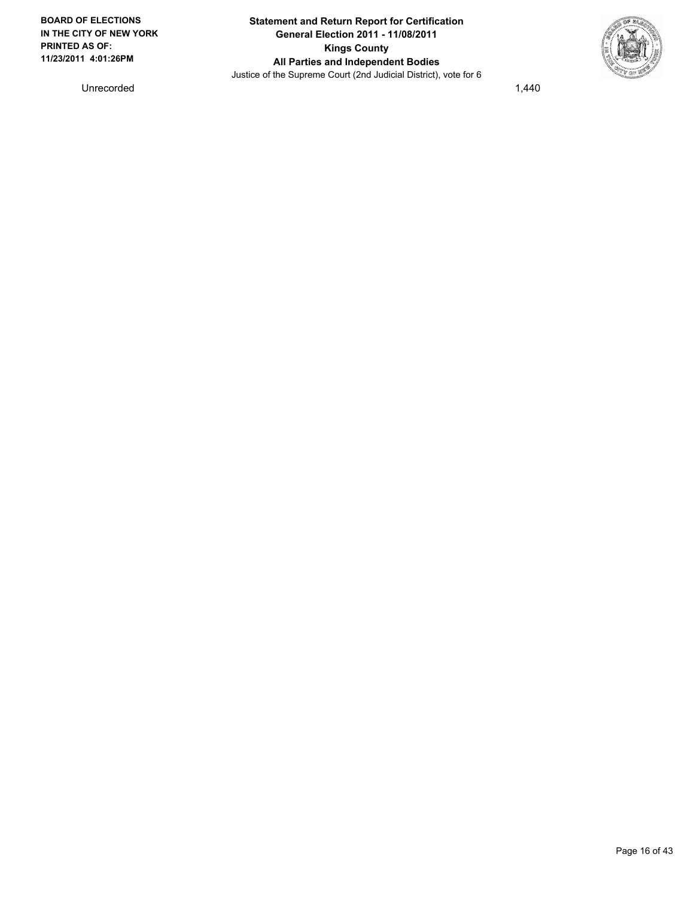| Unrecorded | 1,440 |
|---|---|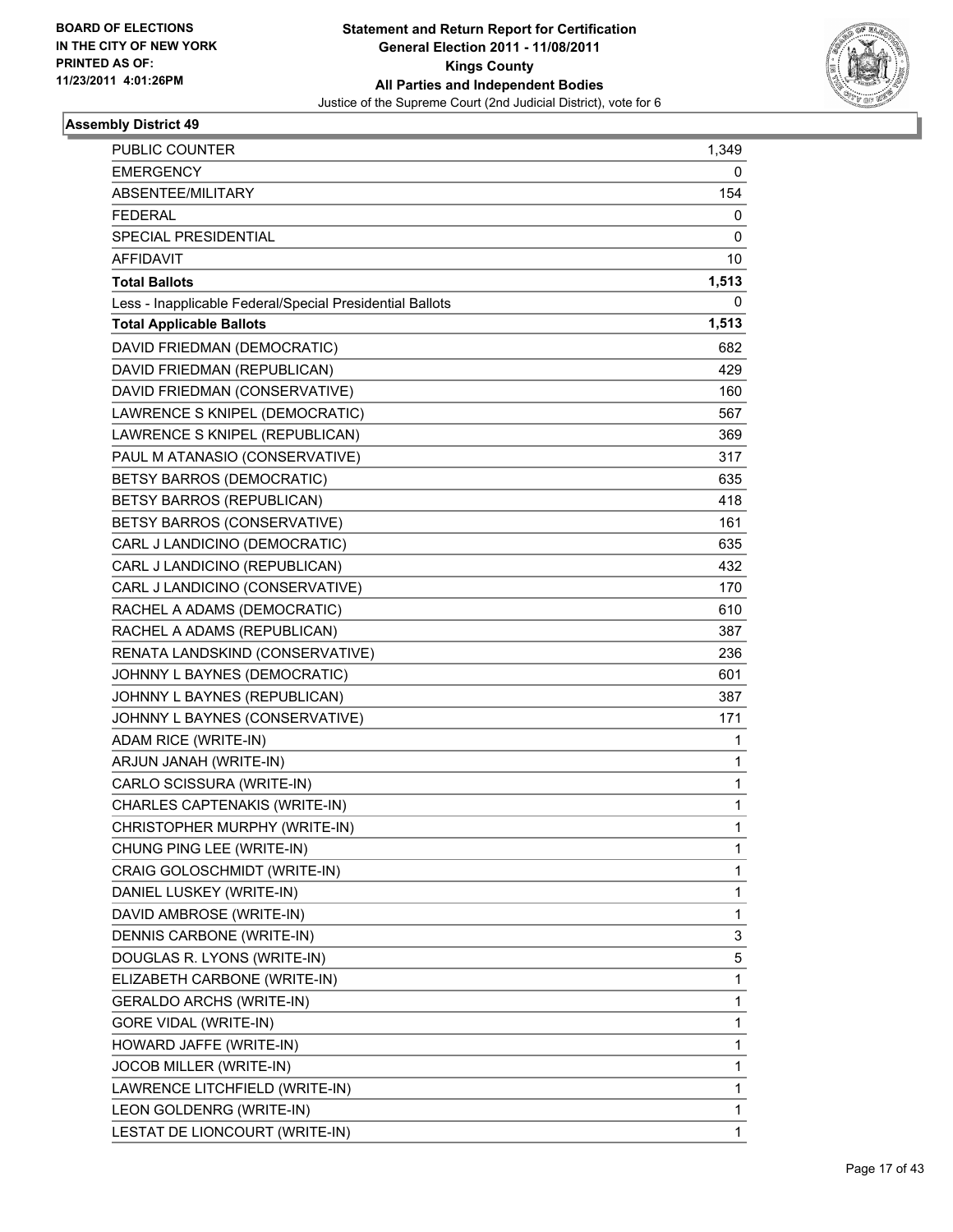BOARD OF ELECTIONS
IN THE CITY OF NEW YORK
PRINTED AS OF:
11/23/2011 4:01:26PM

**Statement and Return Report for Certification**
**General Election 2011 - 11/08/2011**
**Kings County**
**All Parties and Independent Bodies**
Justice of the Supreme Court (2nd Judicial District), vote for 6

### Assembly District 49

| | |
|---|---|
| PUBLIC COUNTER | 1,349 |
| EMERGENCY | 0 |
| ABSENTEE/MILITARY | 154 |
| FEDERAL | 0 |
| SPECIAL PRESIDENTIAL | 0 |
| AFFIDAVIT | 10 |
| **Total Ballots** | **1,513** |
| Less - Inapplicable Federal/Special Presidential Ballots | 0 |
| **Total Applicable Ballots** | **1,513** |
| DAVID FRIEDMAN (DEMOCRATIC) | 682 |
| DAVID FRIEDMAN (REPUBLICAN) | 429 |
| DAVID FRIEDMAN (CONSERVATIVE) | 160 |
| LAWRENCE S KNIPEL (DEMOCRATIC) | 567 |
| LAWRENCE S KNIPEL (REPUBLICAN) | 369 |
| PAUL M ATANASIO (CONSERVATIVE) | 317 |
| BETSY BARROS (DEMOCRATIC) | 635 |
| BETSY BARROS (REPUBLICAN) | 418 |
| BETSY BARROS (CONSERVATIVE) | 161 |
| CARL J LANDICINO (DEMOCRATIC) | 635 |
| CARL J LANDICINO (REPUBLICAN) | 432 |
| CARL J LANDICINO (CONSERVATIVE) | 170 |
| RACHEL A ADAMS (DEMOCRATIC) | 610 |
| RACHEL A ADAMS (REPUBLICAN) | 387 |
| RENATA LANDSKIND (CONSERVATIVE) | 236 |
| JOHNNY L BAYNES (DEMOCRATIC) | 601 |
| JOHNNY L BAYNES (REPUBLICAN) | 387 |
| JOHNNY L BAYNES (CONSERVATIVE) | 171 |
| ADAM RICE (WRITE-IN) | 1 |
| ARJUN JANAH (WRITE-IN) | 1 |
| CARLO SCISSURA (WRITE-IN) | 1 |
| CHARLES CAPTENAKIS (WRITE-IN) | 1 |
| CHRISTOPHER MURPHY (WRITE-IN) | 1 |
| CHUNG PING LEE (WRITE-IN) | 1 |
| CRAIG GOLOSCHMIDT (WRITE-IN) | 1 |
| DANIEL LUSKEY (WRITE-IN) | 1 |
| DAVID AMBROSE (WRITE-IN) | 1 |
| DENNIS CARBONE (WRITE-IN) | 3 |
| DOUGLAS R. LYONS (WRITE-IN) | 5 |
| ELIZABETH CARBONE (WRITE-IN) | 1 |
| GERALDO ARCHS (WRITE-IN) | 1 |
| GORE VIDAL (WRITE-IN) | 1 |
| HOWARD JAFFE (WRITE-IN) | 1 |
| JOCOB MILLER (WRITE-IN) | 1 |
| LAWRENCE LITCHFIELD (WRITE-IN) | 1 |
| LEON GOLDENRG (WRITE-IN) | 1 |
| LESTAT DE LIONCOURT (WRITE-IN) | 1 |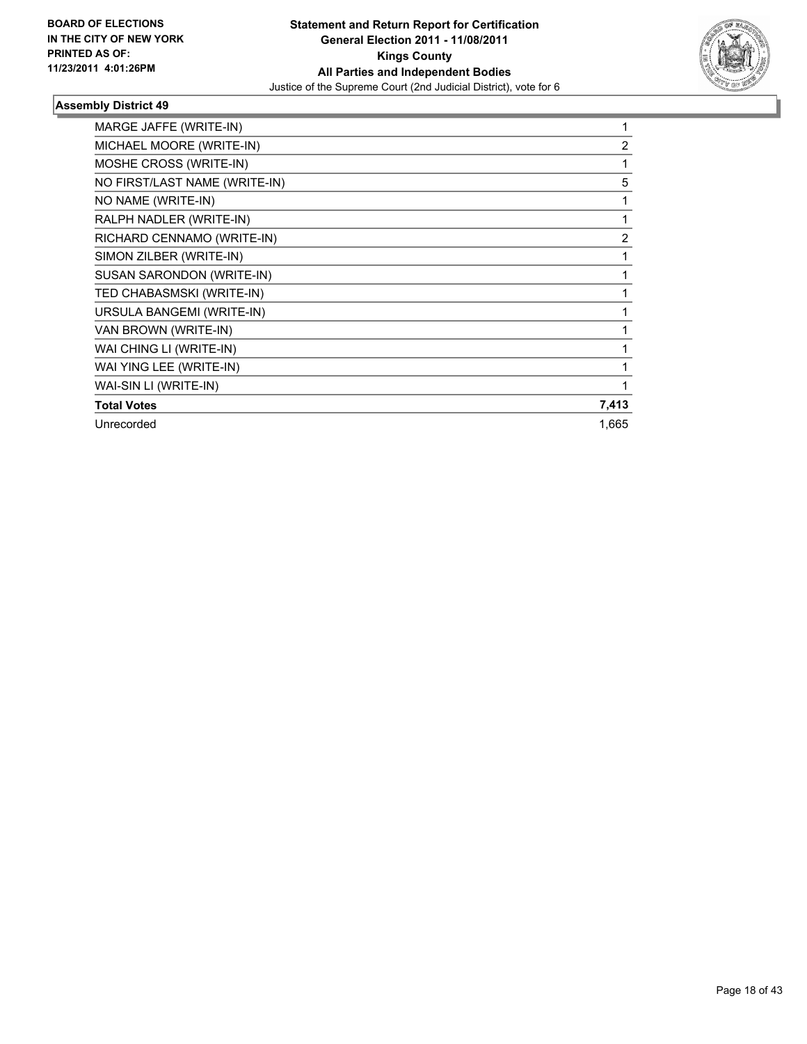**BOARD OF ELECTIONS IN THE CITY OF NEW YORK PRINTED AS OF: 11/23/2011 4:01:26PM**

**Statement and Return Report for Certification**
**General Election 2011 - 11/08/2011**
**Kings County**
**All Parties and Independent Bodies**
Justice of the Supreme Court (2nd Judicial District), vote for 6

### Assembly District 49

| | |
|---|---|
| MARGE JAFFE (WRITE-IN) | 1 |
| MICHAEL MOORE (WRITE-IN) | 2 |
| MOSHE CROSS (WRITE-IN) | 1 |
| NO FIRST/LAST NAME (WRITE-IN) | 5 |
| NO NAME (WRITE-IN) | 1 |
| RALPH NADLER (WRITE-IN) | 1 |
| RICHARD CENNAMO (WRITE-IN) | 2 |
| SIMON ZILBER (WRITE-IN) | 1 |
| SUSAN SARONDON (WRITE-IN) | 1 |
| TED CHABASMSKI (WRITE-IN) | 1 |
| URSULA BANGEMI (WRITE-IN) | 1 |
| VAN BROWN (WRITE-IN) | 1 |
| WAI CHING LI (WRITE-IN) | 1 |
| WAI YING LEE (WRITE-IN) | 1 |
| WAI-SIN LI (WRITE-IN) | 1 |
| **Total Votes** | **7,413** |
| Unrecorded | 1,665 |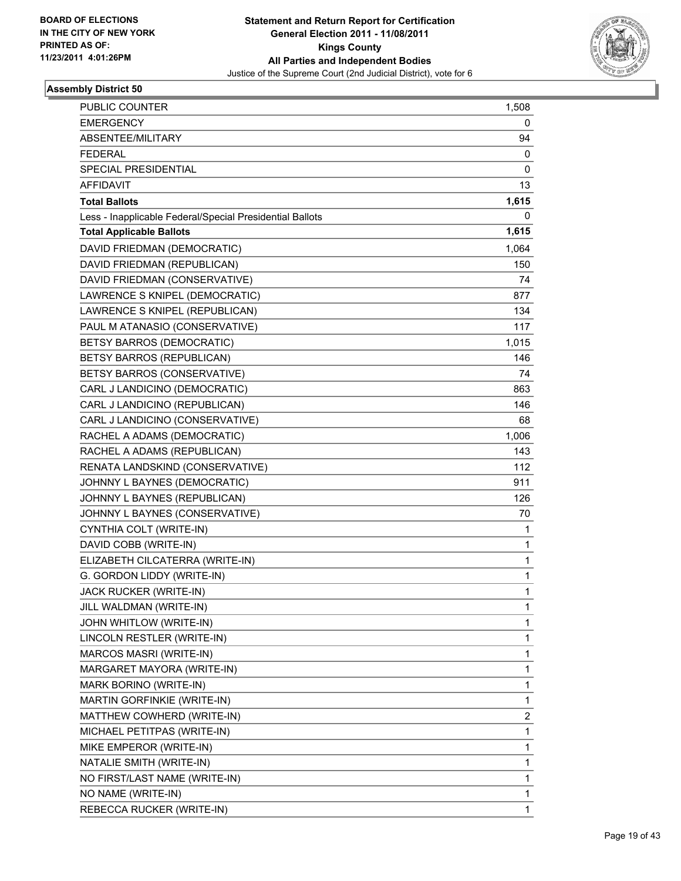BOARD OF ELECTIONS
IN THE CITY OF NEW YORK
PRINTED AS OF:
11/23/2011 4:01:26PM

**Statement and Return Report for Certification**
**General Election 2011 - 11/08/2011**
**Kings County**
**All Parties and Independent Bodies**
Justice of the Supreme Court (2nd Judicial District), vote for 6

### Assembly District 50

| | |
|---|---|
| PUBLIC COUNTER | 1,508 |
| EMERGENCY | 0 |
| ABSENTEE/MILITARY | 94 |
| FEDERAL | 0 |
| SPECIAL PRESIDENTIAL | 0 |
| AFFIDAVIT | 13 |
| **Total Ballots** | **1,615** |
| Less - Inapplicable Federal/Special Presidential Ballots | 0 |
| **Total Applicable Ballots** | **1,615** |
| DAVID FRIEDMAN (DEMOCRATIC) | 1,064 |
| DAVID FRIEDMAN (REPUBLICAN) | 150 |
| DAVID FRIEDMAN (CONSERVATIVE) | 74 |
| LAWRENCE S KNIPEL (DEMOCRATIC) | 877 |
| LAWRENCE S KNIPEL (REPUBLICAN) | 134 |
| PAUL M ATANASIO (CONSERVATIVE) | 117 |
| BETSY BARROS (DEMOCRATIC) | 1,015 |
| BETSY BARROS (REPUBLICAN) | 146 |
| BETSY BARROS (CONSERVATIVE) | 74 |
| CARL J LANDICINO (DEMOCRATIC) | 863 |
| CARL J LANDICINO (REPUBLICAN) | 146 |
| CARL J LANDICINO (CONSERVATIVE) | 68 |
| RACHEL A ADAMS (DEMOCRATIC) | 1,006 |
| RACHEL A ADAMS (REPUBLICAN) | 143 |
| RENATA LANDSKIND (CONSERVATIVE) | 112 |
| JOHNNY L BAYNES (DEMOCRATIC) | 911 |
| JOHNNY L BAYNES (REPUBLICAN) | 126 |
| JOHNNY L BAYNES (CONSERVATIVE) | 70 |
| CYNTHIA COLT (WRITE-IN) | 1 |
| DAVID COBB (WRITE-IN) | 1 |
| ELIZABETH CILCATERRA (WRITE-IN) | 1 |
| G. GORDON LIDDY (WRITE-IN) | 1 |
| JACK RUCKER (WRITE-IN) | 1 |
| JILL WALDMAN (WRITE-IN) | 1 |
| JOHN WHITLOW (WRITE-IN) | 1 |
| LINCOLN RESTLER (WRITE-IN) | 1 |
| MARCOS MASRI (WRITE-IN) | 1 |
| MARGARET MAYORA (WRITE-IN) | 1 |
| MARK BORINO (WRITE-IN) | 1 |
| MARTIN GORFINKIE (WRITE-IN) | 1 |
| MATTHEW COWHERD (WRITE-IN) | 2 |
| MICHAEL PETITPAS (WRITE-IN) | 1 |
| MIKE EMPEROR (WRITE-IN) | 1 |
| NATALIE SMITH (WRITE-IN) | 1 |
| NO FIRST/LAST NAME (WRITE-IN) | 1 |
| NO NAME (WRITE-IN) | 1 |
| REBECCA RUCKER (WRITE-IN) | 1 |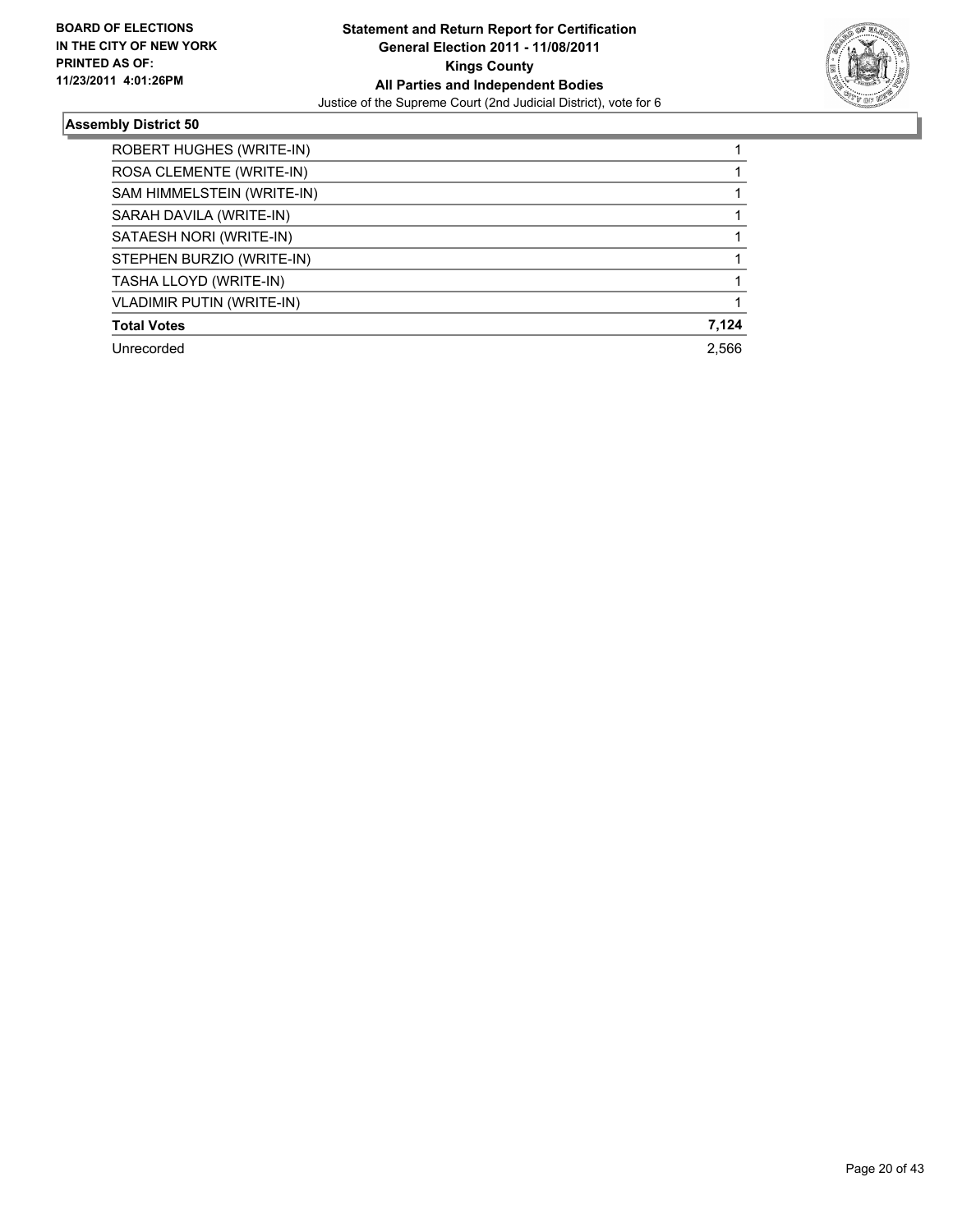**BOARD OF ELECTIONS IN THE CITY OF NEW YORK PRINTED AS OF: 11/23/2011 4:01:26PM**

**Statement and Return Report for Certification General Election 2011 - 11/08/2011 Kings County All Parties and Independent Bodies**

Justice of the Supreme Court (2nd Judicial District), vote for 6

## Assembly District 50

| | |
|---|---|
| ROBERT HUGHES (WRITE-IN) | 1 |
| ROSA CLEMENTE (WRITE-IN) | 1 |
| SAM HIMMELSTEIN (WRITE-IN) | 1 |
| SARAH DAVILA (WRITE-IN) | 1 |
| SATAESH NORI (WRITE-IN) | 1 |
| STEPHEN BURZIO (WRITE-IN) | 1 |
| TASHA LLOYD (WRITE-IN) | 1 |
| VLADIMIR PUTIN (WRITE-IN) | 1 |
| **Total Votes** | **7,124** |
| Unrecorded | 2,566 |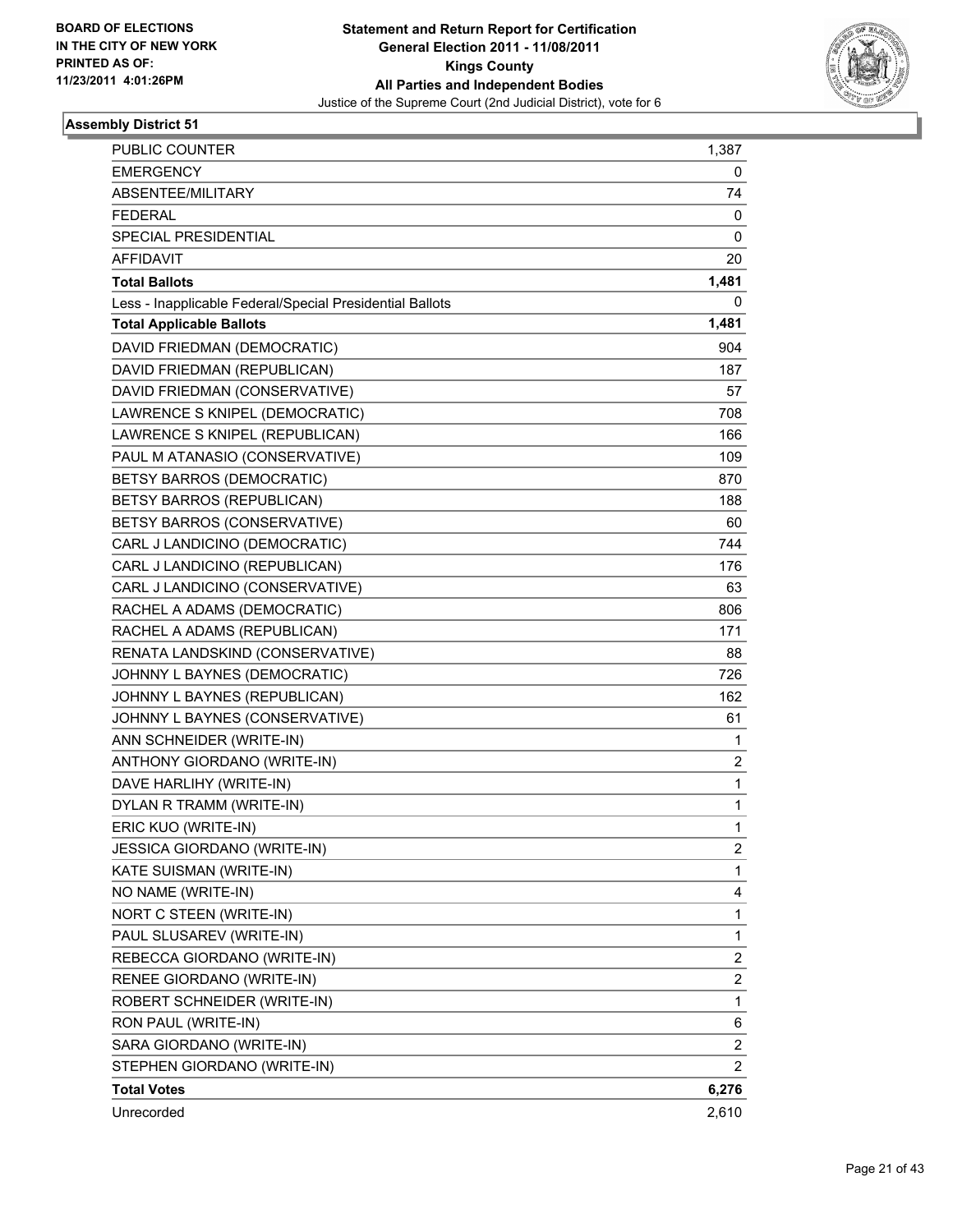BOARD OF ELECTIONS
IN THE CITY OF NEW YORK
PRINTED AS OF:
11/23/2011 4:01:26PM

**Statement and Return Report for Certification**
**General Election 2011 - 11/08/2011**
**Kings County**
**All Parties and Independent Bodies**
Justice of the Supreme Court (2nd Judicial District), vote for 6

### Assembly District 51

| | |
|---|---|
| PUBLIC COUNTER | 1,387 |
| EMERGENCY | 0 |
| ABSENTEE/MILITARY | 74 |
| FEDERAL | 0 |
| SPECIAL PRESIDENTIAL | 0 |
| AFFIDAVIT | 20 |
| **Total Ballots** | **1,481** |
| Less - Inapplicable Federal/Special Presidential Ballots | 0 |
| **Total Applicable Ballots** | **1,481** |
| DAVID FRIEDMAN (DEMOCRATIC) | 904 |
| DAVID FRIEDMAN (REPUBLICAN) | 187 |
| DAVID FRIEDMAN (CONSERVATIVE) | 57 |
| LAWRENCE S KNIPEL (DEMOCRATIC) | 708 |
| LAWRENCE S KNIPEL (REPUBLICAN) | 166 |
| PAUL M ATANASIO (CONSERVATIVE) | 109 |
| BETSY BARROS (DEMOCRATIC) | 870 |
| BETSY BARROS (REPUBLICAN) | 188 |
| BETSY BARROS (CONSERVATIVE) | 60 |
| CARL J LANDICINO (DEMOCRATIC) | 744 |
| CARL J LANDICINO (REPUBLICAN) | 176 |
| CARL J LANDICINO (CONSERVATIVE) | 63 |
| RACHEL A ADAMS (DEMOCRATIC) | 806 |
| RACHEL A ADAMS (REPUBLICAN) | 171 |
| RENATA LANDSKIND (CONSERVATIVE) | 88 |
| JOHNNY L BAYNES (DEMOCRATIC) | 726 |
| JOHNNY L BAYNES (REPUBLICAN) | 162 |
| JOHNNY L BAYNES (CONSERVATIVE) | 61 |
| ANN SCHNEIDER (WRITE-IN) | 1 |
| ANTHONY GIORDANO (WRITE-IN) | 2 |
| DAVE HARLIHY (WRITE-IN) | 1 |
| DYLAN R TRAMM (WRITE-IN) | 1 |
| ERIC KUO (WRITE-IN) | 1 |
| JESSICA GIORDANO (WRITE-IN) | 2 |
| KATE SUISMAN (WRITE-IN) | 1 |
| NO NAME (WRITE-IN) | 4 |
| NORT C STEEN (WRITE-IN) | 1 |
| PAUL SLUSAREV (WRITE-IN) | 1 |
| REBECCA GIORDANO (WRITE-IN) | 2 |
| RENEE GIORDANO (WRITE-IN) | 2 |
| ROBERT SCHNEIDER (WRITE-IN) | 1 |
| RON PAUL (WRITE-IN) | 6 |
| SARA GIORDANO (WRITE-IN) | 2 |
| STEPHEN GIORDANO (WRITE-IN) | 2 |
| **Total Votes** | **6,276** |
| Unrecorded | 2,610 |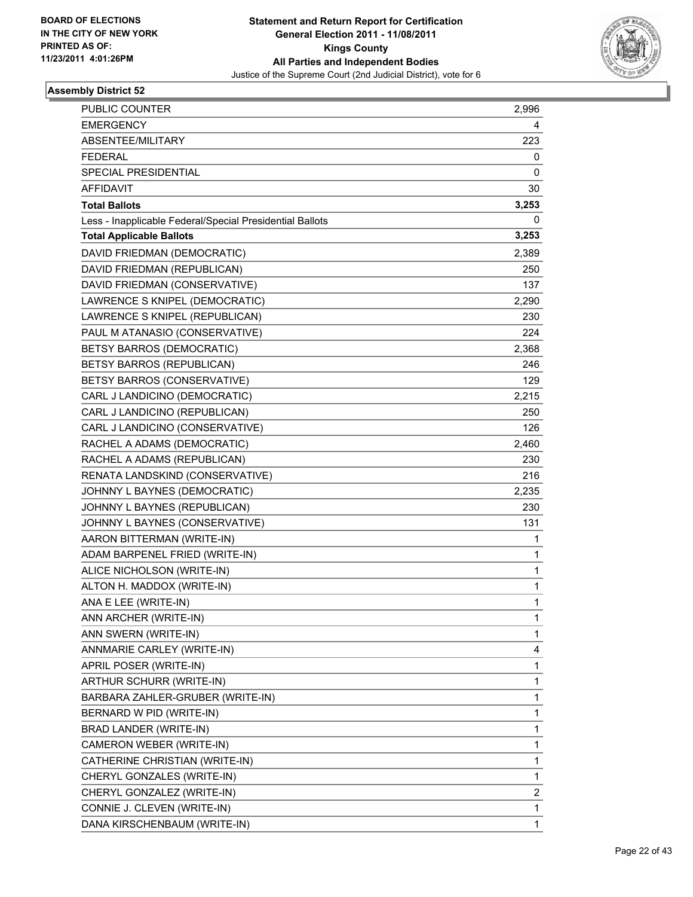BOARD OF ELECTIONS IN THE CITY OF NEW YORK PRINTED AS OF: 11/23/2011 4:01:26PM

**Statement and Return Report for Certification**
**General Election 2011 - 11/08/2011**
**Kings County**
**All Parties and Independent Bodies**
Justice of the Supreme Court (2nd Judicial District), vote for 6

### Assembly District 52

| | |
|---|---|
| PUBLIC COUNTER | 2,996 |
| EMERGENCY | 4 |
| ABSENTEE/MILITARY | 223 |
| FEDERAL | 0 |
| SPECIAL PRESIDENTIAL | 0 |
| AFFIDAVIT | 30 |
| **Total Ballots** | **3,253** |
| Less - Inapplicable Federal/Special Presidential Ballots | 0 |
| **Total Applicable Ballots** | **3,253** |
| DAVID FRIEDMAN (DEMOCRATIC) | 2,389 |
| DAVID FRIEDMAN (REPUBLICAN) | 250 |
| DAVID FRIEDMAN (CONSERVATIVE) | 137 |
| LAWRENCE S KNIPEL (DEMOCRATIC) | 2,290 |
| LAWRENCE S KNIPEL (REPUBLICAN) | 230 |
| PAUL M ATANASIO (CONSERVATIVE) | 224 |
| BETSY BARROS (DEMOCRATIC) | 2,368 |
| BETSY BARROS (REPUBLICAN) | 246 |
| BETSY BARROS (CONSERVATIVE) | 129 |
| CARL J LANDICINO (DEMOCRATIC) | 2,215 |
| CARL J LANDICINO (REPUBLICAN) | 250 |
| CARL J LANDICINO (CONSERVATIVE) | 126 |
| RACHEL A ADAMS (DEMOCRATIC) | 2,460 |
| RACHEL A ADAMS (REPUBLICAN) | 230 |
| RENATA LANDSKIND (CONSERVATIVE) | 216 |
| JOHNNY L BAYNES (DEMOCRATIC) | 2,235 |
| JOHNNY L BAYNES (REPUBLICAN) | 230 |
| JOHNNY L BAYNES (CONSERVATIVE) | 131 |
| AARON BITTERMAN (WRITE-IN) | 1 |
| ADAM BARPENEL FRIED (WRITE-IN) | 1 |
| ALICE NICHOLSON (WRITE-IN) | 1 |
| ALTON H. MADDOX (WRITE-IN) | 1 |
| ANA E LEE (WRITE-IN) | 1 |
| ANN ARCHER (WRITE-IN) | 1 |
| ANN SWERN (WRITE-IN) | 1 |
| ANNMARIE CARLEY (WRITE-IN) | 4 |
| APRIL POSER (WRITE-IN) | 1 |
| ARTHUR SCHURR (WRITE-IN) | 1 |
| BARBARA ZAHLER-GRUBER (WRITE-IN) | 1 |
| BERNARD W PID (WRITE-IN) | 1 |
| BRAD LANDER (WRITE-IN) | 1 |
| CAMERON WEBER (WRITE-IN) | 1 |
| CATHERINE CHRISTIAN (WRITE-IN) | 1 |
| CHERYL GONZALES (WRITE-IN) | 1 |
| CHERYL GONZALEZ (WRITE-IN) | 2 |
| CONNIE J. CLEVEN (WRITE-IN) | 1 |
| DANA KIRSCHENBAUM (WRITE-IN) | 1 |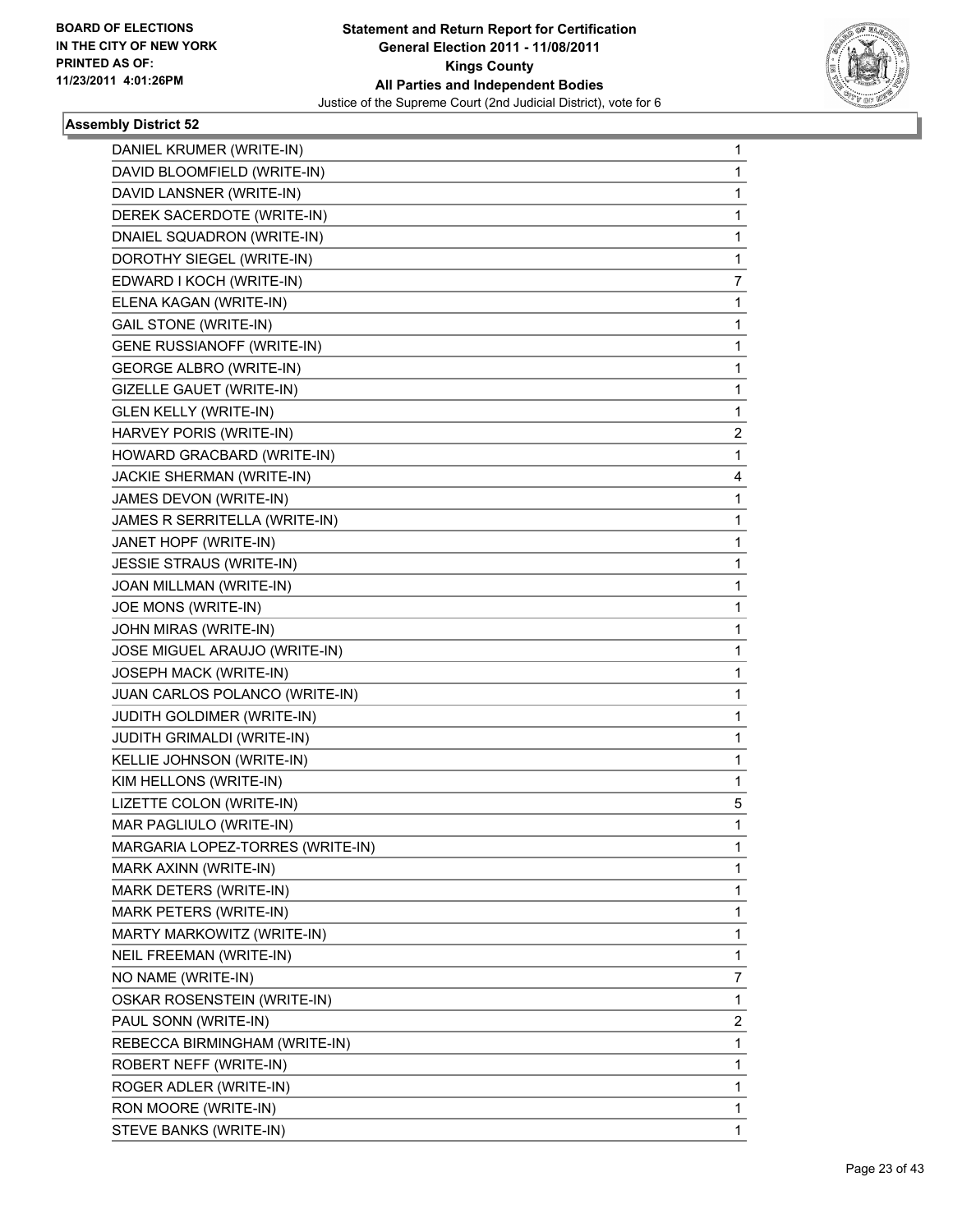**BOARD OF ELECTIONS IN THE CITY OF NEW YORK PRINTED AS OF: 11/23/2011 4:01:26PM**

**Statement and Return Report for Certification General Election 2011 - 11/08/2011 Kings County All Parties and Independent Bodies**
Justice of the Supreme Court (2nd Judicial District), vote for 6

### Assembly District 52

| | |
|---|---|
| DANIEL KRUMER (WRITE-IN) | 1 |
| DAVID BLOOMFIELD (WRITE-IN) | 1 |
| DAVID LANSNER (WRITE-IN) | 1 |
| DEREK SACERDOTE (WRITE-IN) | 1 |
| DNAIEL SQUADRON (WRITE-IN) | 1 |
| DOROTHY SIEGEL (WRITE-IN) | 1 |
| EDWARD I KOCH (WRITE-IN) | 7 |
| ELENA KAGAN (WRITE-IN) | 1 |
| GAIL STONE (WRITE-IN) | 1 |
| GENE RUSSIANOFF (WRITE-IN) | 1 |
| GEORGE ALBRO (WRITE-IN) | 1 |
| GIZELLE GAUET (WRITE-IN) | 1 |
| GLEN KELLY (WRITE-IN) | 1 |
| HARVEY PORIS (WRITE-IN) | 2 |
| HOWARD GRACBARD (WRITE-IN) | 1 |
| JACKIE SHERMAN (WRITE-IN) | 4 |
| JAMES DEVON (WRITE-IN) | 1 |
| JAMES R SERRITELLA (WRITE-IN) | 1 |
| JANET HOPF (WRITE-IN) | 1 |
| JESSIE STRAUS (WRITE-IN) | 1 |
| JOAN MILLMAN (WRITE-IN) | 1 |
| JOE MONS (WRITE-IN) | 1 |
| JOHN MIRAS (WRITE-IN) | 1 |
| JOSE MIGUEL ARAUJO (WRITE-IN) | 1 |
| JOSEPH MACK (WRITE-IN) | 1 |
| JUAN CARLOS POLANCO (WRITE-IN) | 1 |
| JUDITH GOLDIMER (WRITE-IN) | 1 |
| JUDITH GRIMALDI (WRITE-IN) | 1 |
| KELLIE JOHNSON (WRITE-IN) | 1 |
| KIM HELLONS (WRITE-IN) | 1 |
| LIZETTE COLON (WRITE-IN) | 5 |
| MAR PAGLIULO (WRITE-IN) | 1 |
| MARGARIA LOPEZ-TORRES (WRITE-IN) | 1 |
| MARK AXINN (WRITE-IN) | 1 |
| MARK DETERS (WRITE-IN) | 1 |
| MARK PETERS (WRITE-IN) | 1 |
| MARTY MARKOWITZ (WRITE-IN) | 1 |
| NEIL FREEMAN (WRITE-IN) | 1 |
| NO NAME (WRITE-IN) | 7 |
| OSKAR ROSENSTEIN (WRITE-IN) | 1 |
| PAUL SONN (WRITE-IN) | 2 |
| REBECCA BIRMINGHAM (WRITE-IN) | 1 |
| ROBERT NEFF (WRITE-IN) | 1 |
| ROGER ADLER (WRITE-IN) | 1 |
| RON MOORE (WRITE-IN) | 1 |
| STEVE BANKS (WRITE-IN) | 1 |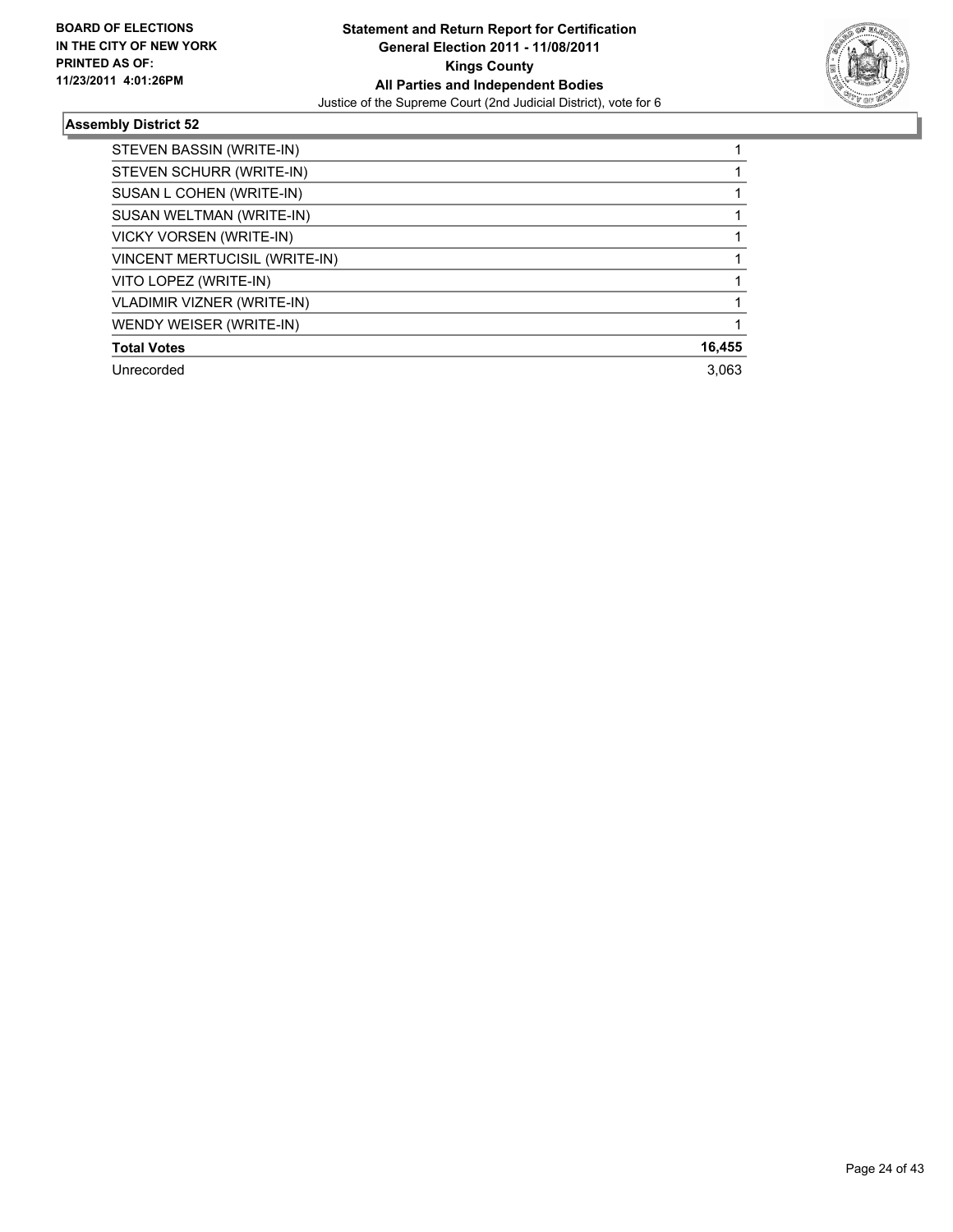**Statement and Return Report for Certification**
**General Election 2011 - 11/08/2011**
**Kings County**
**All Parties and Independent Bodies**
Justice of the Supreme Court (2nd Judicial District), vote for 6

**BOARD OF ELECTIONS IN THE CITY OF NEW YORK PRINTED AS OF: 11/23/2011 4:01:26PM**

### Assembly District 52

| | |
|---|---|
| STEVEN BASSIN (WRITE-IN) | 1 |
| STEVEN SCHURR (WRITE-IN) | 1 |
| SUSAN L COHEN (WRITE-IN) | 1 |
| SUSAN WELTMAN (WRITE-IN) | 1 |
| VICKY VORSEN (WRITE-IN) | 1 |
| VINCENT MERTUCISIL (WRITE-IN) | 1 |
| VITO LOPEZ (WRITE-IN) | 1 |
| VLADIMIR VIZNER (WRITE-IN) | 1 |
| WENDY WEISER (WRITE-IN) | 1 |
| **Total Votes** | **16,455** |
| Unrecorded | 3,063 |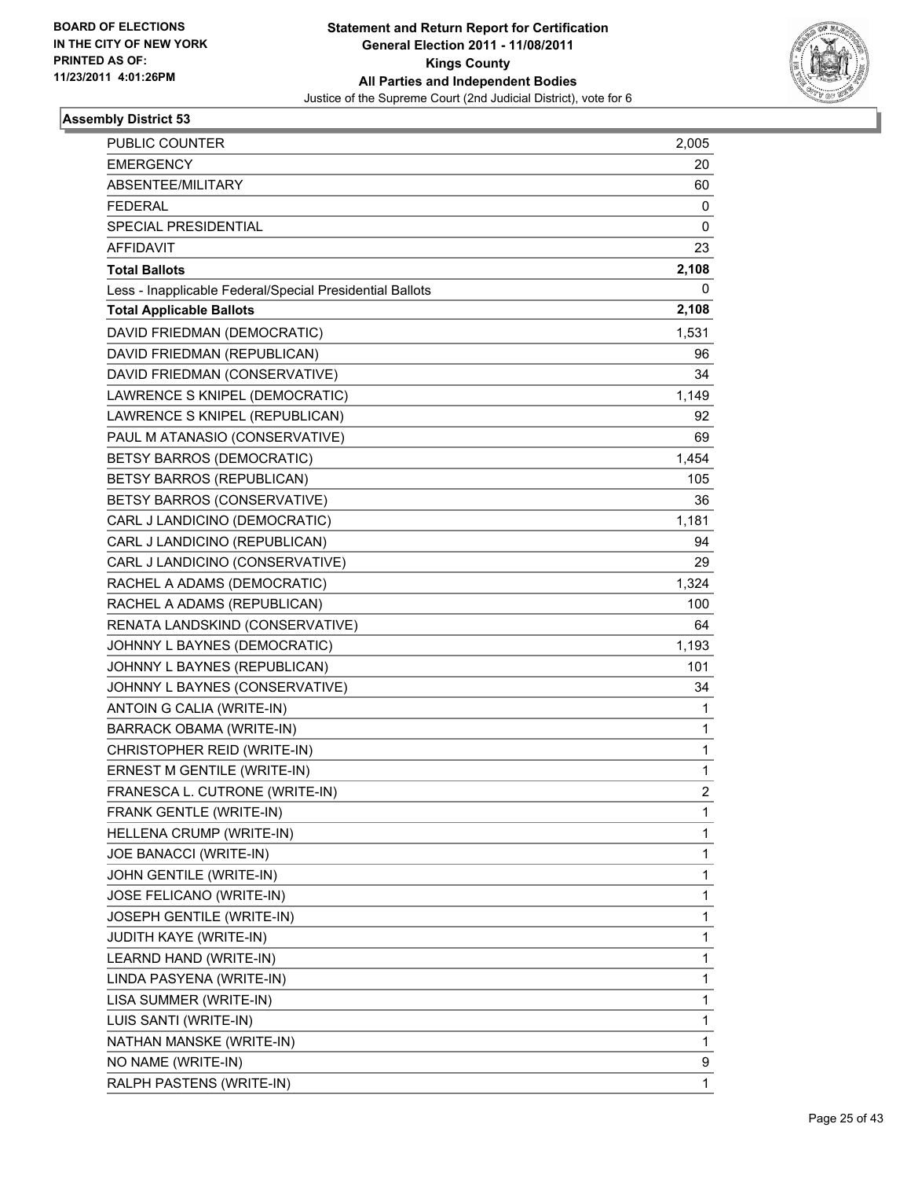BOARD OF ELECTIONS
IN THE CITY OF NEW YORK
PRINTED AS OF:
11/23/2011 4:01:26PM

**Statement and Return Report for Certification**
**General Election 2011 - 11/08/2011**
**Kings County**
**All Parties and Independent Bodies**
Justice of the Supreme Court (2nd Judicial District), vote for 6

## Assembly District 53

| | |
|---|---|
| PUBLIC COUNTER | 2,005 |
| EMERGENCY | 20 |
| ABSENTEE/MILITARY | 60 |
| FEDERAL | 0 |
| SPECIAL PRESIDENTIAL | 0 |
| AFFIDAVIT | 23 |
| **Total Ballots** | **2,108** |
| Less - Inapplicable Federal/Special Presidential Ballots | 0 |
| **Total Applicable Ballots** | **2,108** |
| DAVID FRIEDMAN (DEMOCRATIC) | 1,531 |
| DAVID FRIEDMAN (REPUBLICAN) | 96 |
| DAVID FRIEDMAN (CONSERVATIVE) | 34 |
| LAWRENCE S KNIPEL (DEMOCRATIC) | 1,149 |
| LAWRENCE S KNIPEL (REPUBLICAN) | 92 |
| PAUL M ATANASIO (CONSERVATIVE) | 69 |
| BETSY BARROS (DEMOCRATIC) | 1,454 |
| BETSY BARROS (REPUBLICAN) | 105 |
| BETSY BARROS (CONSERVATIVE) | 36 |
| CARL J LANDICINO (DEMOCRATIC) | 1,181 |
| CARL J LANDICINO (REPUBLICAN) | 94 |
| CARL J LANDICINO (CONSERVATIVE) | 29 |
| RACHEL A ADAMS (DEMOCRATIC) | 1,324 |
| RACHEL A ADAMS (REPUBLICAN) | 100 |
| RENATA LANDSKIND (CONSERVATIVE) | 64 |
| JOHNNY L BAYNES (DEMOCRATIC) | 1,193 |
| JOHNNY L BAYNES (REPUBLICAN) | 101 |
| JOHNNY L BAYNES (CONSERVATIVE) | 34 |
| ANTOIN G CALIA (WRITE-IN) | 1 |
| BARRACK OBAMA (WRITE-IN) | 1 |
| CHRISTOPHER REID (WRITE-IN) | 1 |
| ERNEST M GENTILE (WRITE-IN) | 1 |
| FRANESCA L. CUTRONE (WRITE-IN) | 2 |
| FRANK GENTLE (WRITE-IN) | 1 |
| HELLENA CRUMP (WRITE-IN) | 1 |
| JOE BANACCI (WRITE-IN) | 1 |
| JOHN GENTILE (WRITE-IN) | 1 |
| JOSE FELICANO (WRITE-IN) | 1 |
| JOSEPH GENTILE (WRITE-IN) | 1 |
| JUDITH KAYE (WRITE-IN) | 1 |
| LEARND HAND (WRITE-IN) | 1 |
| LINDA PASYENA (WRITE-IN) | 1 |
| LISA SUMMER (WRITE-IN) | 1 |
| LUIS SANTI (WRITE-IN) | 1 |
| NATHAN MANSKE (WRITE-IN) | 1 |
| NO NAME (WRITE-IN) | 9 |
| RALPH PASTENS (WRITE-IN) | 1 |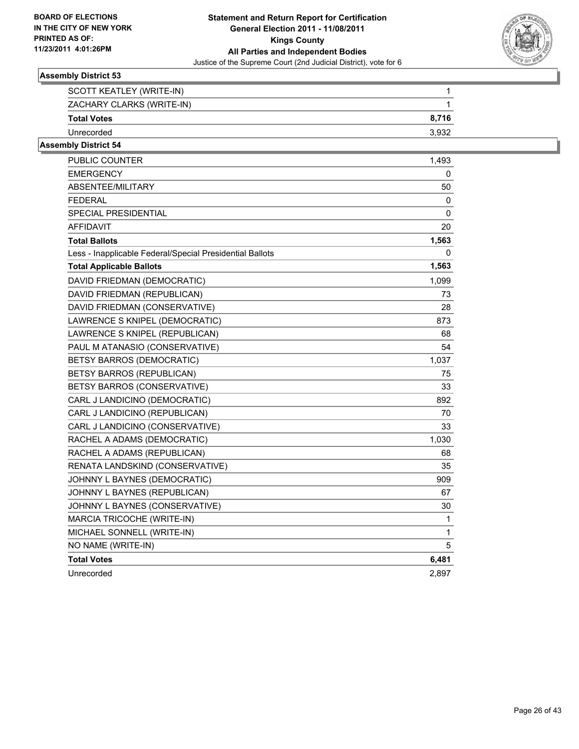BOARD OF ELECTIONS
IN THE CITY OF NEW YORK
PRINTED AS OF:
11/23/2011 4:01:26PM

**Statement and Return Report for Certification**
**General Election 2011 - 11/08/2011**
**Kings County**
**All Parties and Independent Bodies**
Justice of the Supreme Court (2nd Judicial District), vote for 6

### Assembly District 53

| | |
|---|---|
| SCOTT KEATLEY (WRITE-IN) | 1 |
| ZACHARY CLARKS (WRITE-IN) | 1 |
| **Total Votes** | **8,716** |
| Unrecorded | 3,932 |

### Assembly District 54

| | |
|---|---|
| PUBLIC COUNTER | 1,493 |
| EMERGENCY | 0 |
| ABSENTEE/MILITARY | 50 |
| FEDERAL | 0 |
| SPECIAL PRESIDENTIAL | 0 |
| AFFIDAVIT | 20 |
| **Total Ballots** | **1,563** |
| Less - Inapplicable Federal/Special Presidential Ballots | 0 |
| **Total Applicable Ballots** | **1,563** |
| DAVID FRIEDMAN (DEMOCRATIC) | 1,099 |
| DAVID FRIEDMAN (REPUBLICAN) | 73 |
| DAVID FRIEDMAN (CONSERVATIVE) | 28 |
| LAWRENCE S KNIPEL (DEMOCRATIC) | 873 |
| LAWRENCE S KNIPEL (REPUBLICAN) | 68 |
| PAUL M ATANASIO (CONSERVATIVE) | 54 |
| BETSY BARROS (DEMOCRATIC) | 1,037 |
| BETSY BARROS (REPUBLICAN) | 75 |
| BETSY BARROS (CONSERVATIVE) | 33 |
| CARL J LANDICINO (DEMOCRATIC) | 892 |
| CARL J LANDICINO (REPUBLICAN) | 70 |
| CARL J LANDICINO (CONSERVATIVE) | 33 |
| RACHEL A ADAMS (DEMOCRATIC) | 1,030 |
| RACHEL A ADAMS (REPUBLICAN) | 68 |
| RENATA LANDSKIND (CONSERVATIVE) | 35 |
| JOHNNY L BAYNES (DEMOCRATIC) | 909 |
| JOHNNY L BAYNES (REPUBLICAN) | 67 |
| JOHNNY L BAYNES (CONSERVATIVE) | 30 |
| MARCIA TRICOCHE (WRITE-IN) | 1 |
| MICHAEL SONNELL (WRITE-IN) | 1 |
| NO NAME (WRITE-IN) | 5 |
| **Total Votes** | **6,481** |
| Unrecorded | 2,897 |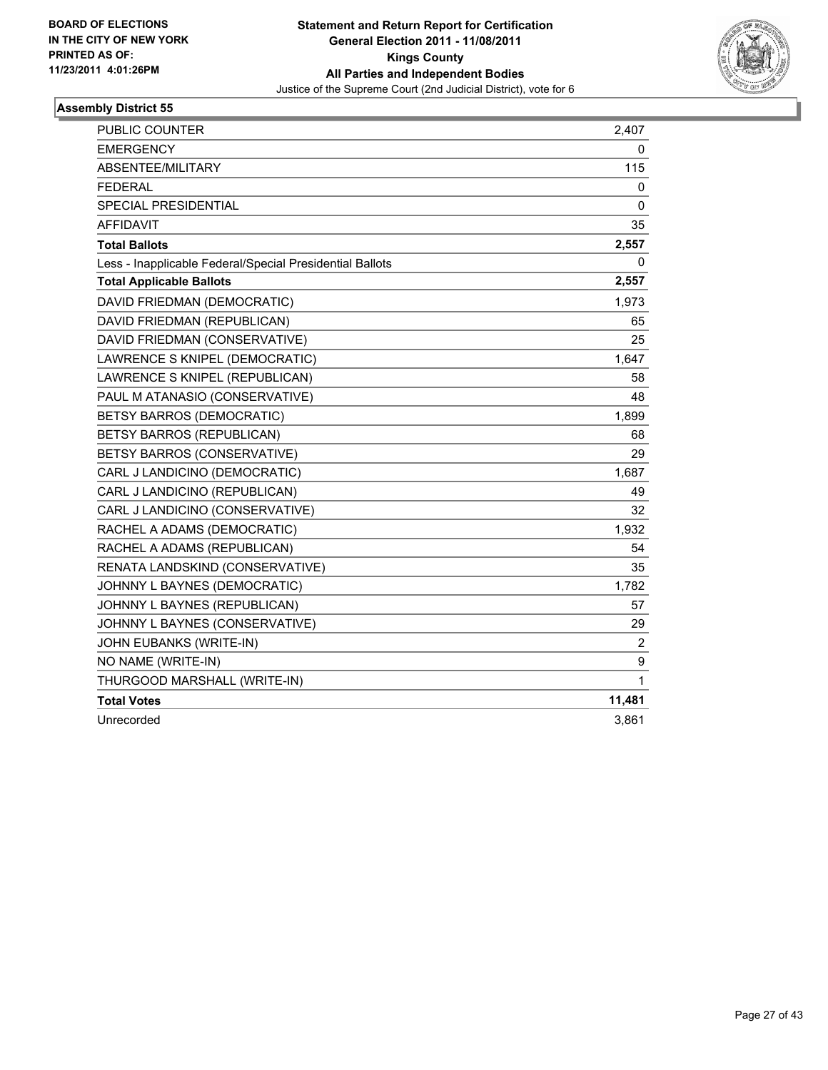BOARD OF ELECTIONS
IN THE CITY OF NEW YORK
PRINTED AS OF:
11/23/2011 4:01:26PM

**Statement and Return Report for Certification**
**General Election 2011 - 11/08/2011**
**Kings County**
**All Parties and Independent Bodies**
Justice of the Supreme Court (2nd Judicial District), vote for 6

### Assembly District 55

| | |
|---|---|
| PUBLIC COUNTER | 2,407 |
| EMERGENCY | 0 |
| ABSENTEE/MILITARY | 115 |
| FEDERAL | 0 |
| SPECIAL PRESIDENTIAL | 0 |
| AFFIDAVIT | 35 |
| **Total Ballots** | **2,557** |
| Less - Inapplicable Federal/Special Presidential Ballots | 0 |
| **Total Applicable Ballots** | **2,557** |
| DAVID FRIEDMAN (DEMOCRATIC) | 1,973 |
| DAVID FRIEDMAN (REPUBLICAN) | 65 |
| DAVID FRIEDMAN (CONSERVATIVE) | 25 |
| LAWRENCE S KNIPEL (DEMOCRATIC) | 1,647 |
| LAWRENCE S KNIPEL (REPUBLICAN) | 58 |
| PAUL M ATANASIO (CONSERVATIVE) | 48 |
| BETSY BARROS (DEMOCRATIC) | 1,899 |
| BETSY BARROS (REPUBLICAN) | 68 |
| BETSY BARROS (CONSERVATIVE) | 29 |
| CARL J LANDICINO (DEMOCRATIC) | 1,687 |
| CARL J LANDICINO (REPUBLICAN) | 49 |
| CARL J LANDICINO (CONSERVATIVE) | 32 |
| RACHEL A ADAMS (DEMOCRATIC) | 1,932 |
| RACHEL A ADAMS (REPUBLICAN) | 54 |
| RENATA LANDSKIND (CONSERVATIVE) | 35 |
| JOHNNY L BAYNES (DEMOCRATIC) | 1,782 |
| JOHNNY L BAYNES (REPUBLICAN) | 57 |
| JOHNNY L BAYNES (CONSERVATIVE) | 29 |
| JOHN EUBANKS (WRITE-IN) | 2 |
| NO NAME (WRITE-IN) | 9 |
| THURGOOD MARSHALL (WRITE-IN) | 1 |
| **Total Votes** | **11,481** |
| Unrecorded | 3,861 |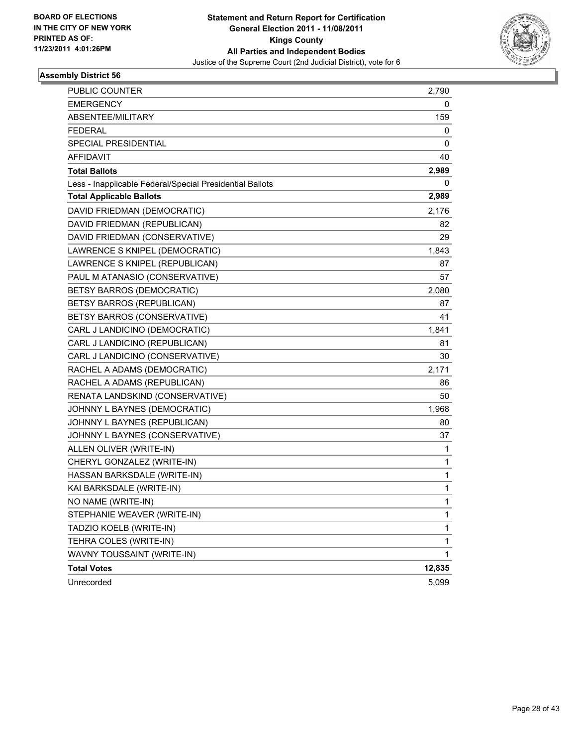BOARD OF ELECTIONS
IN THE CITY OF NEW YORK
PRINTED AS OF:
11/23/2011 4:01:26PM

**Statement and Return Report for Certification**
**General Election 2011 - 11/08/2011**
**Kings County**
**All Parties and Independent Bodies**
Justice of the Supreme Court (2nd Judicial District), vote for 6

### Assembly District 56

| | |
|---|---|
| PUBLIC COUNTER | 2,790 |
| EMERGENCY | 0 |
| ABSENTEE/MILITARY | 159 |
| FEDERAL | 0 |
| SPECIAL PRESIDENTIAL | 0 |
| AFFIDAVIT | 40 |
| **Total Ballots** | **2,989** |
| Less - Inapplicable Federal/Special Presidential Ballots | 0 |
| **Total Applicable Ballots** | **2,989** |
| DAVID FRIEDMAN (DEMOCRATIC) | 2,176 |
| DAVID FRIEDMAN (REPUBLICAN) | 82 |
| DAVID FRIEDMAN (CONSERVATIVE) | 29 |
| LAWRENCE S KNIPEL (DEMOCRATIC) | 1,843 |
| LAWRENCE S KNIPEL (REPUBLICAN) | 87 |
| PAUL M ATANASIO (CONSERVATIVE) | 57 |
| BETSY BARROS (DEMOCRATIC) | 2,080 |
| BETSY BARROS (REPUBLICAN) | 87 |
| BETSY BARROS (CONSERVATIVE) | 41 |
| CARL J LANDICINO (DEMOCRATIC) | 1,841 |
| CARL J LANDICINO (REPUBLICAN) | 81 |
| CARL J LANDICINO (CONSERVATIVE) | 30 |
| RACHEL A ADAMS (DEMOCRATIC) | 2,171 |
| RACHEL A ADAMS (REPUBLICAN) | 86 |
| RENATA LANDSKIND (CONSERVATIVE) | 50 |
| JOHNNY L BAYNES (DEMOCRATIC) | 1,968 |
| JOHNNY L BAYNES (REPUBLICAN) | 80 |
| JOHNNY L BAYNES (CONSERVATIVE) | 37 |
| ALLEN OLIVER (WRITE-IN) | 1 |
| CHERYL GONZALEZ (WRITE-IN) | 1 |
| HASSAN BARKSDALE (WRITE-IN) | 1 |
| KAI BARKSDALE (WRITE-IN) | 1 |
| NO NAME (WRITE-IN) | 1 |
| STEPHANIE WEAVER (WRITE-IN) | 1 |
| TADZIO KOELB (WRITE-IN) | 1 |
| TEHRA COLES (WRITE-IN) | 1 |
| WAVNY TOUSSAINT (WRITE-IN) | 1 |
| **Total Votes** | **12,835** |
| Unrecorded | 5,099 |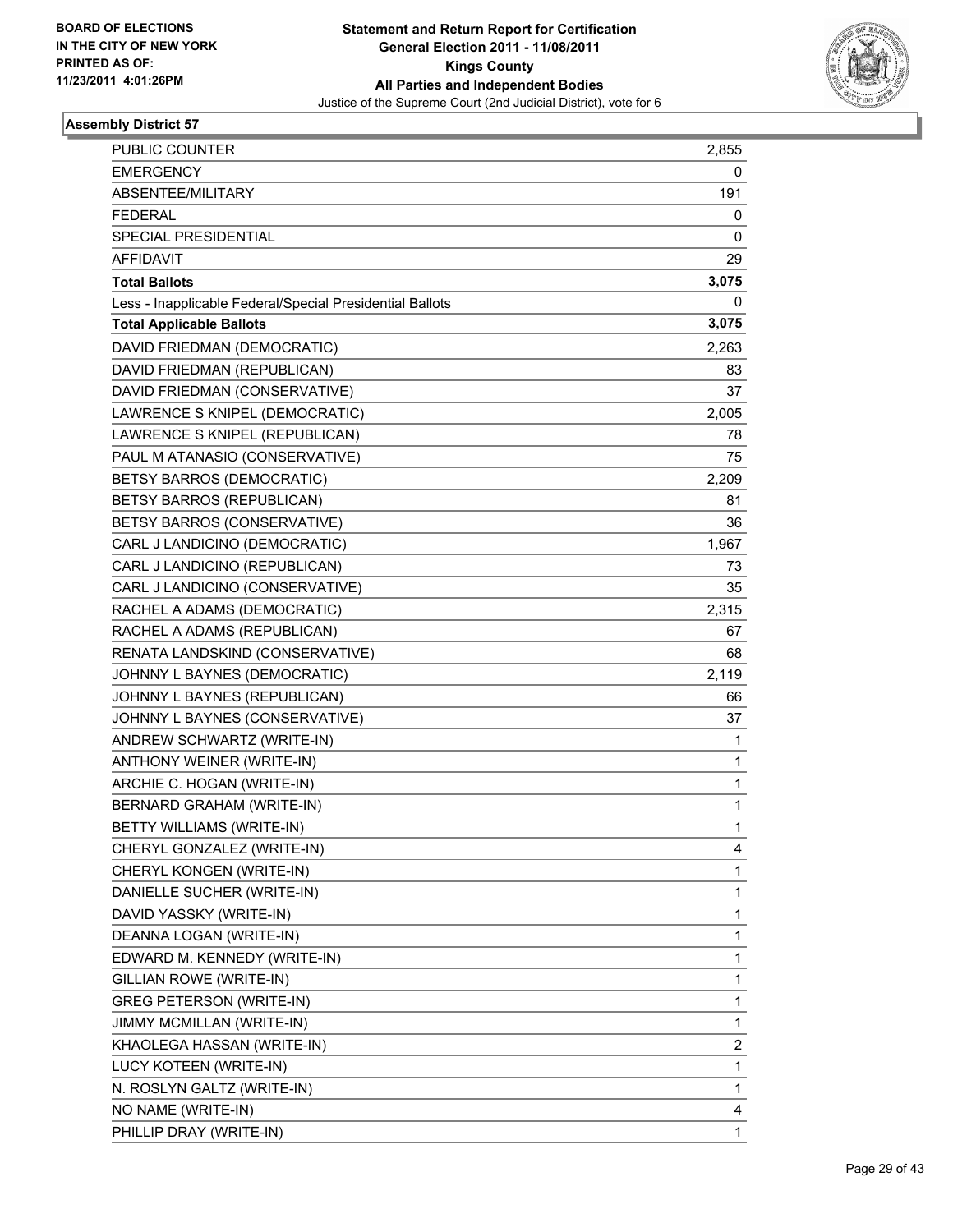BOARD OF ELECTIONS
IN THE CITY OF NEW YORK
PRINTED AS OF:
11/23/2011 4:01:26PM

**Statement and Return Report for Certification**
**General Election 2011 - 11/08/2011**
**Kings County**
**All Parties and Independent Bodies**
Justice of the Supreme Court (2nd Judicial District), vote for 6

### Assembly District 57

| | |
|---|---|
| PUBLIC COUNTER | 2,855 |
| EMERGENCY | 0 |
| ABSENTEE/MILITARY | 191 |
| FEDERAL | 0 |
| SPECIAL PRESIDENTIAL | 0 |
| AFFIDAVIT | 29 |
| **Total Ballots** | **3,075** |
| Less - Inapplicable Federal/Special Presidential Ballots | 0 |
| **Total Applicable Ballots** | **3,075** |
| DAVID FRIEDMAN (DEMOCRATIC) | 2,263 |
| DAVID FRIEDMAN (REPUBLICAN) | 83 |
| DAVID FRIEDMAN (CONSERVATIVE) | 37 |
| LAWRENCE S KNIPEL (DEMOCRATIC) | 2,005 |
| LAWRENCE S KNIPEL (REPUBLICAN) | 78 |
| PAUL M ATANASIO (CONSERVATIVE) | 75 |
| BETSY BARROS (DEMOCRATIC) | 2,209 |
| BETSY BARROS (REPUBLICAN) | 81 |
| BETSY BARROS (CONSERVATIVE) | 36 |
| CARL J LANDICINO (DEMOCRATIC) | 1,967 |
| CARL J LANDICINO (REPUBLICAN) | 73 |
| CARL J LANDICINO (CONSERVATIVE) | 35 |
| RACHEL A ADAMS (DEMOCRATIC) | 2,315 |
| RACHEL A ADAMS (REPUBLICAN) | 67 |
| RENATA LANDSKIND (CONSERVATIVE) | 68 |
| JOHNNY L BAYNES (DEMOCRATIC) | 2,119 |
| JOHNNY L BAYNES (REPUBLICAN) | 66 |
| JOHNNY L BAYNES (CONSERVATIVE) | 37 |
| ANDREW SCHWARTZ (WRITE-IN) | 1 |
| ANTHONY WEINER (WRITE-IN) | 1 |
| ARCHIE C. HOGAN (WRITE-IN) | 1 |
| BERNARD GRAHAM (WRITE-IN) | 1 |
| BETTY WILLIAMS (WRITE-IN) | 1 |
| CHERYL GONZALEZ (WRITE-IN) | 4 |
| CHERYL KONGEN (WRITE-IN) | 1 |
| DANIELLE SUCHER (WRITE-IN) | 1 |
| DAVID YASSKY (WRITE-IN) | 1 |
| DEANNA LOGAN (WRITE-IN) | 1 |
| EDWARD M. KENNEDY (WRITE-IN) | 1 |
| GILLIAN ROWE (WRITE-IN) | 1 |
| GREG PETERSON (WRITE-IN) | 1 |
| JIMMY MCMILLAN (WRITE-IN) | 1 |
| KHAOLEGA HASSAN (WRITE-IN) | 2 |
| LUCY KOTEEN (WRITE-IN) | 1 |
| N. ROSLYN GALTZ (WRITE-IN) | 1 |
| NO NAME (WRITE-IN) | 4 |
| PHILLIP DRAY (WRITE-IN) | 1 |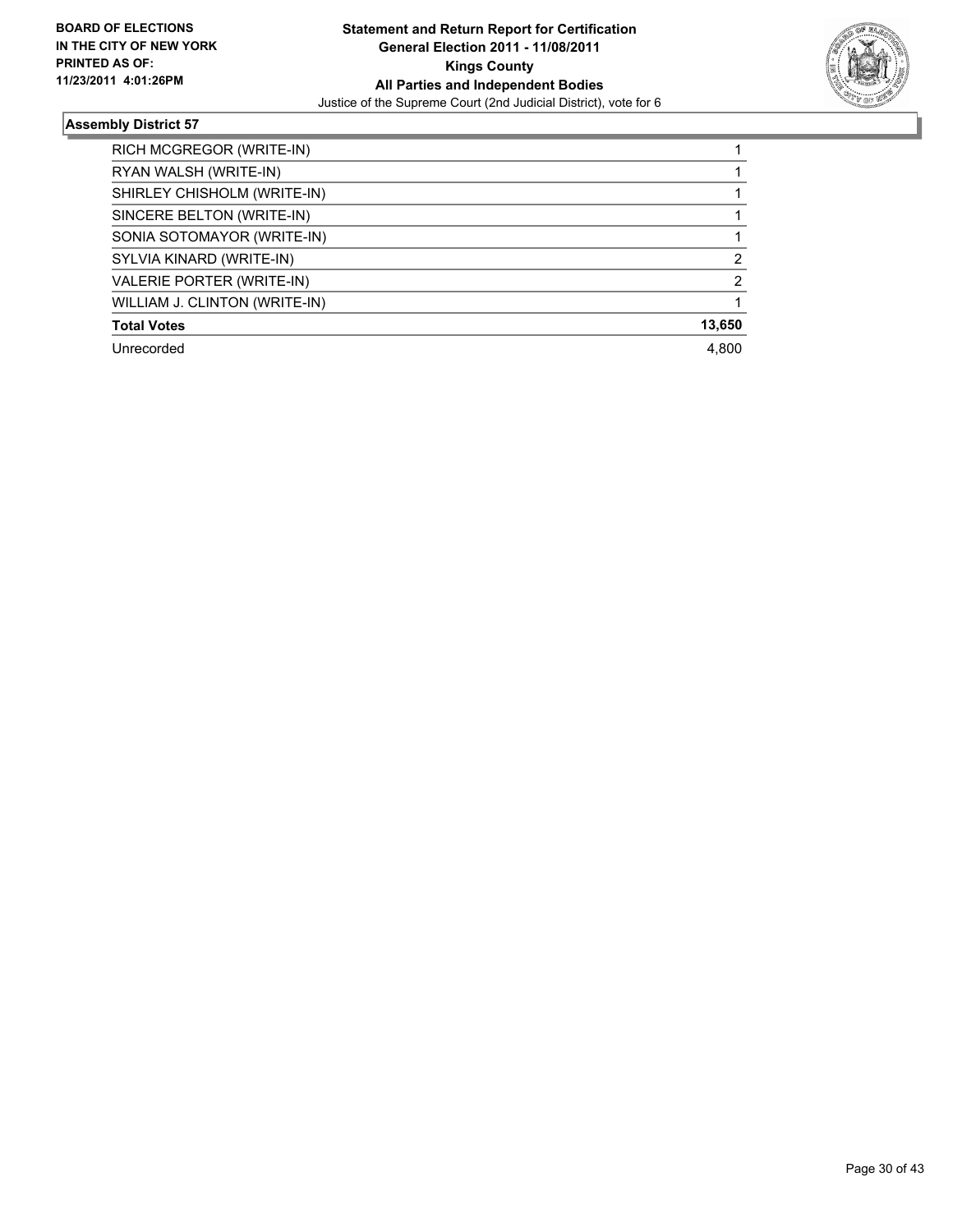## Assembly District 57

| Candidate | Votes |
|---|---|
| RICH MCGREGOR (WRITE-IN) | 1 |
| RYAN WALSH (WRITE-IN) | 1 |
| SHIRLEY CHISHOLM (WRITE-IN) | 1 |
| SINCERE BELTON (WRITE-IN) | 1 |
| SONIA SOTOMAYOR (WRITE-IN) | 1 |
| SYLVIA KINARD (WRITE-IN) | 2 |
| VALERIE PORTER (WRITE-IN) | 2 |
| WILLIAM J. CLINTON (WRITE-IN) | 1 |
| **Total Votes** | **13,650** |
| Unrecorded | 4,800 |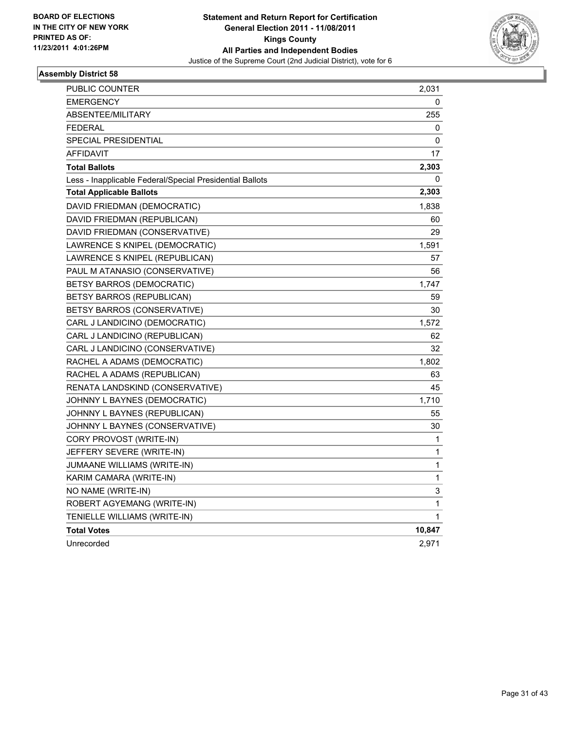BOARD OF ELECTIONS
IN THE CITY OF NEW YORK
PRINTED AS OF:
11/23/2011 4:01:26PM

**Statement and Return Report for Certification**
**General Election 2011 - 11/08/2011**
**Kings County**
**All Parties and Independent Bodies**
Justice of the Supreme Court (2nd Judicial District), vote for 6

## Assembly District 58

| | |
|---|---|
| PUBLIC COUNTER | 2,031 |
| EMERGENCY | 0 |
| ABSENTEE/MILITARY | 255 |
| FEDERAL | 0 |
| SPECIAL PRESIDENTIAL | 0 |
| AFFIDAVIT | 17 |
| **Total Ballots** | **2,303** |
| Less - Inapplicable Federal/Special Presidential Ballots | 0 |
| **Total Applicable Ballots** | **2,303** |
| DAVID FRIEDMAN (DEMOCRATIC) | 1,838 |
| DAVID FRIEDMAN (REPUBLICAN) | 60 |
| DAVID FRIEDMAN (CONSERVATIVE) | 29 |
| LAWRENCE S KNIPEL (DEMOCRATIC) | 1,591 |
| LAWRENCE S KNIPEL (REPUBLICAN) | 57 |
| PAUL M ATANASIO (CONSERVATIVE) | 56 |
| BETSY BARROS (DEMOCRATIC) | 1,747 |
| BETSY BARROS (REPUBLICAN) | 59 |
| BETSY BARROS (CONSERVATIVE) | 30 |
| CARL J LANDICINO (DEMOCRATIC) | 1,572 |
| CARL J LANDICINO (REPUBLICAN) | 62 |
| CARL J LANDICINO (CONSERVATIVE) | 32 |
| RACHEL A ADAMS (DEMOCRATIC) | 1,802 |
| RACHEL A ADAMS (REPUBLICAN) | 63 |
| RENATA LANDSKIND (CONSERVATIVE) | 45 |
| JOHNNY L BAYNES (DEMOCRATIC) | 1,710 |
| JOHNNY L BAYNES (REPUBLICAN) | 55 |
| JOHNNY L BAYNES (CONSERVATIVE) | 30 |
| CORY PROVOST (WRITE-IN) | 1 |
| JEFFERY SEVERE (WRITE-IN) | 1 |
| JUMAANE WILLIAMS (WRITE-IN) | 1 |
| KARIM CAMARA (WRITE-IN) | 1 |
| NO NAME (WRITE-IN) | 3 |
| ROBERT AGYEMANG (WRITE-IN) | 1 |
| TENIELLE WILLIAMS (WRITE-IN) | 1 |
| **Total Votes** | **10,847** |
| Unrecorded | 2,971 |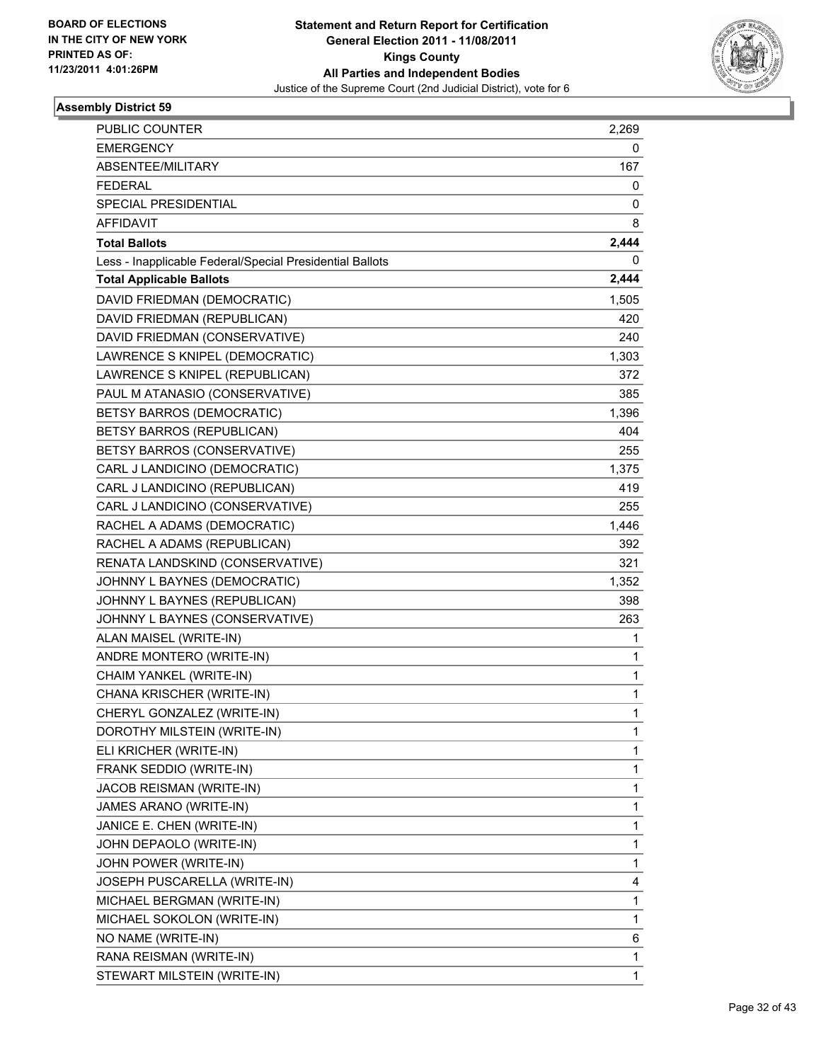BOARD OF ELECTIONS
IN THE CITY OF NEW YORK
PRINTED AS OF:
11/23/2011 4:01:26PM

**Statement and Return Report for Certification**
**General Election 2011 - 11/08/2011**
**Kings County**
**All Parties and Independent Bodies**
Justice of the Supreme Court (2nd Judicial District), vote for 6

### Assembly District 59

| | |
|---|---|
| PUBLIC COUNTER | 2,269 |
| EMERGENCY | 0 |
| ABSENTEE/MILITARY | 167 |
| FEDERAL | 0 |
| SPECIAL PRESIDENTIAL | 0 |
| AFFIDAVIT | 8 |
| **Total Ballots** | **2,444** |
| Less - Inapplicable Federal/Special Presidential Ballots | 0 |
| **Total Applicable Ballots** | **2,444** |
| DAVID FRIEDMAN (DEMOCRATIC) | 1,505 |
| DAVID FRIEDMAN (REPUBLICAN) | 420 |
| DAVID FRIEDMAN (CONSERVATIVE) | 240 |
| LAWRENCE S KNIPEL (DEMOCRATIC) | 1,303 |
| LAWRENCE S KNIPEL (REPUBLICAN) | 372 |
| PAUL M ATANASIO (CONSERVATIVE) | 385 |
| BETSY BARROS (DEMOCRATIC) | 1,396 |
| BETSY BARROS (REPUBLICAN) | 404 |
| BETSY BARROS (CONSERVATIVE) | 255 |
| CARL J LANDICINO (DEMOCRATIC) | 1,375 |
| CARL J LANDICINO (REPUBLICAN) | 419 |
| CARL J LANDICINO (CONSERVATIVE) | 255 |
| RACHEL A ADAMS (DEMOCRATIC) | 1,446 |
| RACHEL A ADAMS (REPUBLICAN) | 392 |
| RENATA LANDSKIND (CONSERVATIVE) | 321 |
| JOHNNY L BAYNES (DEMOCRATIC) | 1,352 |
| JOHNNY L BAYNES (REPUBLICAN) | 398 |
| JOHNNY L BAYNES (CONSERVATIVE) | 263 |
| ALAN MAISEL (WRITE-IN) | 1 |
| ANDRE MONTERO (WRITE-IN) | 1 |
| CHAIM YANKEL (WRITE-IN) | 1 |
| CHANA KRISCHER (WRITE-IN) | 1 |
| CHERYL GONZALEZ (WRITE-IN) | 1 |
| DOROTHY MILSTEIN (WRITE-IN) | 1 |
| ELI KRICHER (WRITE-IN) | 1 |
| FRANK SEDDIO (WRITE-IN) | 1 |
| JACOB REISMAN (WRITE-IN) | 1 |
| JAMES ARANO (WRITE-IN) | 1 |
| JANICE E. CHEN (WRITE-IN) | 1 |
| JOHN DEPAOLO (WRITE-IN) | 1 |
| JOHN POWER (WRITE-IN) | 1 |
| JOSEPH PUSCARELLA (WRITE-IN) | 4 |
| MICHAEL BERGMAN (WRITE-IN) | 1 |
| MICHAEL SOKOLON (WRITE-IN) | 1 |
| NO NAME (WRITE-IN) | 6 |
| RANA REISMAN (WRITE-IN) | 1 |
| STEWART MILSTEIN (WRITE-IN) | 1 |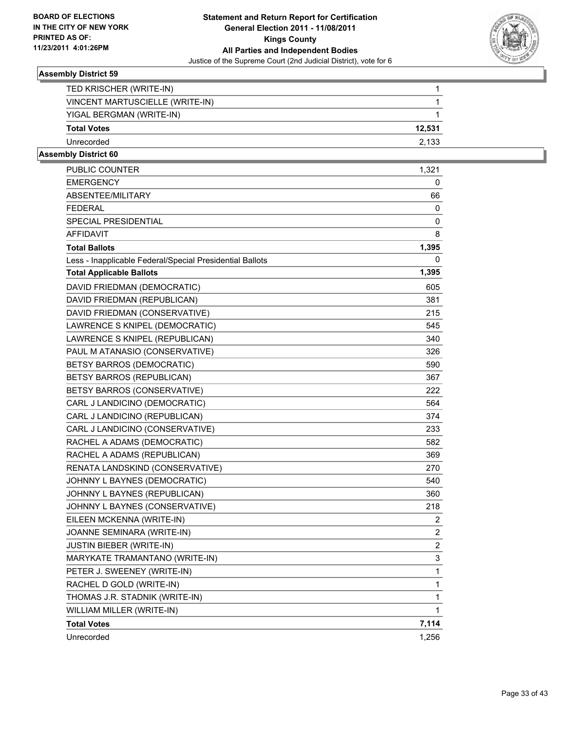**BOARD OF ELECTIONS IN THE CITY OF NEW YORK PRINTED AS OF: 11/23/2011 4:01:26PM**

**Statement and Return Report for Certification General Election 2011 - 11/08/2011 Kings County All Parties and Independent Bodies**

Justice of the Supreme Court (2nd Judicial District), vote for 6

### Assembly District 59

| | |
|---|---|
| TED KRISCHER (WRITE-IN) | 1 |
| VINCENT MARTUSCIELLE (WRITE-IN) | 1 |
| YIGAL BERGMAN (WRITE-IN) | 1 |
| **Total Votes** | **12,531** |
| Unrecorded | 2,133 |

### Assembly District 60

| | |
|---|---|
| PUBLIC COUNTER | 1,321 |
| EMERGENCY | 0 |
| ABSENTEE/MILITARY | 66 |
| FEDERAL | 0 |
| SPECIAL PRESIDENTIAL | 0 |
| AFFIDAVIT | 8 |
| **Total Ballots** | **1,395** |
| Less - Inapplicable Federal/Special Presidential Ballots | 0 |
| **Total Applicable Ballots** | **1,395** |
| DAVID FRIEDMAN (DEMOCRATIC) | 605 |
| DAVID FRIEDMAN (REPUBLICAN) | 381 |
| DAVID FRIEDMAN (CONSERVATIVE) | 215 |
| LAWRENCE S KNIPEL (DEMOCRATIC) | 545 |
| LAWRENCE S KNIPEL (REPUBLICAN) | 340 |
| PAUL M ATANASIO (CONSERVATIVE) | 326 |
| BETSY BARROS (DEMOCRATIC) | 590 |
| BETSY BARROS (REPUBLICAN) | 367 |
| BETSY BARROS (CONSERVATIVE) | 222 |
| CARL J LANDICINO (DEMOCRATIC) | 564 |
| CARL J LANDICINO (REPUBLICAN) | 374 |
| CARL J LANDICINO (CONSERVATIVE) | 233 |
| RACHEL A ADAMS (DEMOCRATIC) | 582 |
| RACHEL A ADAMS (REPUBLICAN) | 369 |
| RENATA LANDSKIND (CONSERVATIVE) | 270 |
| JOHNNY L BAYNES (DEMOCRATIC) | 540 |
| JOHNNY L BAYNES (REPUBLICAN) | 360 |
| JOHNNY L BAYNES (CONSERVATIVE) | 218 |
| EILEEN MCKENNA (WRITE-IN) | 2 |
| JOANNE SEMINARA (WRITE-IN) | 2 |
| JUSTIN BIEBER (WRITE-IN) | 2 |
| MARYKATE TRAMANTANO (WRITE-IN) | 3 |
| PETER J. SWEENEY (WRITE-IN) | 1 |
| RACHEL D GOLD (WRITE-IN) | 1 |
| THOMAS J.R. STADNIK (WRITE-IN) | 1 |
| WILLIAM MILLER (WRITE-IN) | 1 |
| **Total Votes** | **7,114** |
| Unrecorded | 1,256 |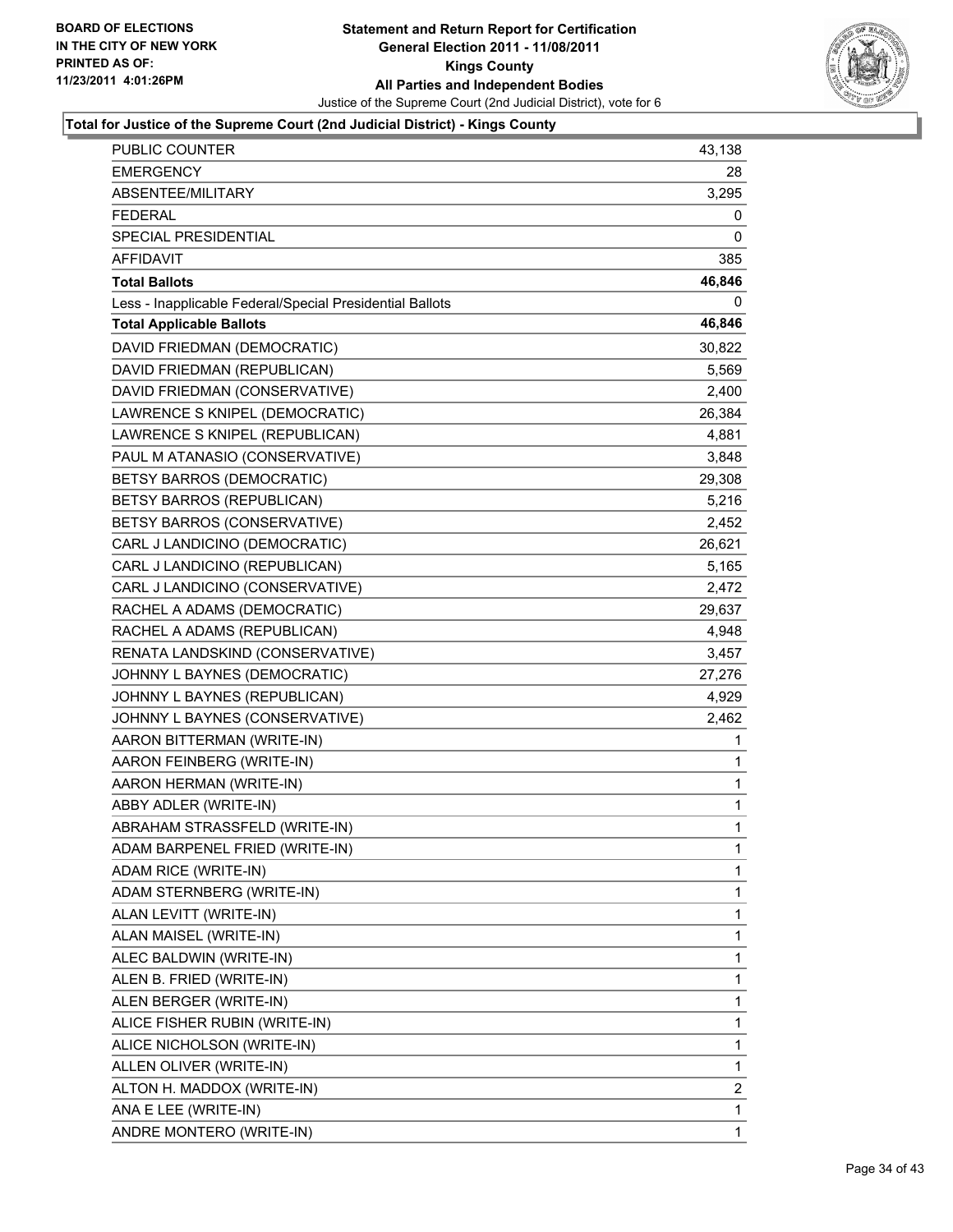BOARD OF ELECTIONS
IN THE CITY OF NEW YORK
PRINTED AS OF:
11/23/2011 4:01:26PM

**Statement and Return Report for Certification**
**General Election 2011 - 11/08/2011**
**Kings County**
**All Parties and Independent Bodies**
Justice of the Supreme Court (2nd Judicial District), vote for 6

**Total for Justice of the Supreme Court (2nd Judicial District) - Kings County**

| | |
|---|---|
| PUBLIC COUNTER | 43,138 |
| EMERGENCY | 28 |
| ABSENTEE/MILITARY | 3,295 |
| FEDERAL | 0 |
| SPECIAL PRESIDENTIAL | 0 |
| AFFIDAVIT | 385 |
| **Total Ballots** | **46,846** |
| Less - Inapplicable Federal/Special Presidential Ballots | 0 |
| **Total Applicable Ballots** | **46,846** |
| DAVID FRIEDMAN (DEMOCRATIC) | 30,822 |
| DAVID FRIEDMAN (REPUBLICAN) | 5,569 |
| DAVID FRIEDMAN (CONSERVATIVE) | 2,400 |
| LAWRENCE S KNIPEL (DEMOCRATIC) | 26,384 |
| LAWRENCE S KNIPEL (REPUBLICAN) | 4,881 |
| PAUL M ATANASIO (CONSERVATIVE) | 3,848 |
| BETSY BARROS (DEMOCRATIC) | 29,308 |
| BETSY BARROS (REPUBLICAN) | 5,216 |
| BETSY BARROS (CONSERVATIVE) | 2,452 |
| CARL J LANDICINO (DEMOCRATIC) | 26,621 |
| CARL J LANDICINO (REPUBLICAN) | 5,165 |
| CARL J LANDICINO (CONSERVATIVE) | 2,472 |
| RACHEL A ADAMS (DEMOCRATIC) | 29,637 |
| RACHEL A ADAMS (REPUBLICAN) | 4,948 |
| RENATA LANDSKIND (CONSERVATIVE) | 3,457 |
| JOHNNY L BAYNES (DEMOCRATIC) | 27,276 |
| JOHNNY L BAYNES (REPUBLICAN) | 4,929 |
| JOHNNY L BAYNES (CONSERVATIVE) | 2,462 |
| AARON BITTERMAN (WRITE-IN) | 1 |
| AARON FEINBERG (WRITE-IN) | 1 |
| AARON HERMAN (WRITE-IN) | 1 |
| ABBY ADLER (WRITE-IN) | 1 |
| ABRAHAM STRASSFELD (WRITE-IN) | 1 |
| ADAM BARPENEL FRIED (WRITE-IN) | 1 |
| ADAM RICE (WRITE-IN) | 1 |
| ADAM STERNBERG (WRITE-IN) | 1 |
| ALAN LEVITT (WRITE-IN) | 1 |
| ALAN MAISEL (WRITE-IN) | 1 |
| ALEC BALDWIN (WRITE-IN) | 1 |
| ALEN B. FRIED (WRITE-IN) | 1 |
| ALEN BERGER (WRITE-IN) | 1 |
| ALICE FISHER RUBIN (WRITE-IN) | 1 |
| ALICE NICHOLSON (WRITE-IN) | 1 |
| ALLEN OLIVER (WRITE-IN) | 1 |
| ALTON H. MADDOX (WRITE-IN) | 2 |
| ANA E LEE (WRITE-IN) | 1 |
| ANDRE MONTERO (WRITE-IN) | 1 |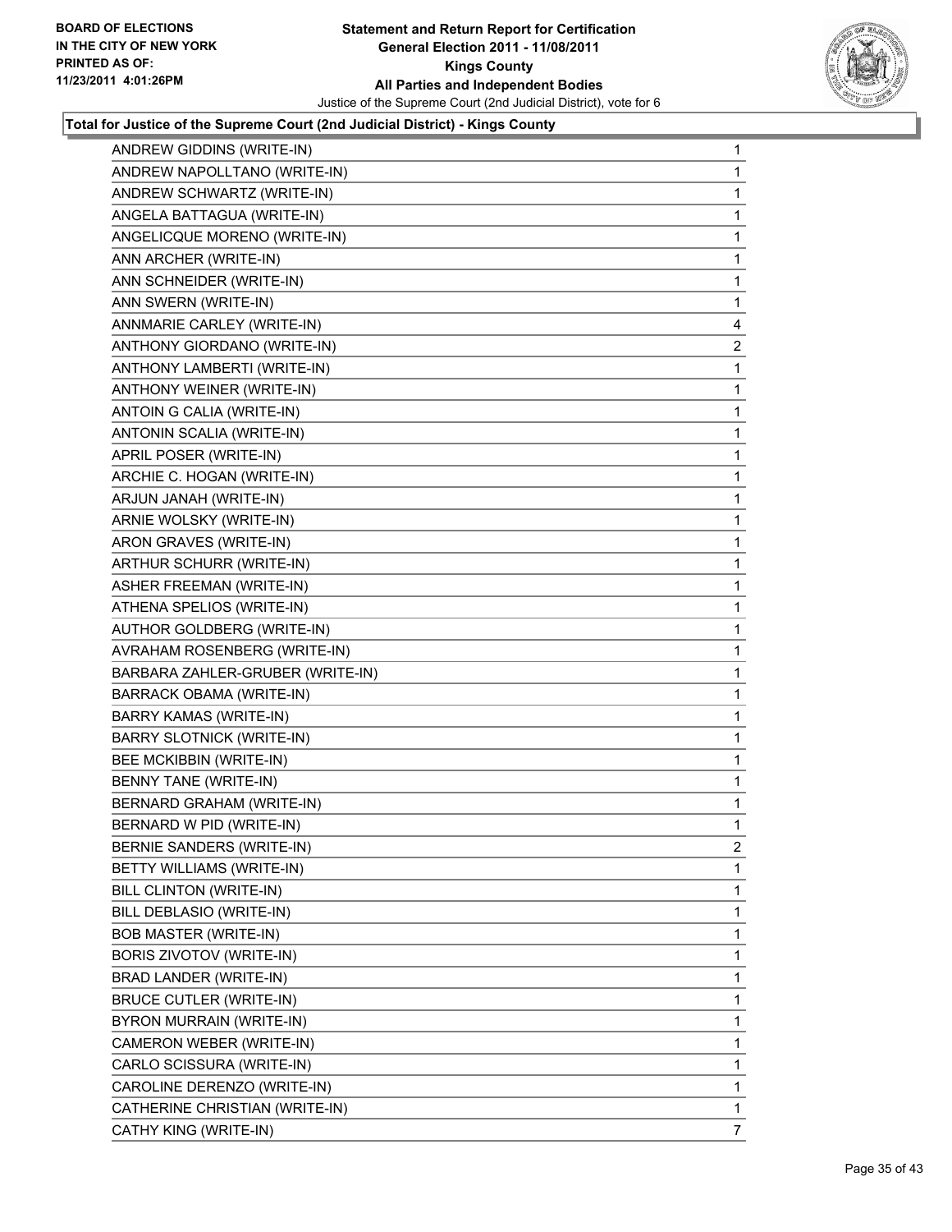**Total for Justice of the Supreme Court (2nd Judicial District) - Kings County**

| Candidate | Votes |
|---|---|
| ANDREW GIDDINS (WRITE-IN) | 1 |
| ANDREW NAPOLLTANO (WRITE-IN) | 1 |
| ANDREW SCHWARTZ (WRITE-IN) | 1 |
| ANGELA BATTAGUA (WRITE-IN) | 1 |
| ANGELICQUE MORENO (WRITE-IN) | 1 |
| ANN ARCHER (WRITE-IN) | 1 |
| ANN SCHNEIDER (WRITE-IN) | 1 |
| ANN SWERN (WRITE-IN) | 1 |
| ANNMARIE CARLEY (WRITE-IN) | 4 |
| ANTHONY GIORDANO (WRITE-IN) | 2 |
| ANTHONY LAMBERTI (WRITE-IN) | 1 |
| ANTHONY WEINER (WRITE-IN) | 1 |
| ANTOIN G CALIA (WRITE-IN) | 1 |
| ANTONIN SCALIA (WRITE-IN) | 1 |
| APRIL POSER (WRITE-IN) | 1 |
| ARCHIE C. HOGAN (WRITE-IN) | 1 |
| ARJUN JANAH (WRITE-IN) | 1 |
| ARNIE WOLSKY (WRITE-IN) | 1 |
| ARON GRAVES (WRITE-IN) | 1 |
| ARTHUR SCHURR (WRITE-IN) | 1 |
| ASHER FREEMAN (WRITE-IN) | 1 |
| ATHENA SPELIOS (WRITE-IN) | 1 |
| AUTHOR GOLDBERG (WRITE-IN) | 1 |
| AVRAHAM ROSENBERG (WRITE-IN) | 1 |
| BARBARA ZAHLER-GRUBER (WRITE-IN) | 1 |
| BARRACK OBAMA (WRITE-IN) | 1 |
| BARRY KAMAS (WRITE-IN) | 1 |
| BARRY SLOTNICK (WRITE-IN) | 1 |
| BEE MCKIBBIN (WRITE-IN) | 1 |
| BENNY TANE (WRITE-IN) | 1 |
| BERNARD GRAHAM (WRITE-IN) | 1 |
| BERNARD W PID (WRITE-IN) | 1 |
| BERNIE SANDERS (WRITE-IN) | 2 |
| BETTY WILLIAMS (WRITE-IN) | 1 |
| BILL CLINTON (WRITE-IN) | 1 |
| BILL DEBLASIO (WRITE-IN) | 1 |
| BOB MASTER (WRITE-IN) | 1 |
| BORIS ZIVOTOV (WRITE-IN) | 1 |
| BRAD LANDER (WRITE-IN) | 1 |
| BRUCE CUTLER (WRITE-IN) | 1 |
| BYRON MURRAIN (WRITE-IN) | 1 |
| CAMERON WEBER (WRITE-IN) | 1 |
| CARLO SCISSURA (WRITE-IN) | 1 |
| CAROLINE DERENZO (WRITE-IN) | 1 |
| CATHERINE CHRISTIAN (WRITE-IN) | 1 |
| CATHY KING (WRITE-IN) | 7 |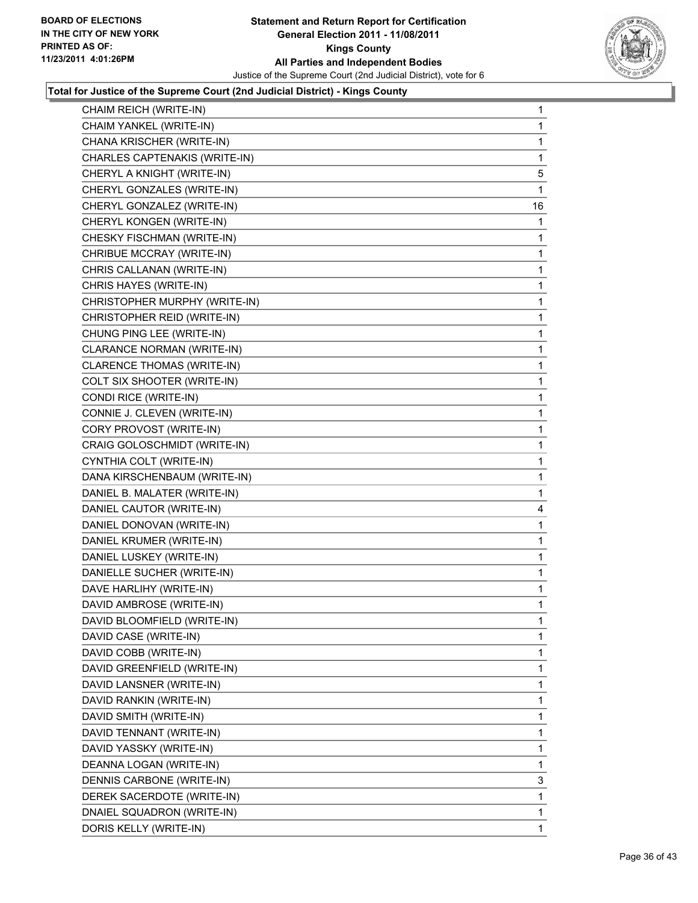**Total for Justice of the Supreme Court (2nd Judicial District) - Kings County**

| | |
|---|---|
| CHAIM REICH (WRITE-IN) | 1 |
| CHAIM YANKEL (WRITE-IN) | 1 |
| CHANA KRISCHER (WRITE-IN) | 1 |
| CHARLES CAPTENAKIS (WRITE-IN) | 1 |
| CHERYL A KNIGHT (WRITE-IN) | 5 |
| CHERYL GONZALES (WRITE-IN) | 1 |
| CHERYL GONZALEZ (WRITE-IN) | 16 |
| CHERYL KONGEN (WRITE-IN) | 1 |
| CHESKY FISCHMAN (WRITE-IN) | 1 |
| CHRIBUE MCCRAY (WRITE-IN) | 1 |
| CHRIS CALLANAN (WRITE-IN) | 1 |
| CHRIS HAYES (WRITE-IN) | 1 |
| CHRISTOPHER MURPHY (WRITE-IN) | 1 |
| CHRISTOPHER REID (WRITE-IN) | 1 |
| CHUNG PING LEE (WRITE-IN) | 1 |
| CLARANCE NORMAN (WRITE-IN) | 1 |
| CLARENCE THOMAS (WRITE-IN) | 1 |
| COLT SIX SHOOTER (WRITE-IN) | 1 |
| CONDI RICE (WRITE-IN) | 1 |
| CONNIE J. CLEVEN (WRITE-IN) | 1 |
| CORY PROVOST (WRITE-IN) | 1 |
| CRAIG GOLOSCHMIDT (WRITE-IN) | 1 |
| CYNTHIA COLT (WRITE-IN) | 1 |
| DANA KIRSCHENBAUM (WRITE-IN) | 1 |
| DANIEL B. MALATER (WRITE-IN) | 1 |
| DANIEL CAUTOR (WRITE-IN) | 4 |
| DANIEL DONOVAN (WRITE-IN) | 1 |
| DANIEL KRUMER (WRITE-IN) | 1 |
| DANIEL LUSKEY (WRITE-IN) | 1 |
| DANIELLE SUCHER (WRITE-IN) | 1 |
| DAVE HARLIHY (WRITE-IN) | 1 |
| DAVID AMBROSE (WRITE-IN) | 1 |
| DAVID BLOOMFIELD (WRITE-IN) | 1 |
| DAVID CASE (WRITE-IN) | 1 |
| DAVID COBB (WRITE-IN) | 1 |
| DAVID GREENFIELD (WRITE-IN) | 1 |
| DAVID LANSNER (WRITE-IN) | 1 |
| DAVID RANKIN (WRITE-IN) | 1 |
| DAVID SMITH (WRITE-IN) | 1 |
| DAVID TENNANT (WRITE-IN) | 1 |
| DAVID YASSKY (WRITE-IN) | 1 |
| DEANNA LOGAN (WRITE-IN) | 1 |
| DENNIS CARBONE (WRITE-IN) | 3 |
| DEREK SACERDOTE (WRITE-IN) | 1 |
| DNAIEL SQUADRON (WRITE-IN) | 1 |
| DORIS KELLY (WRITE-IN) | 1 |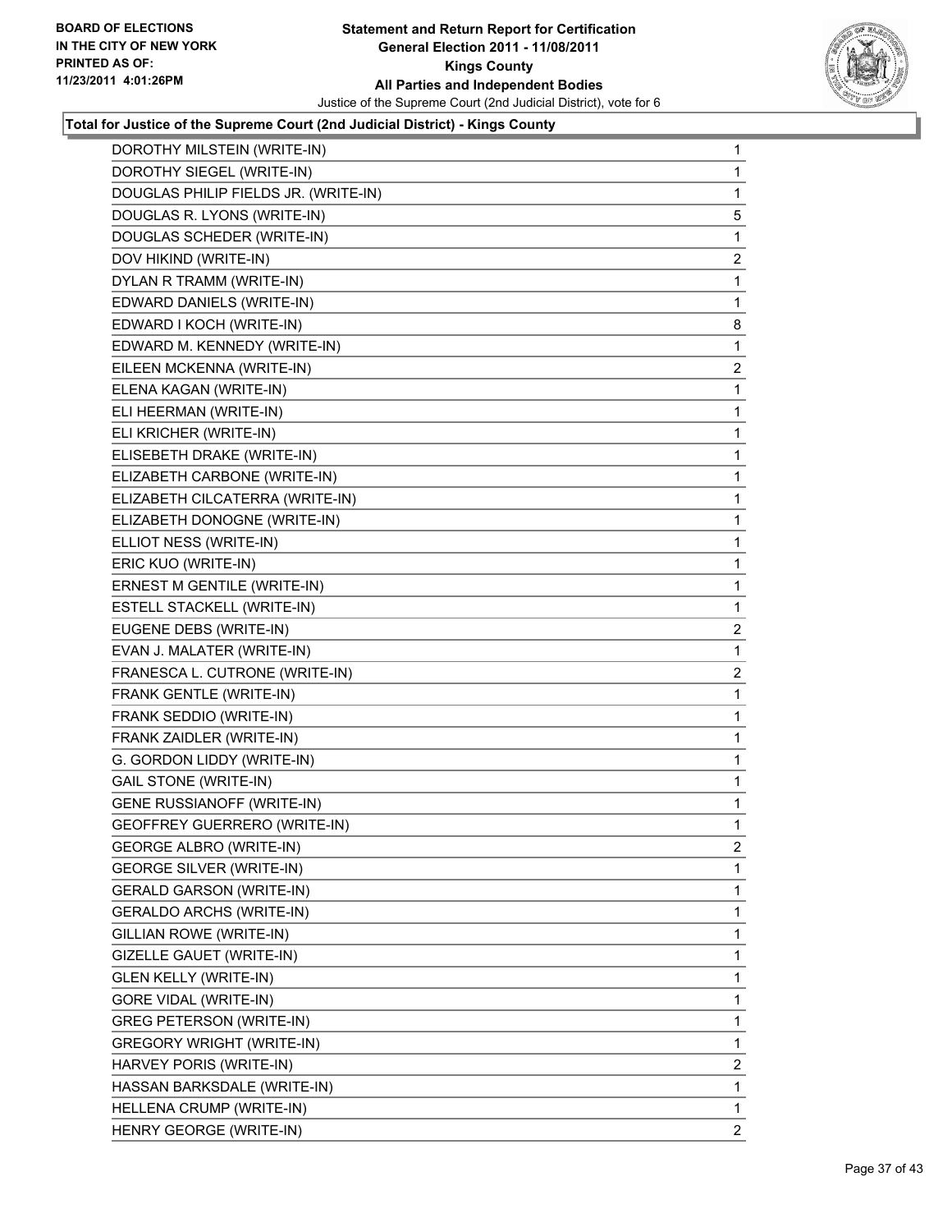**Total for Justice of the Supreme Court (2nd Judicial District) - Kings County**

| Candidate | Votes |
|---|---|
| DOROTHY MILSTEIN (WRITE-IN) | 1 |
| DOROTHY SIEGEL (WRITE-IN) | 1 |
| DOUGLAS PHILIP FIELDS JR. (WRITE-IN) | 1 |
| DOUGLAS R. LYONS (WRITE-IN) | 5 |
| DOUGLAS SCHEDER (WRITE-IN) | 1 |
| DOV HIKIND (WRITE-IN) | 2 |
| DYLAN R TRAMM (WRITE-IN) | 1 |
| EDWARD DANIELS (WRITE-IN) | 1 |
| EDWARD I KOCH (WRITE-IN) | 8 |
| EDWARD M. KENNEDY (WRITE-IN) | 1 |
| EILEEN MCKENNA (WRITE-IN) | 2 |
| ELENA KAGAN (WRITE-IN) | 1 |
| ELI HEERMAN (WRITE-IN) | 1 |
| ELI KRICHER (WRITE-IN) | 1 |
| ELISEBETH DRAKE (WRITE-IN) | 1 |
| ELIZABETH CARBONE (WRITE-IN) | 1 |
| ELIZABETH CILCATERRA (WRITE-IN) | 1 |
| ELIZABETH DONOGNE (WRITE-IN) | 1 |
| ELLIOT NESS (WRITE-IN) | 1 |
| ERIC KUO (WRITE-IN) | 1 |
| ERNEST M GENTILE (WRITE-IN) | 1 |
| ESTELL STACKELL (WRITE-IN) | 1 |
| EUGENE DEBS (WRITE-IN) | 2 |
| EVAN J. MALATER (WRITE-IN) | 1 |
| FRANESCA L. CUTRONE (WRITE-IN) | 2 |
| FRANK GENTLE (WRITE-IN) | 1 |
| FRANK SEDDIO (WRITE-IN) | 1 |
| FRANK ZAIDLER (WRITE-IN) | 1 |
| G. GORDON LIDDY (WRITE-IN) | 1 |
| GAIL STONE (WRITE-IN) | 1 |
| GENE RUSSIANOFF (WRITE-IN) | 1 |
| GEOFFREY GUERRERO (WRITE-IN) | 1 |
| GEORGE ALBRO (WRITE-IN) | 2 |
| GEORGE SILVER (WRITE-IN) | 1 |
| GERALD GARSON (WRITE-IN) | 1 |
| GERALDO ARCHS (WRITE-IN) | 1 |
| GILLIAN ROWE (WRITE-IN) | 1 |
| GIZELLE GAUET (WRITE-IN) | 1 |
| GLEN KELLY (WRITE-IN) | 1 |
| GORE VIDAL (WRITE-IN) | 1 |
| GREG PETERSON (WRITE-IN) | 1 |
| GREGORY WRIGHT (WRITE-IN) | 1 |
| HARVEY PORIS (WRITE-IN) | 2 |
| HASSAN BARKSDALE (WRITE-IN) | 1 |
| HELLENA CRUMP (WRITE-IN) | 1 |
| HENRY GEORGE (WRITE-IN) | 2 |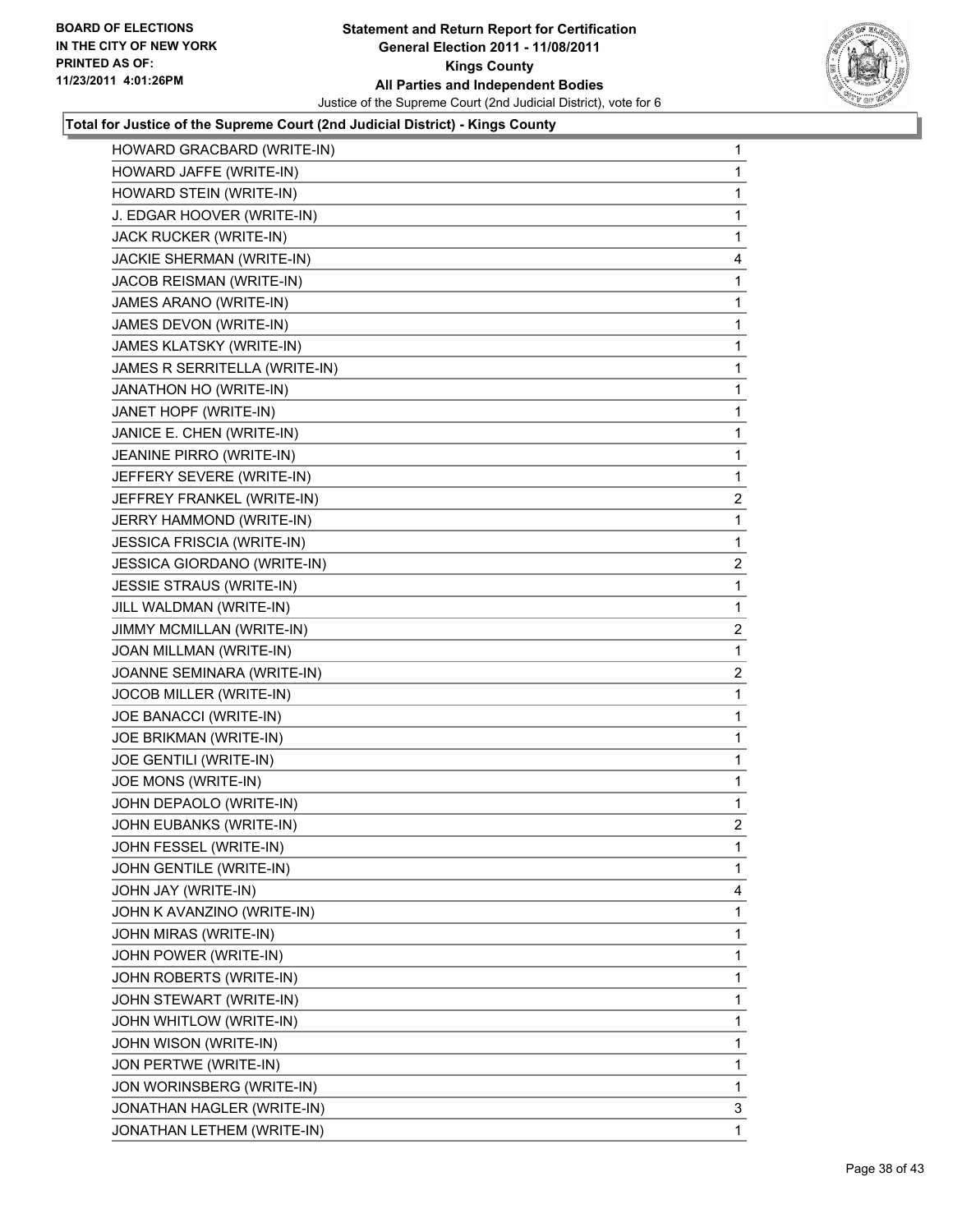**Total for Justice of the Supreme Court (2nd Judicial District) - Kings County**

| | |
|---|---|
| HOWARD GRACBARD (WRITE-IN) | 1 |
| HOWARD JAFFE (WRITE-IN) | 1 |
| HOWARD STEIN (WRITE-IN) | 1 |
| J. EDGAR HOOVER (WRITE-IN) | 1 |
| JACK RUCKER (WRITE-IN) | 1 |
| JACKIE SHERMAN (WRITE-IN) | 4 |
| JACOB REISMAN (WRITE-IN) | 1 |
| JAMES ARANO (WRITE-IN) | 1 |
| JAMES DEVON (WRITE-IN) | 1 |
| JAMES KLATSKY (WRITE-IN) | 1 |
| JAMES R SERRITELLA (WRITE-IN) | 1 |
| JANATHON HO (WRITE-IN) | 1 |
| JANET HOPF (WRITE-IN) | 1 |
| JANICE E. CHEN (WRITE-IN) | 1 |
| JEANINE PIRRO (WRITE-IN) | 1 |
| JEFFERY SEVERE (WRITE-IN) | 1 |
| JEFFREY FRANKEL (WRITE-IN) | 2 |
| JERRY HAMMOND (WRITE-IN) | 1 |
| JESSICA FRISCIA (WRITE-IN) | 1 |
| JESSICA GIORDANO (WRITE-IN) | 2 |
| JESSIE STRAUS (WRITE-IN) | 1 |
| JILL WALDMAN (WRITE-IN) | 1 |
| JIMMY MCMILLAN (WRITE-IN) | 2 |
| JOAN MILLMAN (WRITE-IN) | 1 |
| JOANNE SEMINARA (WRITE-IN) | 2 |
| JOCOB MILLER (WRITE-IN) | 1 |
| JOE BANACCI (WRITE-IN) | 1 |
| JOE BRIKMAN (WRITE-IN) | 1 |
| JOE GENTILI (WRITE-IN) | 1 |
| JOE MONS (WRITE-IN) | 1 |
| JOHN DEPAOLO (WRITE-IN) | 1 |
| JOHN EUBANKS (WRITE-IN) | 2 |
| JOHN FESSEL (WRITE-IN) | 1 |
| JOHN GENTILE (WRITE-IN) | 1 |
| JOHN JAY (WRITE-IN) | 4 |
| JOHN K AVANZINO (WRITE-IN) | 1 |
| JOHN MIRAS (WRITE-IN) | 1 |
| JOHN POWER (WRITE-IN) | 1 |
| JOHN ROBERTS (WRITE-IN) | 1 |
| JOHN STEWART (WRITE-IN) | 1 |
| JOHN WHITLOW (WRITE-IN) | 1 |
| JOHN WISON (WRITE-IN) | 1 |
| JON PERTWE (WRITE-IN) | 1 |
| JON WORINSBERG (WRITE-IN) | 1 |
| JONATHAN HAGLER (WRITE-IN) | 3 |
| JONATHAN LETHEM (WRITE-IN) | 1 |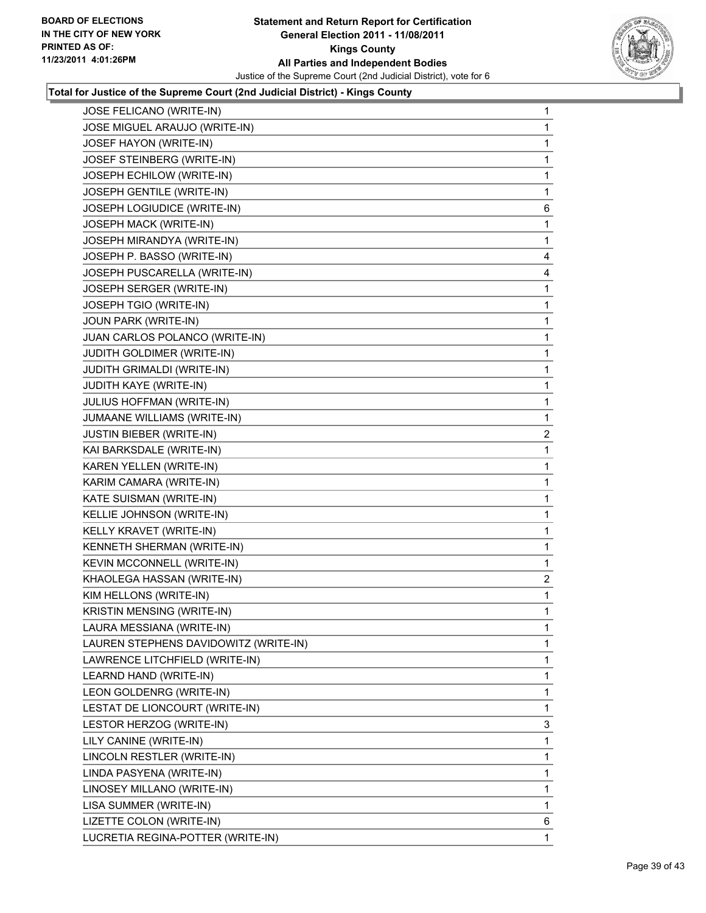**Total for Justice of the Supreme Court (2nd Judicial District) - Kings County**

| | |
|---|---|
| JOSE FELICANO (WRITE-IN) | 1 |
| JOSE MIGUEL ARAUJO (WRITE-IN) | 1 |
| JOSEF HAYON (WRITE-IN) | 1 |
| JOSEF STEINBERG (WRITE-IN) | 1 |
| JOSEPH ECHILOW (WRITE-IN) | 1 |
| JOSEPH GENTILE (WRITE-IN) | 1 |
| JOSEPH LOGIUDICE (WRITE-IN) | 6 |
| JOSEPH MACK (WRITE-IN) | 1 |
| JOSEPH MIRANDYA (WRITE-IN) | 1 |
| JOSEPH P. BASSO (WRITE-IN) | 4 |
| JOSEPH PUSCARELLA (WRITE-IN) | 4 |
| JOSEPH SERGER (WRITE-IN) | 1 |
| JOSEPH TGIO (WRITE-IN) | 1 |
| JOUN PARK (WRITE-IN) | 1 |
| JUAN CARLOS POLANCO (WRITE-IN) | 1 |
| JUDITH GOLDIMER (WRITE-IN) | 1 |
| JUDITH GRIMALDI (WRITE-IN) | 1 |
| JUDITH KAYE (WRITE-IN) | 1 |
| JULIUS HOFFMAN (WRITE-IN) | 1 |
| JUMAANE WILLIAMS (WRITE-IN) | 1 |
| JUSTIN BIEBER (WRITE-IN) | 2 |
| KAI BARKSDALE (WRITE-IN) | 1 |
| KAREN YELLEN (WRITE-IN) | 1 |
| KARIM CAMARA (WRITE-IN) | 1 |
| KATE SUISMAN (WRITE-IN) | 1 |
| KELLIE JOHNSON (WRITE-IN) | 1 |
| KELLY KRAVET (WRITE-IN) | 1 |
| KENNETH SHERMAN (WRITE-IN) | 1 |
| KEVIN MCCONNELL (WRITE-IN) | 1 |
| KHAOLEGA HASSAN (WRITE-IN) | 2 |
| KIM HELLONS (WRITE-IN) | 1 |
| KRISTIN MENSING (WRITE-IN) | 1 |
| LAURA MESSIANA (WRITE-IN) | 1 |
| LAUREN STEPHENS DAVIDOWITZ (WRITE-IN) | 1 |
| LAWRENCE LITCHFIELD (WRITE-IN) | 1 |
| LEARND HAND (WRITE-IN) | 1 |
| LEON GOLDENRG (WRITE-IN) | 1 |
| LESTAT DE LIONCOURT (WRITE-IN) | 1 |
| LESTOR HERZOG (WRITE-IN) | 3 |
| LILY CANINE (WRITE-IN) | 1 |
| LINCOLN RESTLER (WRITE-IN) | 1 |
| LINDA PASYENA (WRITE-IN) | 1 |
| LINOSEY MILLANO (WRITE-IN) | 1 |
| LISA SUMMER (WRITE-IN) | 1 |
| LIZETTE COLON (WRITE-IN) | 6 |
| LUCRETIA REGINA-POTTER (WRITE-IN) | 1 |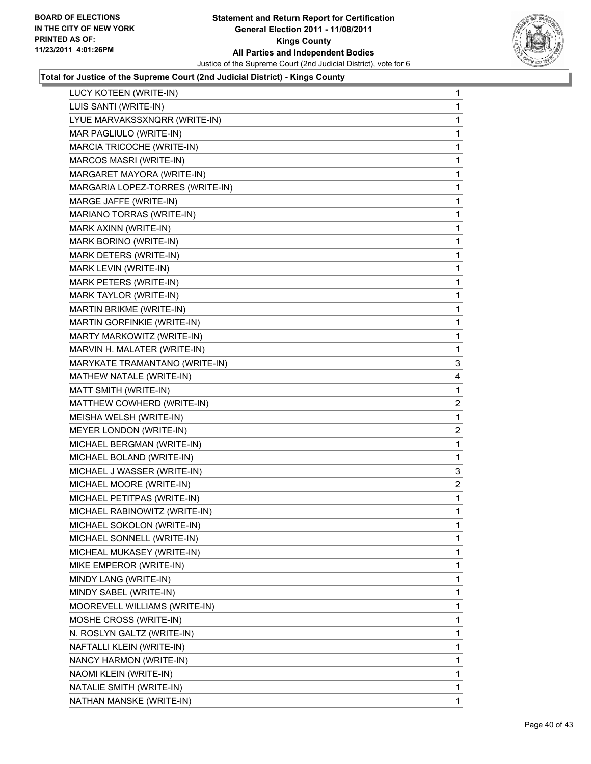**Total for Justice of the Supreme Court (2nd Judicial District) - Kings County**

| | |
|---|---|
| LUCY KOTEEN (WRITE-IN) | 1 |
| LUIS SANTI (WRITE-IN) | 1 |
| LYUE MARVAKSSXNQRR (WRITE-IN) | 1 |
| MAR PAGLIULO (WRITE-IN) | 1 |
| MARCIA TRICOCHE (WRITE-IN) | 1 |
| MARCOS MASRI (WRITE-IN) | 1 |
| MARGARET MAYORA (WRITE-IN) | 1 |
| MARGARIA LOPEZ-TORRES (WRITE-IN) | 1 |
| MARGE JAFFE (WRITE-IN) | 1 |
| MARIANO TORRAS (WRITE-IN) | 1 |
| MARK AXINN (WRITE-IN) | 1 |
| MARK BORINO (WRITE-IN) | 1 |
| MARK DETERS (WRITE-IN) | 1 |
| MARK LEVIN (WRITE-IN) | 1 |
| MARK PETERS (WRITE-IN) | 1 |
| MARK TAYLOR (WRITE-IN) | 1 |
| MARTIN BRIKME (WRITE-IN) | 1 |
| MARTIN GORFINKIE (WRITE-IN) | 1 |
| MARTY MARKOWITZ (WRITE-IN) | 1 |
| MARVIN H. MALATER (WRITE-IN) | 1 |
| MARYKATE TRAMANTANO (WRITE-IN) | 3 |
| MATHEW NATALE (WRITE-IN) | 4 |
| MATT SMITH (WRITE-IN) | 1 |
| MATTHEW COWHERD (WRITE-IN) | 2 |
| MEISHA WELSH (WRITE-IN) | 1 |
| MEYER LONDON (WRITE-IN) | 2 |
| MICHAEL BERGMAN (WRITE-IN) | 1 |
| MICHAEL BOLAND (WRITE-IN) | 1 |
| MICHAEL J WASSER (WRITE-IN) | 3 |
| MICHAEL MOORE (WRITE-IN) | 2 |
| MICHAEL PETITPAS (WRITE-IN) | 1 |
| MICHAEL RABINOWITZ (WRITE-IN) | 1 |
| MICHAEL SOKOLON (WRITE-IN) | 1 |
| MICHAEL SONNELL (WRITE-IN) | 1 |
| MICHEAL MUKASEY (WRITE-IN) | 1 |
| MIKE EMPEROR (WRITE-IN) | 1 |
| MINDY LANG (WRITE-IN) | 1 |
| MINDY SABEL (WRITE-IN) | 1 |
| MOOREVELL WILLIAMS (WRITE-IN) | 1 |
| MOSHE CROSS (WRITE-IN) | 1 |
| N. ROSLYN GALTZ (WRITE-IN) | 1 |
| NAFTALLI KLEIN (WRITE-IN) | 1 |
| NANCY HARMON (WRITE-IN) | 1 |
| NAOMI KLEIN (WRITE-IN) | 1 |
| NATALIE SMITH (WRITE-IN) | 1 |
| NATHAN MANSKE (WRITE-IN) | 1 |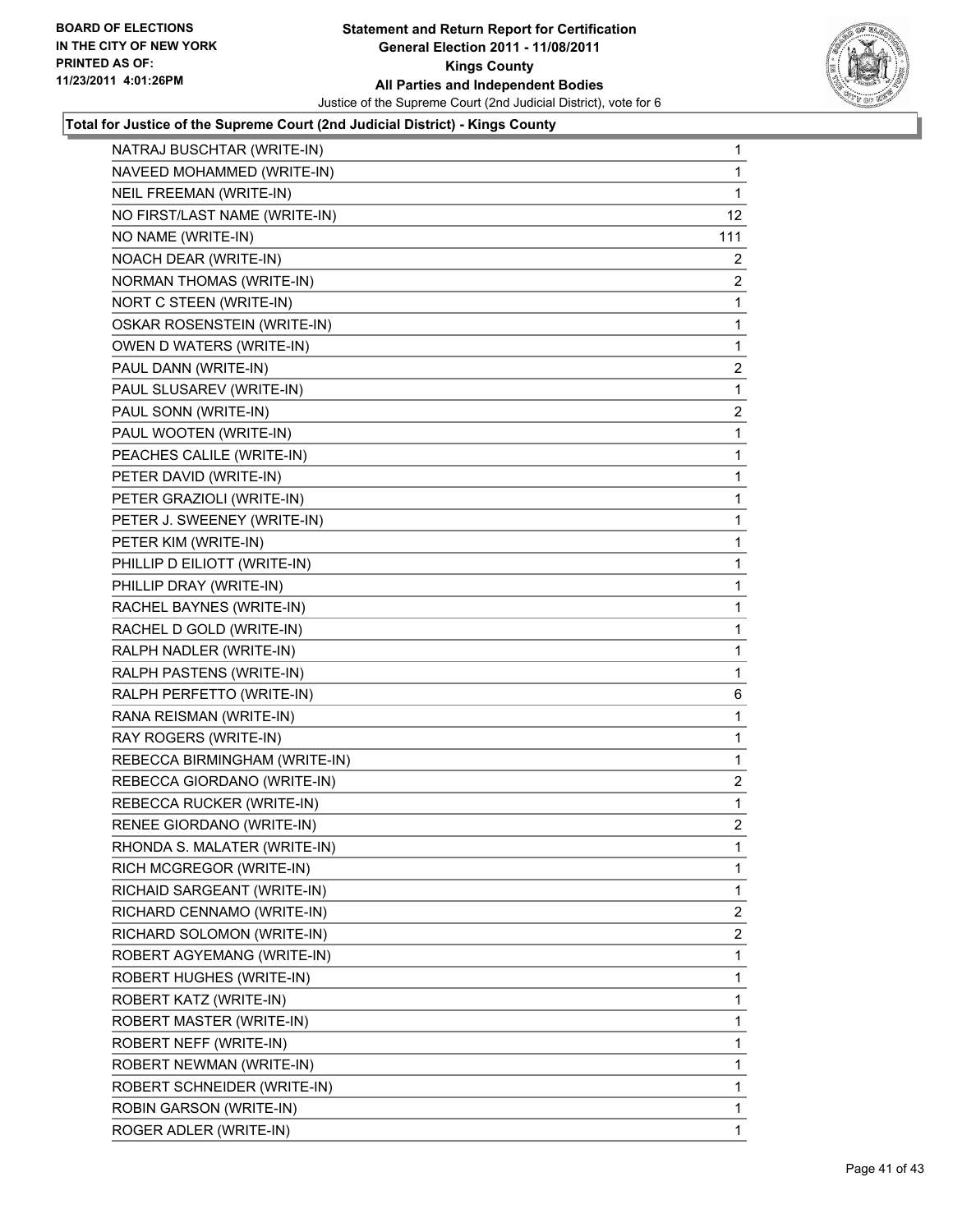**BOARD OF ELECTIONS IN THE CITY OF NEW YORK PRINTED AS OF: 11/23/2011 4:01:26PM**

**Statement and Return Report for Certification General Election 2011 - 11/08/2011 Kings County All Parties and Independent Bodies**

Justice of the Supreme Court (2nd Judicial District), vote for 6

**Total for Justice of the Supreme Court (2nd Judicial District) - Kings County**

| Candidate | Votes |
|---|---|
| NATRAJ BUSCHTAR (WRITE-IN) | 1 |
| NAVEED MOHAMMED (WRITE-IN) | 1 |
| NEIL FREEMAN (WRITE-IN) | 1 |
| NO FIRST/LAST NAME (WRITE-IN) | 12 |
| NO NAME (WRITE-IN) | 111 |
| NOACH DEAR (WRITE-IN) | 2 |
| NORMAN THOMAS (WRITE-IN) | 2 |
| NORT C STEEN (WRITE-IN) | 1 |
| OSKAR ROSENSTEIN (WRITE-IN) | 1 |
| OWEN D WATERS (WRITE-IN) | 1 |
| PAUL DANN (WRITE-IN) | 2 |
| PAUL SLUSAREV (WRITE-IN) | 1 |
| PAUL SONN (WRITE-IN) | 2 |
| PAUL WOOTEN (WRITE-IN) | 1 |
| PEACHES CALILE (WRITE-IN) | 1 |
| PETER DAVID (WRITE-IN) | 1 |
| PETER GRAZIOLI (WRITE-IN) | 1 |
| PETER J. SWEENEY (WRITE-IN) | 1 |
| PETER KIM (WRITE-IN) | 1 |
| PHILLIP D EILIOTT (WRITE-IN) | 1 |
| PHILLIP DRAY (WRITE-IN) | 1 |
| RACHEL BAYNES (WRITE-IN) | 1 |
| RACHEL D GOLD (WRITE-IN) | 1 |
| RALPH NADLER (WRITE-IN) | 1 |
| RALPH PASTENS (WRITE-IN) | 1 |
| RALPH PERFETTO (WRITE-IN) | 6 |
| RANA REISMAN (WRITE-IN) | 1 |
| RAY ROGERS (WRITE-IN) | 1 |
| REBECCA BIRMINGHAM (WRITE-IN) | 1 |
| REBECCA GIORDANO (WRITE-IN) | 2 |
| REBECCA RUCKER (WRITE-IN) | 1 |
| RENEE GIORDANO (WRITE-IN) | 2 |
| RHONDA S. MALATER (WRITE-IN) | 1 |
| RICH MCGREGOR (WRITE-IN) | 1 |
| RICHAID SARGEANT (WRITE-IN) | 1 |
| RICHARD CENNAMO (WRITE-IN) | 2 |
| RICHARD SOLOMON (WRITE-IN) | 2 |
| ROBERT AGYEMANG (WRITE-IN) | 1 |
| ROBERT HUGHES (WRITE-IN) | 1 |
| ROBERT KATZ (WRITE-IN) | 1 |
| ROBERT MASTER (WRITE-IN) | 1 |
| ROBERT NEFF (WRITE-IN) | 1 |
| ROBERT NEWMAN (WRITE-IN) | 1 |
| ROBERT SCHNEIDER (WRITE-IN) | 1 |
| ROBIN GARSON (WRITE-IN) | 1 |
| ROGER ADLER (WRITE-IN) | 1 |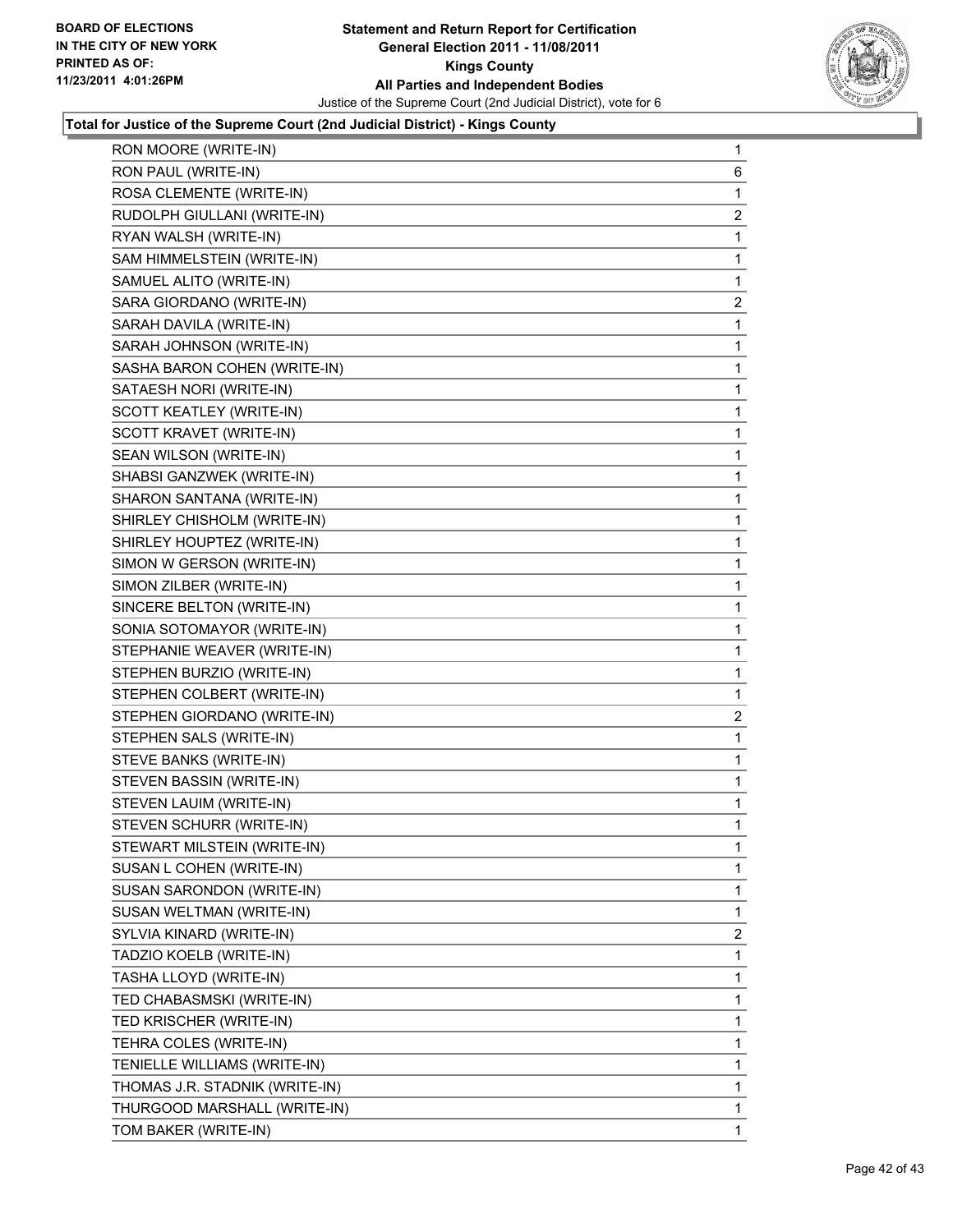**Total for Justice of the Supreme Court (2nd Judicial District) - Kings County**

| | |
|---|---|
| RON MOORE (WRITE-IN) | 1 |
| RON PAUL (WRITE-IN) | 6 |
| ROSA CLEMENTE (WRITE-IN) | 1 |
| RUDOLPH GIULLANI (WRITE-IN) | 2 |
| RYAN WALSH (WRITE-IN) | 1 |
| SAM HIMMELSTEIN (WRITE-IN) | 1 |
| SAMUEL ALITO (WRITE-IN) | 1 |
| SARA GIORDANO (WRITE-IN) | 2 |
| SARAH DAVILA (WRITE-IN) | 1 |
| SARAH JOHNSON (WRITE-IN) | 1 |
| SASHA BARON COHEN (WRITE-IN) | 1 |
| SATAESH NORI (WRITE-IN) | 1 |
| SCOTT KEATLEY (WRITE-IN) | 1 |
| SCOTT KRAVET (WRITE-IN) | 1 |
| SEAN WILSON (WRITE-IN) | 1 |
| SHABSI GANZWEK (WRITE-IN) | 1 |
| SHARON SANTANA (WRITE-IN) | 1 |
| SHIRLEY CHISHOLM (WRITE-IN) | 1 |
| SHIRLEY HOUPTEZ (WRITE-IN) | 1 |
| SIMON W GERSON (WRITE-IN) | 1 |
| SIMON ZILBER (WRITE-IN) | 1 |
| SINCERE BELTON (WRITE-IN) | 1 |
| SONIA SOTOMAYOR (WRITE-IN) | 1 |
| STEPHANIE WEAVER (WRITE-IN) | 1 |
| STEPHEN BURZIO (WRITE-IN) | 1 |
| STEPHEN COLBERT (WRITE-IN) | 1 |
| STEPHEN GIORDANO (WRITE-IN) | 2 |
| STEPHEN SALS (WRITE-IN) | 1 |
| STEVE BANKS (WRITE-IN) | 1 |
| STEVEN BASSIN (WRITE-IN) | 1 |
| STEVEN LAUIM (WRITE-IN) | 1 |
| STEVEN SCHURR (WRITE-IN) | 1 |
| STEWART MILSTEIN (WRITE-IN) | 1 |
| SUSAN L COHEN (WRITE-IN) | 1 |
| SUSAN SARONDON (WRITE-IN) | 1 |
| SUSAN WELTMAN (WRITE-IN) | 1 |
| SYLVIA KINARD (WRITE-IN) | 2 |
| TADZIO KOELB (WRITE-IN) | 1 |
| TASHA LLOYD (WRITE-IN) | 1 |
| TED CHABASMSKI (WRITE-IN) | 1 |
| TED KRISCHER (WRITE-IN) | 1 |
| TEHRA COLES (WRITE-IN) | 1 |
| TENIELLE WILLIAMS (WRITE-IN) | 1 |
| THOMAS J.R. STADNIK (WRITE-IN) | 1 |
| THURGOOD MARSHALL (WRITE-IN) | 1 |
| TOM BAKER (WRITE-IN) | 1 |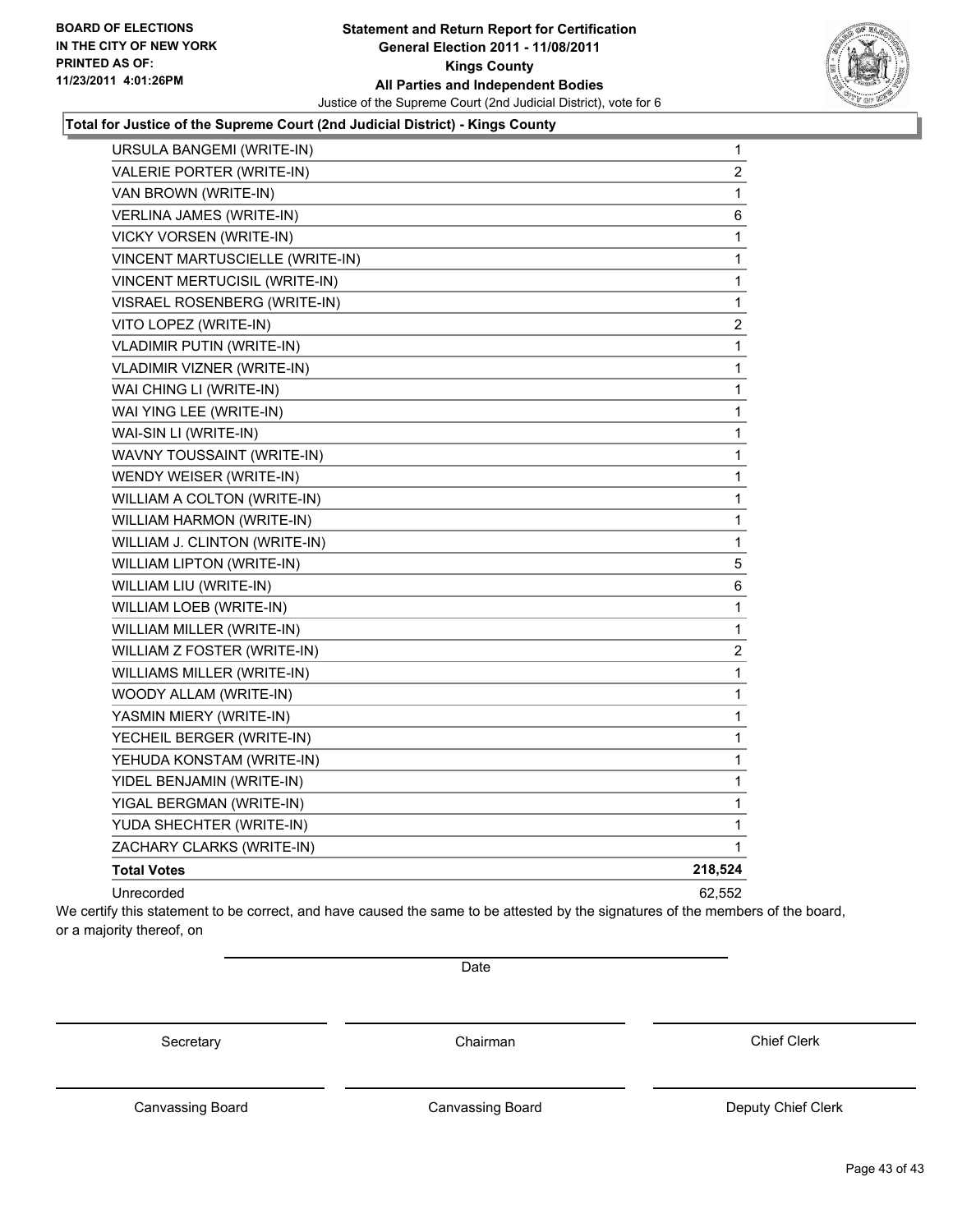**BOARD OF ELECTIONS IN THE CITY OF NEW YORK PRINTED AS OF: 11/23/2011 4:01:26PM**

**Statement and Return Report for Certification General Election 2011 - 11/08/2011 Kings County All Parties and Independent Bodies**

Justice of the Supreme Court (2nd Judicial District), vote for 6

### Total for Justice of the Supreme Court (2nd Judicial District) - Kings County

| | |
|---|---|
| URSULA BANGEMI (WRITE-IN) | 1 |
| VALERIE PORTER (WRITE-IN) | 2 |
| VAN BROWN (WRITE-IN) | 1 |
| VERLINA JAMES (WRITE-IN) | 6 |
| VICKY VORSEN (WRITE-IN) | 1 |
| VINCENT MARTUSCIELLE (WRITE-IN) | 1 |
| VINCENT MERTUCISIL (WRITE-IN) | 1 |
| VISRAEL ROSENBERG (WRITE-IN) | 1 |
| VITO LOPEZ (WRITE-IN) | 2 |
| VLADIMIR PUTIN (WRITE-IN) | 1 |
| VLADIMIR VIZNER (WRITE-IN) | 1 |
| WAI CHING LI (WRITE-IN) | 1 |
| WAI YING LEE (WRITE-IN) | 1 |
| WAI-SIN LI (WRITE-IN) | 1 |
| WAVNY TOUSSAINT (WRITE-IN) | 1 |
| WENDY WEISER (WRITE-IN) | 1 |
| WILLIAM A COLTON (WRITE-IN) | 1 |
| WILLIAM HARMON (WRITE-IN) | 1 |
| WILLIAM J. CLINTON (WRITE-IN) | 1 |
| WILLIAM LIPTON (WRITE-IN) | 5 |
| WILLIAM LIU (WRITE-IN) | 6 |
| WILLIAM LOEB (WRITE-IN) | 1 |
| WILLIAM MILLER (WRITE-IN) | 1 |
| WILLIAM Z FOSTER (WRITE-IN) | 2 |
| WILLIAMS MILLER (WRITE-IN) | 1 |
| WOODY ALLAM (WRITE-IN) | 1 |
| YASMIN MIERY (WRITE-IN) | 1 |
| YECHEIL BERGER (WRITE-IN) | 1 |
| YEHUDA KONSTAM (WRITE-IN) | 1 |
| YIDEL BENJAMIN (WRITE-IN) | 1 |
| YIGAL BERGMAN (WRITE-IN) | 1 |
| YUDA SHECHTER (WRITE-IN) | 1 |
| ZACHARY CLARKS (WRITE-IN) | 1 |
| **Total Votes** | **218,524** |
| Unrecorded | 62,552 |

We certify this statement to be correct, and have caused the same to be attested by the signatures of the members of the board, or a majority thereof, on

Date

Secretary | Chairman | Chief Clerk

Canvassing Board | Canvassing Board | Deputy Chief Clerk